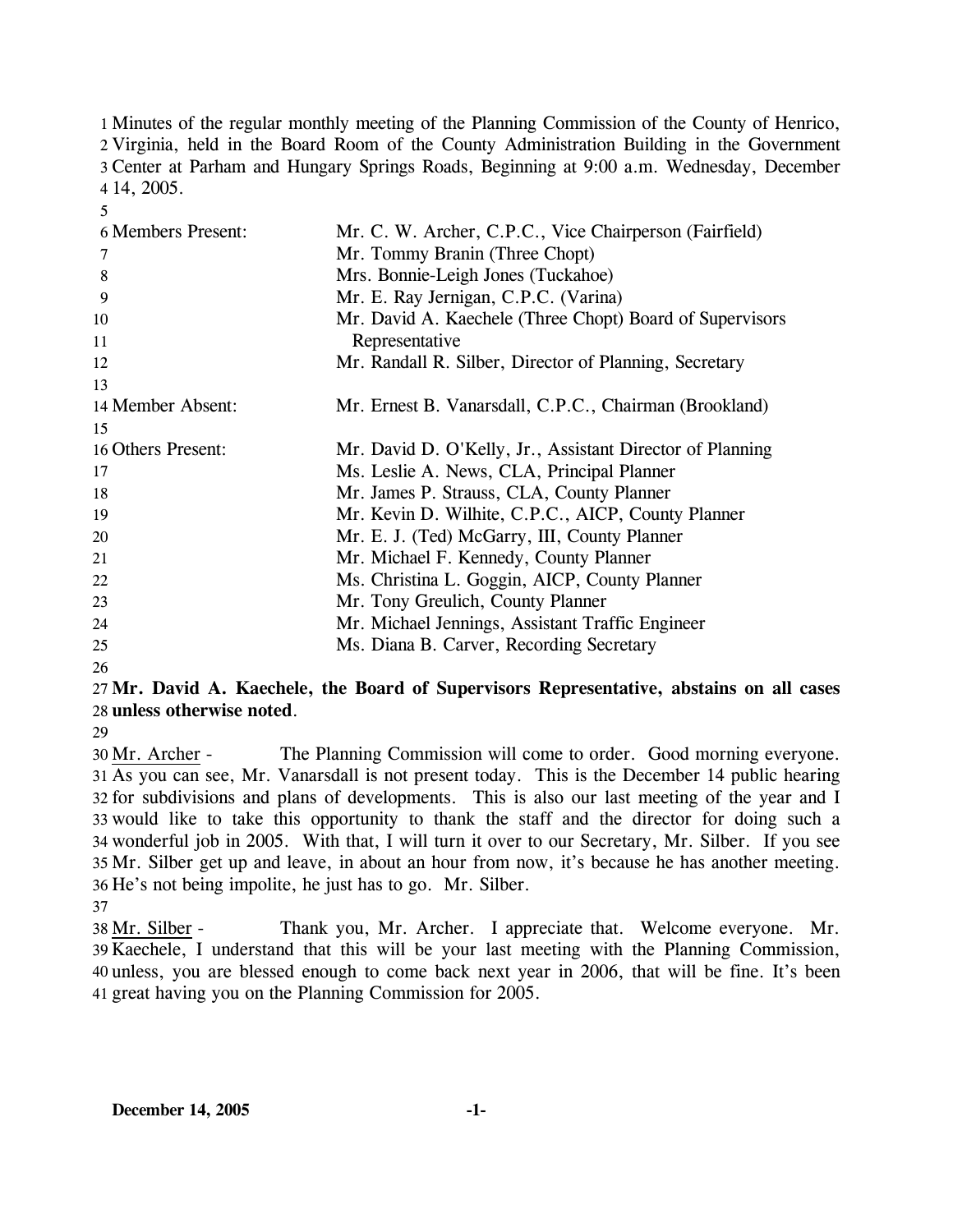Minutes of the regular monthly meeting of the Planning Commission of the County of Henrico, Virginia, held in the Board Room of the County Administration Building in the Government Center at Parham and Hungary Springs Roads, Beginning at 9:00 a.m. Wednesday, December 14, 2005.

| | |
|---|---|
| Members Present: | Mr. C. W. Archer, C.P.C., Vice Chairperson (Fairfield) |
| | Mr. Tommy Branin (Three Chopt) |
| | Mrs. Bonnie-Leigh Jones (Tuckahoe) |
| | Mr. E. Ray Jernigan, C.P.C. (Varina) |
| | Mr. David A. Kaechele (Three Chopt) Board of Supervisors Representative |
| | Mr. Randall R. Silber, Director of Planning, Secretary |
| Member Absent: | Mr. Ernest B. Vanarsdall, C.P.C., Chairman (Brookland) |
| Others Present: | Mr. David D. O'Kelly, Jr., Assistant Director of Planning |
| | Ms. Leslie A. News, CLA, Principal Planner |
| | Mr. James P. Strauss, CLA, County Planner |
| | Mr. Kevin D. Wilhite, C.P.C., AICP, County Planner |
| | Mr. E. J. (Ted) McGarry, III, County Planner |
| | Mr. Michael F. Kennedy, County Planner |
| | Ms. Christina L. Goggin, AICP, County Planner |
| | Mr. Tony Greulich, County Planner |
| | Mr. Michael Jennings, Assistant Traffic Engineer |
| | Ms. Diana B. Carver, Recording Secretary |

**Mr. David A. Kaechele, the Board of Supervisors Representative, abstains on all cases unless otherwise noted**.

Mr. Archer - The Planning Commission will come to order. Good morning everyone. As you can see, Mr. Vanarsdall is not present today. This is the December 14 public hearing for subdivisions and plans of developments. This is also our last meeting of the year and I would like to take this opportunity to thank the staff and the director for doing such a wonderful job in 2005. With that, I will turn it over to our Secretary, Mr. Silber. If you see Mr. Silber get up and leave, in about an hour from now, it's because he has another meeting. He's not being impolite, he just has to go. Mr. Silber.

Mr. Silber - Thank you, Mr. Archer. I appreciate that. Welcome everyone. Mr. Kaechele, I understand that this will be your last meeting with the Planning Commission, unless, you are blessed enough to come back next year in 2006, that will be fine. It's been great having you on the Planning Commission for 2005.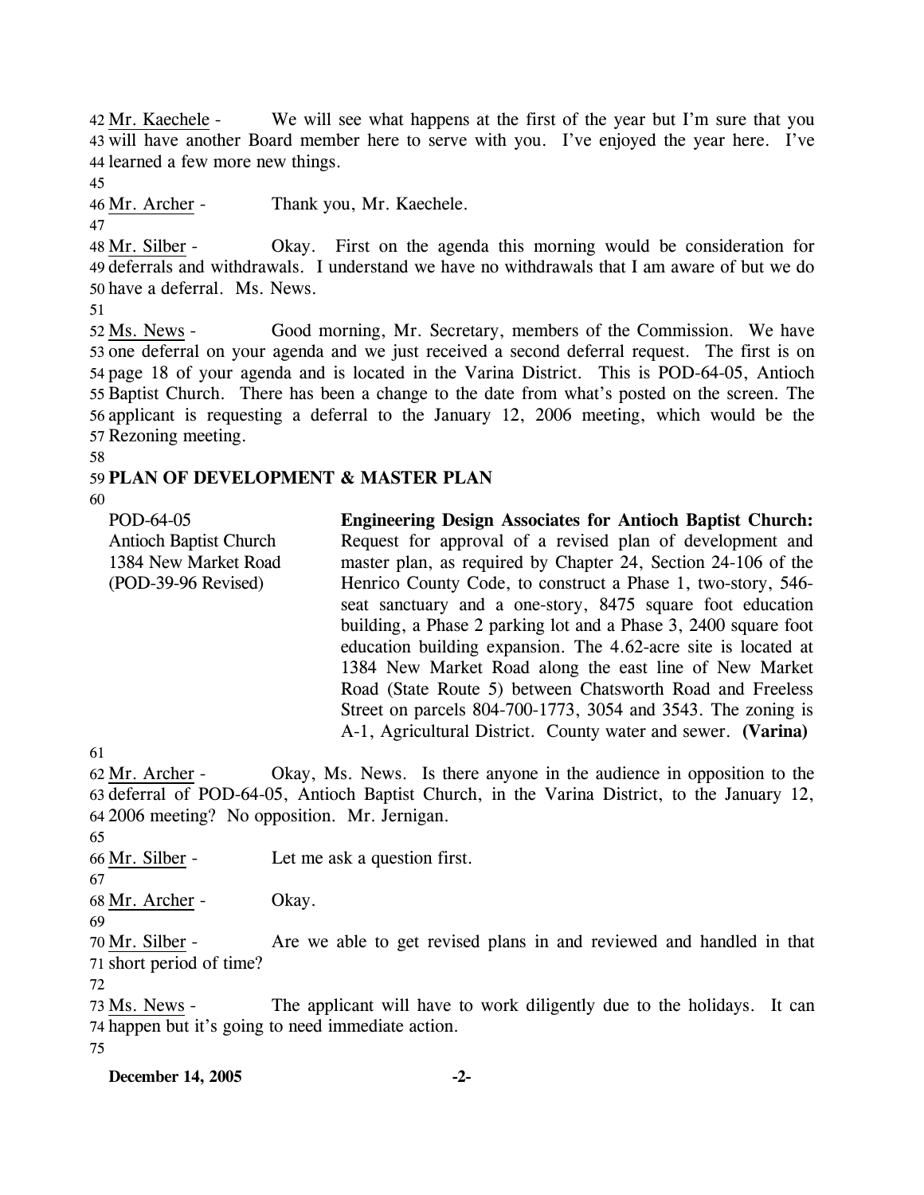Mr. Kaechele - We will see what happens at the first of the year but I'm sure that you will have another Board member here to serve with you. I've enjoyed the year here. I've learned a few more new things.

Mr. Archer - Thank you, Mr. Kaechele.

Mr. Silber - Okay. First on the agenda this morning would be consideration for deferrals and withdrawals. I understand we have no withdrawals that I am aware of but we do have a deferral. Ms. News.

Ms. News - Good morning, Mr. Secretary, members of the Commission. We have one deferral on your agenda and we just received a second deferral request. The first is on page 18 of your agenda and is located in the Varina District. This is POD-64-05, Antioch Baptist Church. There has been a change to the date from what's posted on the screen. The applicant is requesting a deferral to the January 12, 2006 meeting, which would be the Rezoning meeting.

**PLAN OF DEVELOPMENT & MASTER PLAN**

POD-64-05
Antioch Baptist Church
1384 New Market Road
(POD-39-96 Revised)

**Engineering Design Associates for Antioch Baptist Church:** Request for approval of a revised plan of development and master plan, as required by Chapter 24, Section 24-106 of the Henrico County Code, to construct a Phase 1, two-story, 546-seat sanctuary and a one-story, 8475 square foot education building, a Phase 2 parking lot and a Phase 3, 2400 square foot education building expansion. The 4.62-acre site is located at 1384 New Market Road along the east line of New Market Road (State Route 5) between Chatsworth Road and Freeless Street on parcels 804-700-1773, 3054 and 3543. The zoning is A-1, Agricultural District. County water and sewer. **(Varina)**

Mr. Archer - Okay, Ms. News. Is there anyone in the audience in opposition to the deferral of POD-64-05, Antioch Baptist Church, in the Varina District, to the January 12, 2006 meeting? No opposition. Mr. Jernigan.

Mr. Silber - Let me ask a question first.

Mr. Archer - Okay.

Mr. Silber - Are we able to get revised plans in and reviewed and handled in that short period of time?

Ms. News - The applicant will have to work diligently due to the holidays. It can happen but it's going to need immediate action.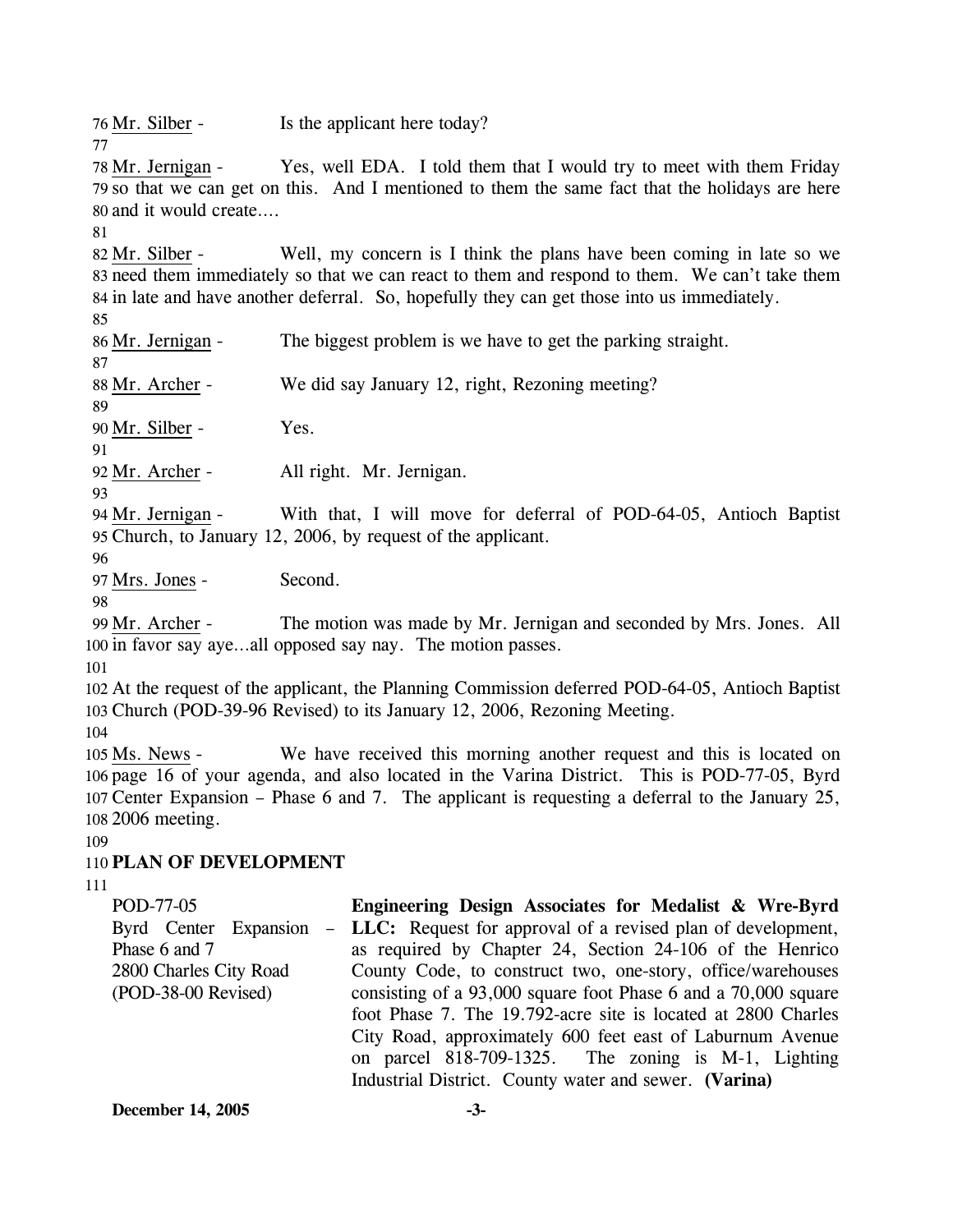Mr. Silber - Is the applicant here today?

Mr. Jernigan - Yes, well EDA. I told them that I would try to meet with them Friday so that we can get on this. And I mentioned to them the same fact that the holidays are here and it would create….

Mr. Silber - Well, my concern is I think the plans have been coming in late so we need them immediately so that we can react to them and respond to them. We can't take them in late and have another deferral. So, hopefully they can get those into us immediately.

Mr. Jernigan - The biggest problem is we have to get the parking straight.

Mr. Archer - We did say January 12, right, Rezoning meeting?

Mr. Silber - Yes.

Mr. Archer - All right. Mr. Jernigan.

Mr. Jernigan - With that, I will move for deferral of POD-64-05, Antioch Baptist Church, to January 12, 2006, by request of the applicant.

Mrs. Jones - Second.

Mr. Archer - The motion was made by Mr. Jernigan and seconded by Mrs. Jones. All in favor say aye…all opposed say nay. The motion passes.

At the request of the applicant, the Planning Commission deferred POD-64-05, Antioch Baptist Church (POD-39-96 Revised) to its January 12, 2006, Rezoning Meeting.

Ms. News - We have received this morning another request and this is located on page 16 of your agenda, and also located in the Varina District. This is POD-77-05, Byrd Center Expansion – Phase 6 and 7. The applicant is requesting a deferral to the January 25, 2006 meeting.

**PLAN OF DEVELOPMENT**

| | |
|---|---|
| POD-77-05<br>Byrd Center Expansion – Phase 6 and 7<br>2800 Charles City Road<br>(POD-38-00 Revised) | **Engineering Design Associates for Medalist & Wre-Byrd LLC:** Request for approval of a revised plan of development, as required by Chapter 24, Section 24-106 of the Henrico County Code, to construct two, one-story, office/warehouses consisting of a 93,000 square foot Phase 6 and a 70,000 square foot Phase 7. The 19.792-acre site is located at 2800 Charles City Road, approximately 600 feet east of Laburnum Avenue on parcel 818-709-1325. The zoning is M-1, Lighting Industrial District. County water and sewer. **(Varina)** |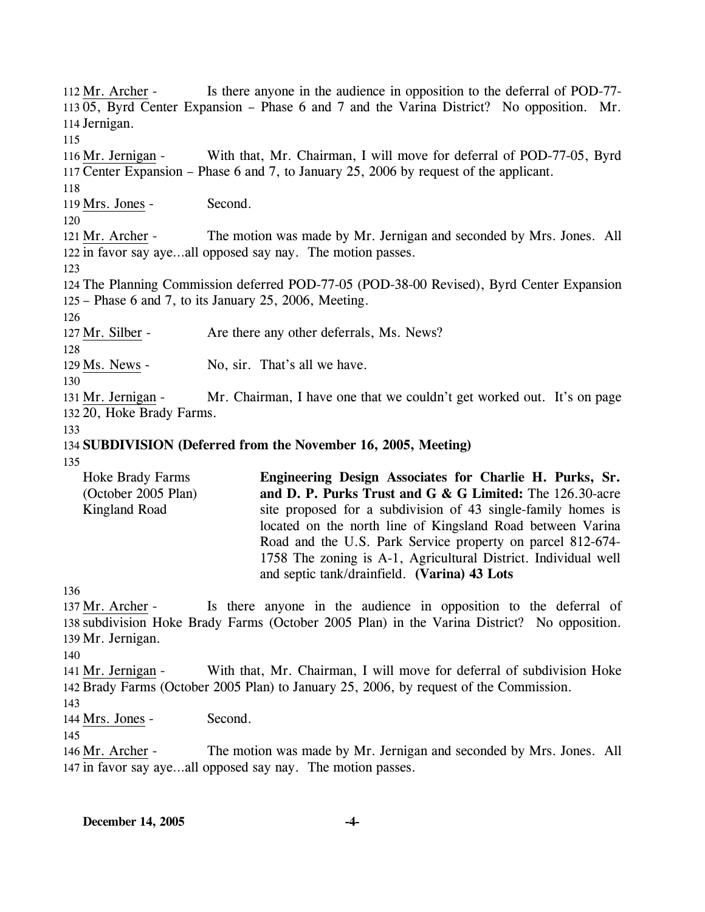Mr. Archer - Is there anyone in the audience in opposition to the deferral of POD-77-05, Byrd Center Expansion – Phase 6 and 7 and the Varina District? No opposition. Mr. Jernigan.

Mr. Jernigan - With that, Mr. Chairman, I will move for deferral of POD-77-05, Byrd Center Expansion – Phase 6 and 7, to January 25, 2006 by request of the applicant.

Mrs. Jones - Second.

Mr. Archer - The motion was made by Mr. Jernigan and seconded by Mrs. Jones. All in favor say aye…all opposed say nay. The motion passes.

The Planning Commission deferred POD-77-05 (POD-38-00 Revised), Byrd Center Expansion – Phase 6 and 7, to its January 25, 2006, Meeting.

Mr. Silber - Are there any other deferrals, Ms. News?

Ms. News - No, sir. That's all we have.

Mr. Jernigan - Mr. Chairman, I have one that we couldn't get worked out. It's on page 20, Hoke Brady Farms.

**SUBDIVISION (Deferred from the November 16, 2005, Meeting)**

| | |
|---|---|
| Hoke Brady Farms (October 2005 Plan) Kingland Road | **Engineering Design Associates for Charlie H. Purks, Sr. and D. P. Purks Trust and G & G Limited:** The 126.30-acre site proposed for a subdivision of 43 single-family homes is located on the north line of Kingsland Road between Varina Road and the U.S. Park Service property on parcel 812-674-1758 The zoning is A-1, Agricultural District. Individual well and septic tank/drainfield. **(Varina) 43 Lots** |

Mr. Archer - Is there anyone in the audience in opposition to the deferral of subdivision Hoke Brady Farms (October 2005 Plan) in the Varina District? No opposition. Mr. Jernigan.

Mr. Jernigan - With that, Mr. Chairman, I will move for deferral of subdivision Hoke Brady Farms (October 2005 Plan) to January 25, 2006, by request of the Commission.

Mrs. Jones - Second.

Mr. Archer - The motion was made by Mr. Jernigan and seconded by Mrs. Jones. All in favor say aye…all opposed say nay. The motion passes.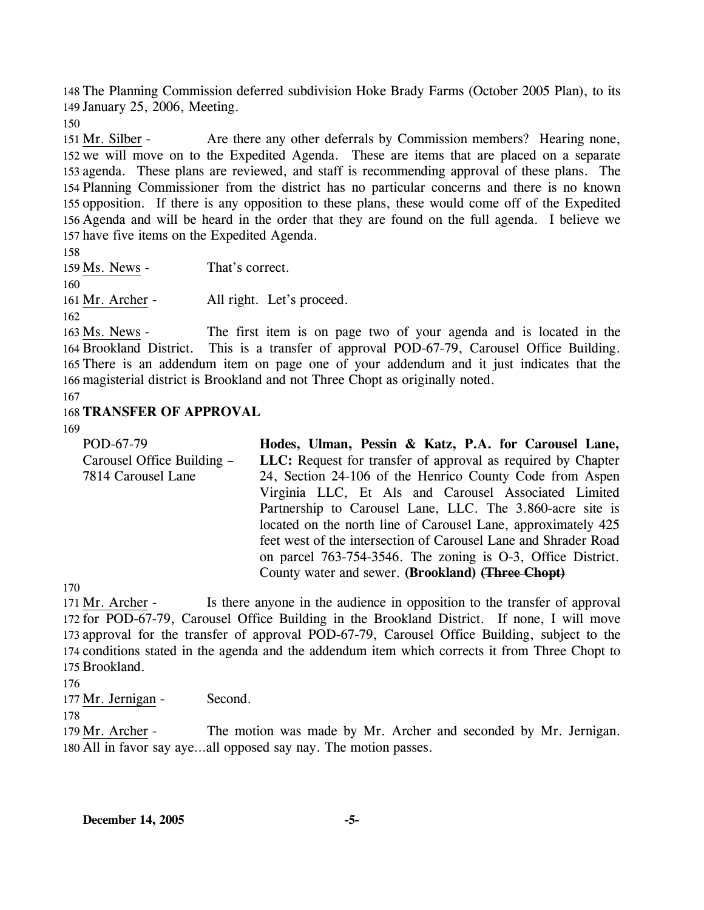The Planning Commission deferred subdivision Hoke Brady Farms (October 2005 Plan), to its January 25, 2006, Meeting.

Mr. Silber - Are there any other deferrals by Commission members? Hearing none, we will move on to the Expedited Agenda. These are items that are placed on a separate agenda. These plans are reviewed, and staff is recommending approval of these plans. The Planning Commissioner from the district has no particular concerns and there is no known opposition. If there is any opposition to these plans, these would come off of the Expedited Agenda and will be heard in the order that they are found on the full agenda. I believe we have five items on the Expedited Agenda.

Ms. News - That's correct.

Mr. Archer - All right. Let's proceed.

Ms. News - The first item is on page two of your agenda and is located in the Brookland District. This is a transfer of approval POD-67-79, Carousel Office Building. There is an addendum item on page one of your addendum and it just indicates that the magisterial district is Brookland and not Three Chopt as originally noted.

**TRANSFER OF APPROVAL**

| | |
|---|---|
| POD-67-79<br>Carousel Office Building – 7814 Carousel Lane | **Hodes, Ulman, Pessin & Katz, P.A. for Carousel Lane, LLC:** Request for transfer of approval as required by Chapter 24, Section 24-106 of the Henrico County Code from Aspen Virginia LLC, Et Als and Carousel Associated Limited Partnership to Carousel Lane, LLC. The 3.860-acre site is located on the north line of Carousel Lane, approximately 425 feet west of the intersection of Carousel Lane and Shrader Road on parcel 763-754-3546. The zoning is O-3, Office District. County water and sewer. **(Brookland)** ~~**(Three Chopt)**~~ |

Mr. Archer - Is there anyone in the audience in opposition to the transfer of approval for POD-67-79, Carousel Office Building in the Brookland District. If none, I will move approval for the transfer of approval POD-67-79, Carousel Office Building, subject to the conditions stated in the agenda and the addendum item which corrects it from Three Chopt to Brookland.

Mr. Jernigan - Second.

Mr. Archer - The motion was made by Mr. Archer and seconded by Mr. Jernigan. All in favor say aye…all opposed say nay. The motion passes.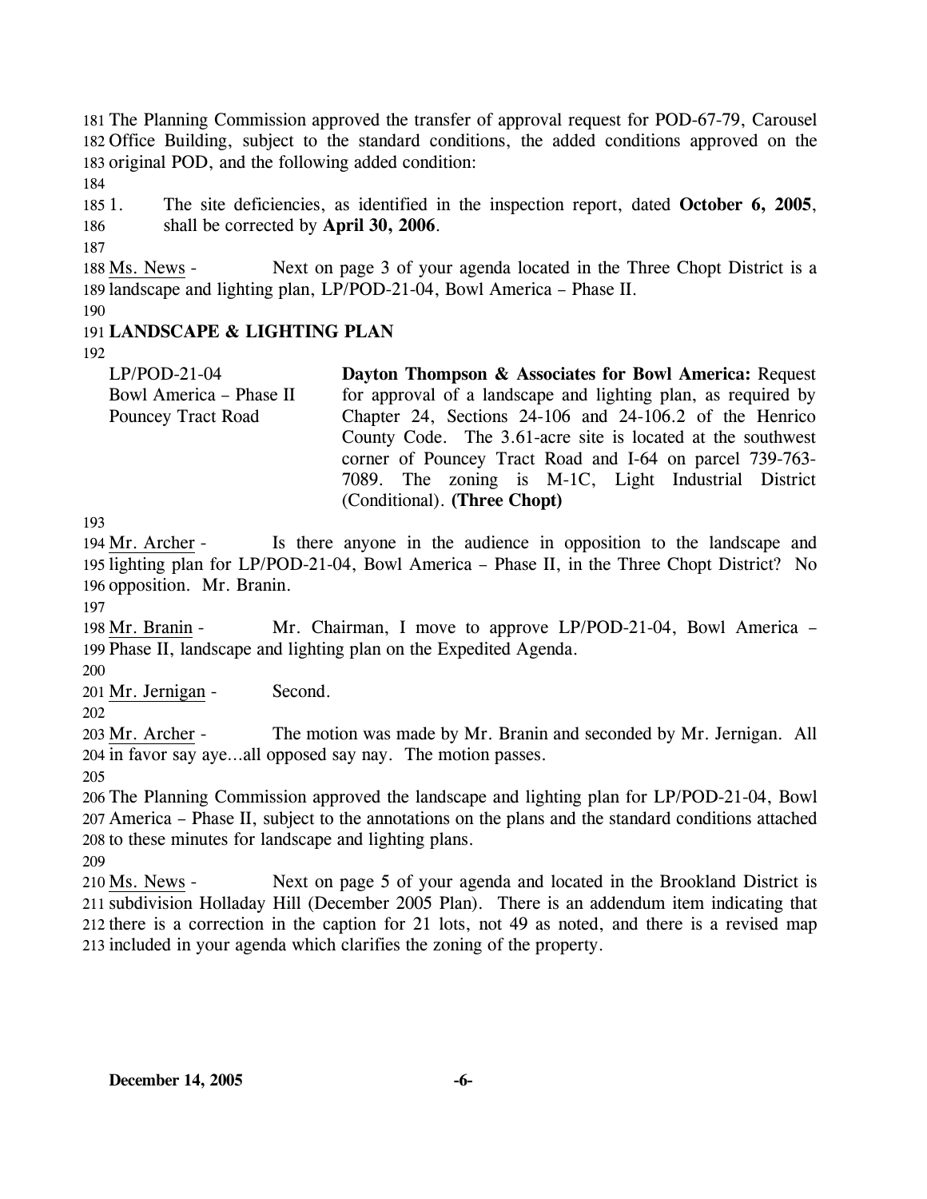The Planning Commission approved the transfer of approval request for POD-67-79, Carousel Office Building, subject to the standard conditions, the added conditions approved on the original POD, and the following added condition:

1. The site deficiencies, as identified in the inspection report, dated **October 6, 2005**, shall be corrected by **April 30, 2006**.

Ms. News - Next on page 3 of your agenda located in the Three Chopt District is a landscape and lighting plan, LP/POD-21-04, Bowl America – Phase II.

**LANDSCAPE & LIGHTING PLAN**

| | |
|---|---|
| LP/POD-21-04<br>Bowl America – Phase II<br>Pouncey Tract Road | **Dayton Thompson & Associates for Bowl America:** Request for approval of a landscape and lighting plan, as required by Chapter 24, Sections 24-106 and 24-106.2 of the Henrico County Code. The 3.61-acre site is located at the southwest corner of Pouncey Tract Road and I-64 on parcel 739-763-7089. The zoning is M-1C, Light Industrial District (Conditional). **(Three Chopt)** |

Mr. Archer - Is there anyone in the audience in opposition to the landscape and lighting plan for LP/POD-21-04, Bowl America – Phase II, in the Three Chopt District? No opposition. Mr. Branin.

Mr. Branin - Mr. Chairman, I move to approve LP/POD-21-04, Bowl America – Phase II, landscape and lighting plan on the Expedited Agenda.

Mr. Jernigan - Second.

Mr. Archer - The motion was made by Mr. Branin and seconded by Mr. Jernigan. All in favor say aye…all opposed say nay. The motion passes.

The Planning Commission approved the landscape and lighting plan for LP/POD-21-04, Bowl America – Phase II, subject to the annotations on the plans and the standard conditions attached to these minutes for landscape and lighting plans.

Ms. News - Next on page 5 of your agenda and located in the Brookland District is subdivision Holladay Hill (December 2005 Plan). There is an addendum item indicating that there is a correction in the caption for 21 lots, not 49 as noted, and there is a revised map included in your agenda which clarifies the zoning of the property.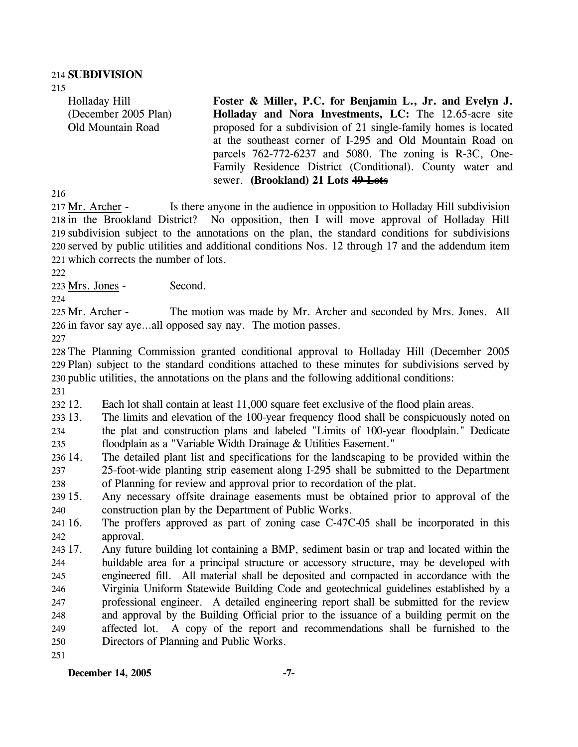**SUBDIVISION**

Holladay Hill (December 2005 Plan) Old Mountain Road

**Foster & Miller, P.C. for Benjamin L., Jr. and Evelyn J. Holladay and Nora Investments, LC:** The 12.65-acre site proposed for a subdivision of 21 single-family homes is located at the southeast corner of I-295 and Old Mountain Road on parcels 762-772-6237 and 5080. The zoning is R-3C, One-Family Residence District (Conditional). County water and sewer. **(Brookland) 21 Lots ~~49 Lots~~**

Mr. Archer - Is there anyone in the audience in opposition to Holladay Hill subdivision in the Brookland District? No opposition, then I will move approval of Holladay Hill subdivision subject to the annotations on the plan, the standard conditions for subdivisions served by public utilities and additional conditions Nos. 12 through 17 and the addendum item which corrects the number of lots.

Mrs. Jones - Second.

Mr. Archer - The motion was made by Mr. Archer and seconded by Mrs. Jones. All in favor say aye…all opposed say nay. The motion passes.

The Planning Commission granted conditional approval to Holladay Hill (December 2005 Plan) subject to the standard conditions attached to these minutes for subdivisions served by public utilities, the annotations on the plans and the following additional conditions:

12. Each lot shall contain at least 11,000 square feet exclusive of the flood plain areas.
13. The limits and elevation of the 100-year frequency flood shall be conspicuously noted on the plat and construction plans and labeled "Limits of 100-year floodplain." Dedicate floodplain as a "Variable Width Drainage & Utilities Easement."
14. The detailed plant list and specifications for the landscaping to be provided within the 25-foot-wide planting strip easement along I-295 shall be submitted to the Department of Planning for review and approval prior to recordation of the plat.
15. Any necessary offsite drainage easements must be obtained prior to approval of the construction plan by the Department of Public Works.
16. The proffers approved as part of zoning case C-47C-05 shall be incorporated in this approval.
17. Any future building lot containing a BMP, sediment basin or trap and located within the buildable area for a principal structure or accessory structure, may be developed with engineered fill. All material shall be deposited and compacted in accordance with the Virginia Uniform Statewide Building Code and geotechnical guidelines established by a professional engineer. A detailed engineering report shall be submitted for the review and approval by the Building Official prior to the issuance of a building permit on the affected lot. A copy of the report and recommendations shall be furnished to the Directors of Planning and Public Works.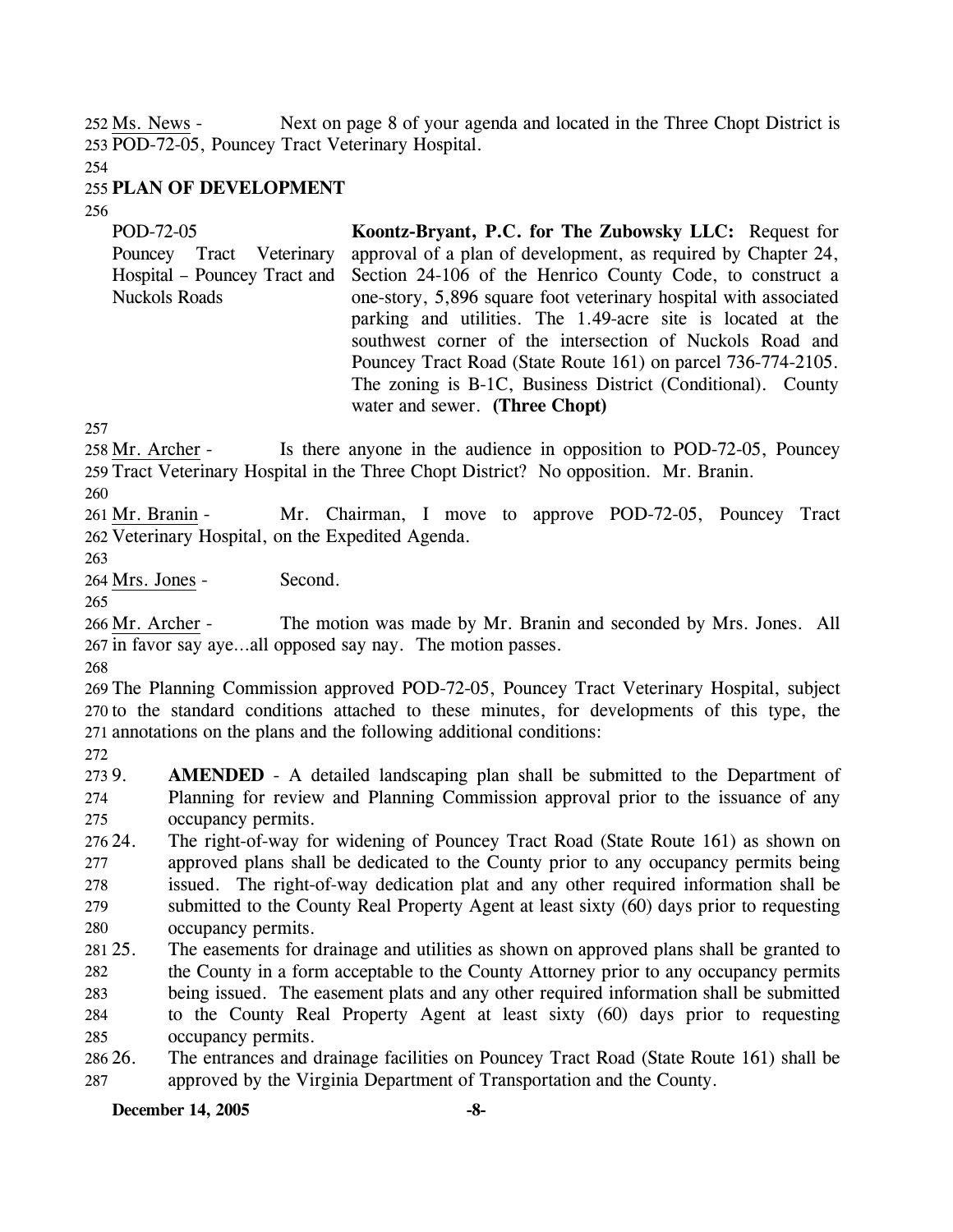Ms. News - Next on page 8 of your agenda and located in the Three Chopt District is POD-72-05, Pouncey Tract Veterinary Hospital.

**PLAN OF DEVELOPMENT**

| | |
|---|---|
| POD-72-05<br>Pouncey Tract Veterinary Hospital – Pouncey Tract and Nuckols Roads | **Koontz-Bryant, P.C. for The Zubowsky LLC:** Request for approval of a plan of development, as required by Chapter 24, Section 24-106 of the Henrico County Code, to construct a one-story, 5,896 square foot veterinary hospital with associated parking and utilities. The 1.49-acre site is located at the southwest corner of the intersection of Nuckols Road and Pouncey Tract Road (State Route 161) on parcel 736-774-2105. The zoning is B-1C, Business District (Conditional). County water and sewer. **(Three Chopt)** |

Mr. Archer - Is there anyone in the audience in opposition to POD-72-05, Pouncey Tract Veterinary Hospital in the Three Chopt District? No opposition. Mr. Branin.

Mr. Branin - Mr. Chairman, I move to approve POD-72-05, Pouncey Tract Veterinary Hospital, on the Expedited Agenda.

Mrs. Jones - Second.

Mr. Archer - The motion was made by Mr. Branin and seconded by Mrs. Jones. All in favor say aye…all opposed say nay. The motion passes.

The Planning Commission approved POD-72-05, Pouncey Tract Veterinary Hospital, subject to the standard conditions attached to these minutes, for developments of this type, the annotations on the plans and the following additional conditions:

9. **AMENDED** - A detailed landscaping plan shall be submitted to the Department of Planning for review and Planning Commission approval prior to the issuance of any occupancy permits.
24. The right-of-way for widening of Pouncey Tract Road (State Route 161) as shown on approved plans shall be dedicated to the County prior to any occupancy permits being issued. The right-of-way dedication plat and any other required information shall be submitted to the County Real Property Agent at least sixty (60) days prior to requesting occupancy permits.
25. The easements for drainage and utilities as shown on approved plans shall be granted to the County in a form acceptable to the County Attorney prior to any occupancy permits being issued. The easement plats and any other required information shall be submitted to the County Real Property Agent at least sixty (60) days prior to requesting occupancy permits.
26. The entrances and drainage facilities on Pouncey Tract Road (State Route 161) shall be approved by the Virginia Department of Transportation and the County.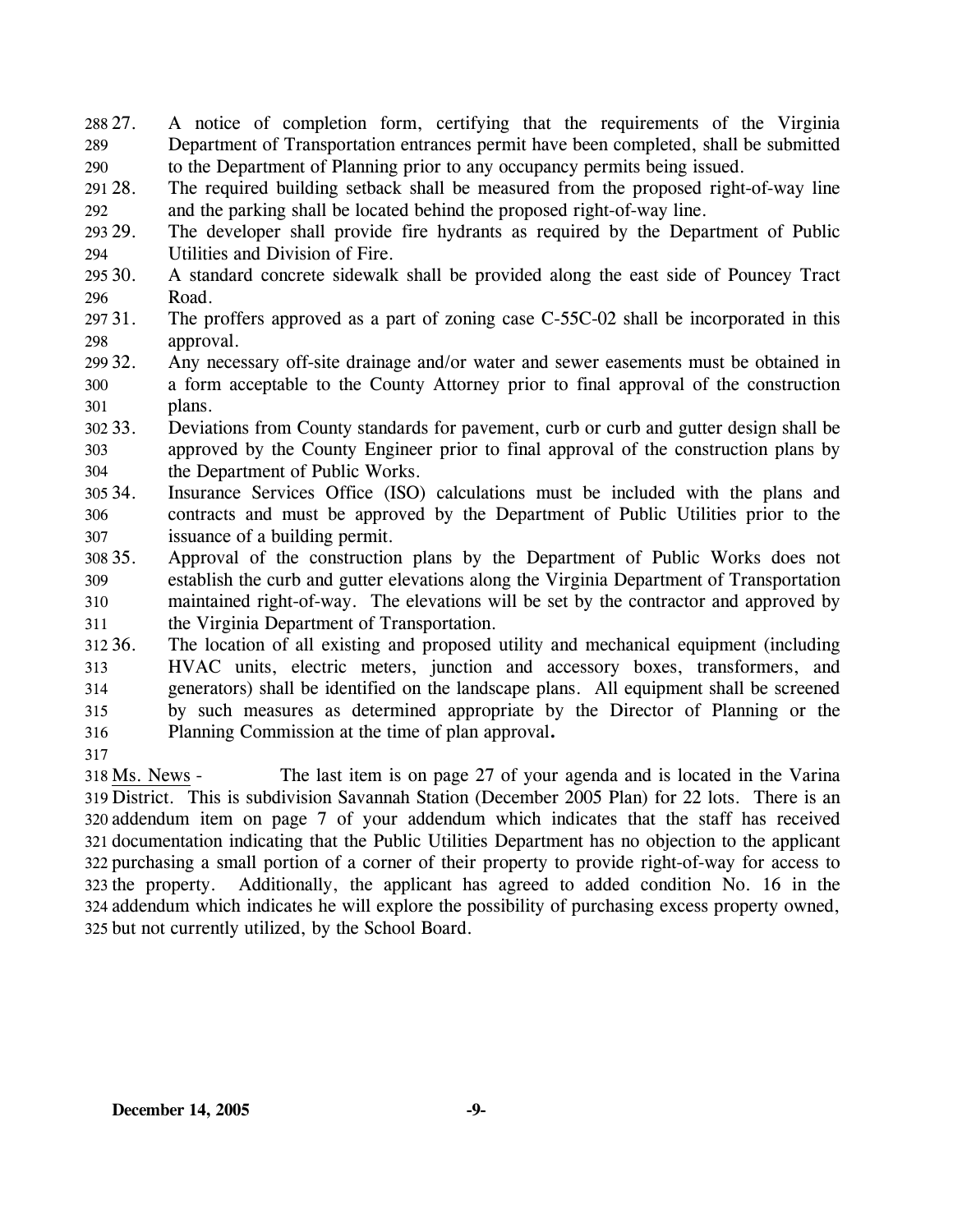27. A notice of completion form, certifying that the requirements of the Virginia Department of Transportation entrances permit have been completed, shall be submitted to the Department of Planning prior to any occupancy permits being issued.
28. The required building setback shall be measured from the proposed right-of-way line and the parking shall be located behind the proposed right-of-way line.
29. The developer shall provide fire hydrants as required by the Department of Public Utilities and Division of Fire.
30. A standard concrete sidewalk shall be provided along the east side of Pouncey Tract Road.
31. The proffers approved as a part of zoning case C-55C-02 shall be incorporated in this approval.
32. Any necessary off-site drainage and/or water and sewer easements must be obtained in a form acceptable to the County Attorney prior to final approval of the construction plans.
33. Deviations from County standards for pavement, curb or curb and gutter design shall be approved by the County Engineer prior to final approval of the construction plans by the Department of Public Works.
34. Insurance Services Office (ISO) calculations must be included with the plans and contracts and must be approved by the Department of Public Utilities prior to the issuance of a building permit.
35. Approval of the construction plans by the Department of Public Works does not establish the curb and gutter elevations along the Virginia Department of Transportation maintained right-of-way. The elevations will be set by the contractor and approved by the Virginia Department of Transportation.
36. The location of all existing and proposed utility and mechanical equipment (including HVAC units, electric meters, junction and accessory boxes, transformers, and generators) shall be identified on the landscape plans. All equipment shall be screened by such measures as determined appropriate by the Director of Planning or the Planning Commission at the time of plan approval**.**

Ms. News - The last item is on page 27 of your agenda and is located in the Varina District. This is subdivision Savannah Station (December 2005 Plan) for 22 lots. There is an addendum item on page 7 of your addendum which indicates that the staff has received documentation indicating that the Public Utilities Department has no objection to the applicant purchasing a small portion of a corner of their property to provide right-of-way for access to the property. Additionally, the applicant has agreed to added condition No. 16 in the addendum which indicates he will explore the possibility of purchasing excess property owned, but not currently utilized, by the School Board.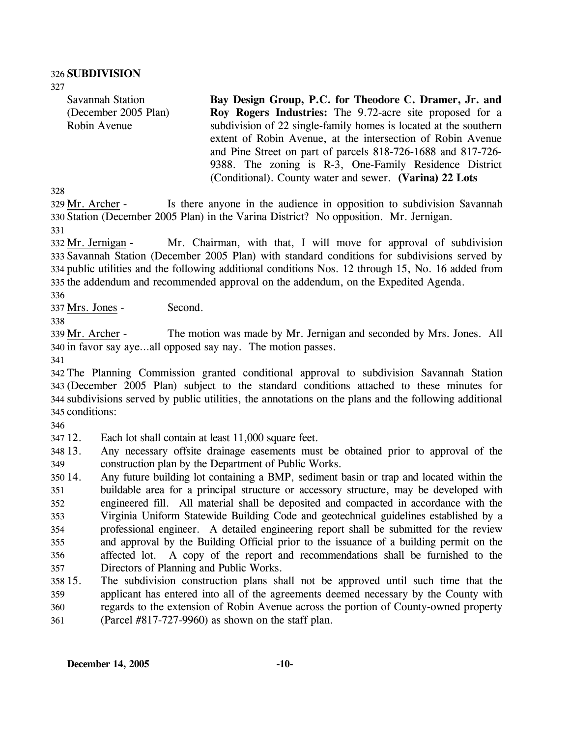## SUBDIVISION

| | |
|---|---|
| Savannah Station (December 2005 Plan) Robin Avenue | **Bay Design Group, P.C. for Theodore C. Dramer, Jr. and Roy Rogers Industries:** The 9.72-acre site proposed for a subdivision of 22 single-family homes is located at the southern extent of Robin Avenue, at the intersection of Robin Avenue and Pine Street on part of parcels 818-726-1688 and 817-726-9388. The zoning is R-3, One-Family Residence District (Conditional). County water and sewer. **(Varina) 22 Lots** |

Mr. Archer - Is there anyone in the audience in opposition to subdivision Savannah Station (December 2005 Plan) in the Varina District? No opposition. Mr. Jernigan.

Mr. Jernigan - Mr. Chairman, with that, I will move for approval of subdivision Savannah Station (December 2005 Plan) with standard conditions for subdivisions served by public utilities and the following additional conditions Nos. 12 through 15, No. 16 added from the addendum and recommended approval on the addendum, on the Expedited Agenda.

Mrs. Jones - Second.

Mr. Archer - The motion was made by Mr. Jernigan and seconded by Mrs. Jones. All in favor say aye…all opposed say nay. The motion passes.

The Planning Commission granted conditional approval to subdivision Savannah Station (December 2005 Plan) subject to the standard conditions attached to these minutes for subdivisions served by public utilities, the annotations on the plans and the following additional conditions:

12. Each lot shall contain at least 11,000 square feet.
13. Any necessary offsite drainage easements must be obtained prior to approval of the construction plan by the Department of Public Works.
14. Any future building lot containing a BMP, sediment basin or trap and located within the buildable area for a principal structure or accessory structure, may be developed with engineered fill. All material shall be deposited and compacted in accordance with the Virginia Uniform Statewide Building Code and geotechnical guidelines established by a professional engineer. A detailed engineering report shall be submitted for the review and approval by the Building Official prior to the issuance of a building permit on the affected lot. A copy of the report and recommendations shall be furnished to the Directors of Planning and Public Works.
15. The subdivision construction plans shall not be approved until such time that the applicant has entered into all of the agreements deemed necessary by the County with regards to the extension of Robin Avenue across the portion of County-owned property (Parcel #817-727-9960) as shown on the staff plan.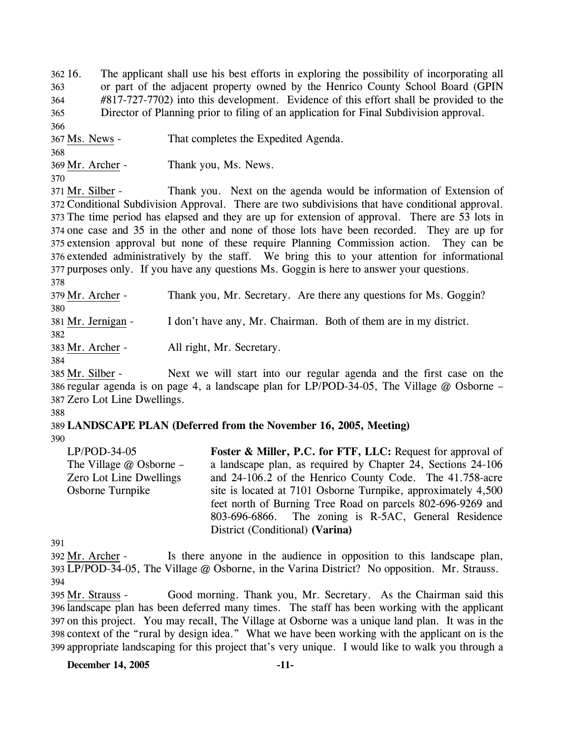16. The applicant shall use his best efforts in exploring the possibility of incorporating all or part of the adjacent property owned by the Henrico County School Board (GPIN #817-727-7702) into this development. Evidence of this effort shall be provided to the Director of Planning prior to filing of an application for Final Subdivision approval.

Ms. News - That completes the Expedited Agenda.

Mr. Archer - Thank you, Ms. News.

Mr. Silber - Thank you. Next on the agenda would be information of Extension of Conditional Subdivision Approval. There are two subdivisions that have conditional approval. The time period has elapsed and they are up for extension of approval. There are 53 lots in one case and 35 in the other and none of those lots have been recorded. They are up for extension approval but none of these require Planning Commission action. They can be extended administratively by the staff. We bring this to your attention for informational purposes only. If you have any questions Ms. Goggin is here to answer your questions.

Mr. Archer - Thank you, Mr. Secretary. Are there any questions for Ms. Goggin?

Mr. Jernigan - I don't have any, Mr. Chairman. Both of them are in my district.

Mr. Archer - All right, Mr. Secretary.

Mr. Silber - Next we will start into our regular agenda and the first case on the regular agenda is on page 4, a landscape plan for LP/POD-34-05, The Village @ Osborne – Zero Lot Line Dwellings.

**LANDSCAPE PLAN (Deferred from the November 16, 2005, Meeting)**

LP/POD-34-05
The Village @ Osborne – Zero Lot Line Dwellings
Osborne Turnpike

**Foster & Miller, P.C. for FTF, LLC:** Request for approval of a landscape plan, as required by Chapter 24, Sections 24-106 and 24-106.2 of the Henrico County Code. The 41.758-acre site is located at 7101 Osborne Turnpike, approximately 4,500 feet north of Burning Tree Road on parcels 802-696-9269 and 803-696-6866. The zoning is R-5AC, General Residence District (Conditional) **(Varina)**

Mr. Archer - Is there anyone in the audience in opposition to this landscape plan, LP/POD-34-05, The Village @ Osborne, in the Varina District? No opposition. Mr. Strauss.

Mr. Strauss - Good morning. Thank you, Mr. Secretary. As the Chairman said this landscape plan has been deferred many times. The staff has been working with the applicant on this project. You may recall, The Village at Osborne was a unique land plan. It was in the context of the "rural by design idea." What we have been working with the applicant on is the appropriate landscaping for this project that's very unique. I would like to walk you through a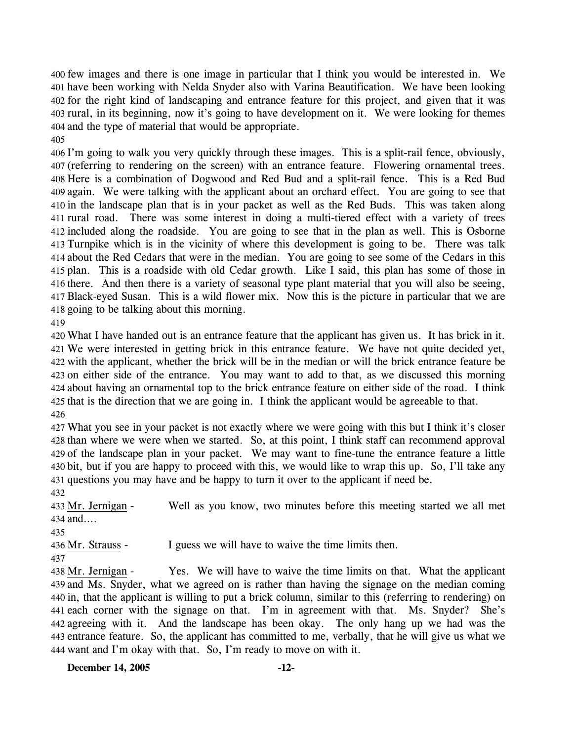few images and there is one image in particular that I think you would be interested in. We have been working with Nelda Snyder also with Varina Beautification. We have been looking for the right kind of landscaping and entrance feature for this project, and given that it was rural, in its beginning, now it's going to have development on it. We were looking for themes and the type of material that would be appropriate.

I'm going to walk you very quickly through these images. This is a split-rail fence, obviously, (referring to rendering on the screen) with an entrance feature. Flowering ornamental trees. Here is a combination of Dogwood and Red Bud and a split-rail fence. This is a Red Bud again. We were talking with the applicant about an orchard effect. You are going to see that in the landscape plan that is in your packet as well as the Red Buds. This was taken along rural road. There was some interest in doing a multi-tiered effect with a variety of trees included along the roadside. You are going to see that in the plan as well. This is Osborne Turnpike which is in the vicinity of where this development is going to be. There was talk about the Red Cedars that were in the median. You are going to see some of the Cedars in this plan. This is a roadside with old Cedar growth. Like I said, this plan has some of those in there. And then there is a variety of seasonal type plant material that you will also be seeing, Black-eyed Susan. This is a wild flower mix. Now this is the picture in particular that we are going to be talking about this morning.

What I have handed out is an entrance feature that the applicant has given us. It has brick in it. We were interested in getting brick in this entrance feature. We have not quite decided yet, with the applicant, whether the brick will be in the median or will the brick entrance feature be on either side of the entrance. You may want to add to that, as we discussed this morning about having an ornamental top to the brick entrance feature on either side of the road. I think that is the direction that we are going in. I think the applicant would be agreeable to that.

What you see in your packet is not exactly where we were going with this but I think it's closer than where we were when we started. So, at this point, I think staff can recommend approval of the landscape plan in your packet. We may want to fine-tune the entrance feature a little bit, but if you are happy to proceed with this, we would like to wrap this up. So, I'll take any questions you may have and be happy to turn it over to the applicant if need be.

Mr. Jernigan - Well as you know, two minutes before this meeting started we all met and….

Mr. Strauss - I guess we will have to waive the time limits then.

Mr. Jernigan - Yes. We will have to waive the time limits on that. What the applicant and Ms. Snyder, what we agreed on is rather than having the signage on the median coming in, that the applicant is willing to put a brick column, similar to this (referring to rendering) on each corner with the signage on that. I'm in agreement with that. Ms. Snyder? She's agreeing with it. And the landscape has been okay. The only hang up we had was the entrance feature. So, the applicant has committed to me, verbally, that he will give us what we want and I'm okay with that. So, I'm ready to move on with it.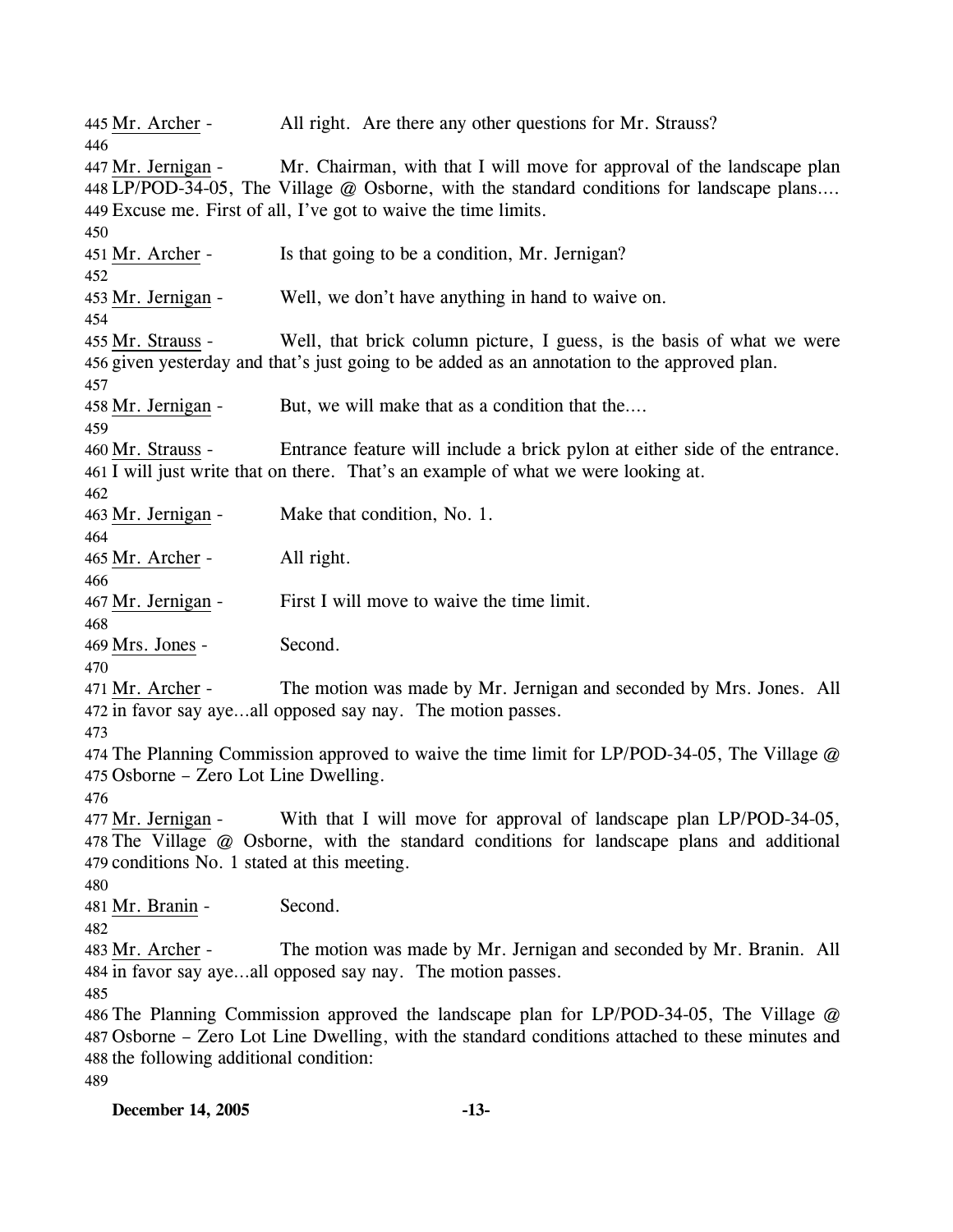445 Mr. Archer - All right. Are there any other questions for Mr. Strauss?
446
447 Mr. Jernigan - Mr. Chairman, with that I will move for approval of the landscape plan
448 LP/POD-34-05, The Village @ Osborne, with the standard conditions for landscape plans….
449 Excuse me. First of all, I've got to waive the time limits.
450
451 Mr. Archer - Is that going to be a condition, Mr. Jernigan?
452
453 Mr. Jernigan - Well, we don't have anything in hand to waive on.
454
455 Mr. Strauss - Well, that brick column picture, I guess, is the basis of what we were
456 given yesterday and that's just going to be added as an annotation to the approved plan.
457
458 Mr. Jernigan - But, we will make that as a condition that the….
459
460 Mr. Strauss - Entrance feature will include a brick pylon at either side of the entrance.
461 I will just write that on there. That's an example of what we were looking at.
462
463 Mr. Jernigan - Make that condition, No. 1.
464
465 Mr. Archer - All right.
466
467 Mr. Jernigan - First I will move to waive the time limit.
468
469 Mrs. Jones - Second.
470
471 Mr. Archer - The motion was made by Mr. Jernigan and seconded by Mrs. Jones. All
472 in favor say aye…all opposed say nay. The motion passes.
473
474 The Planning Commission approved to waive the time limit for LP/POD-34-05, The Village @
475 Osborne – Zero Lot Line Dwelling.
476
477 Mr. Jernigan - With that I will move for approval of landscape plan LP/POD-34-05,
478 The Village @ Osborne, with the standard conditions for landscape plans and additional
479 conditions No. 1 stated at this meeting.
480
481 Mr. Branin - Second.
482
483 Mr. Archer - The motion was made by Mr. Jernigan and seconded by Mr. Branin. All
484 in favor say aye…all opposed say nay. The motion passes.
485
486 The Planning Commission approved the landscape plan for LP/POD-34-05, The Village @
487 Osborne – Zero Lot Line Dwelling, with the standard conditions attached to these minutes and
488 the following additional condition:
489

**December 14, 2005**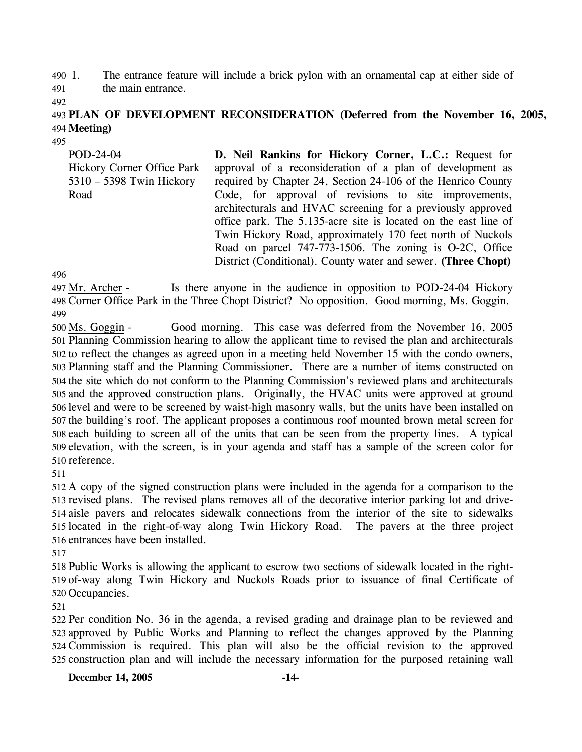1. The entrance feature will include a brick pylon with an ornamental cap at either side of the main entrance.

**PLAN OF DEVELOPMENT RECONSIDERATION (Deferred from the November 16, 2005, Meeting)**

POD-24-04
Hickory Corner Office Park
5310 – 5398 Twin Hickory Road

**D. Neil Rankins for Hickory Corner, L.C.:** Request for approval of a reconsideration of a plan of development as required by Chapter 24, Section 24-106 of the Henrico County Code, for approval of revisions to site improvements, architecturals and HVAC screening for a previously approved office park. The 5.135-acre site is located on the east line of Twin Hickory Road, approximately 170 feet north of Nuckols Road on parcel 747-773-1506. The zoning is O-2C, Office District (Conditional). County water and sewer. **(Three Chopt)**

Mr. Archer - Is there anyone in the audience in opposition to POD-24-04 Hickory Corner Office Park in the Three Chopt District? No opposition. Good morning, Ms. Goggin.

Ms. Goggin - Good morning. This case was deferred from the November 16, 2005 Planning Commission hearing to allow the applicant time to revised the plan and architecturals to reflect the changes as agreed upon in a meeting held November 15 with the condo owners, Planning staff and the Planning Commissioner. There are a number of items constructed on the site which do not conform to the Planning Commission's reviewed plans and architecturals and the approved construction plans. Originally, the HVAC units were approved at ground level and were to be screened by waist-high masonry walls, but the units have been installed on the building's roof. The applicant proposes a continuous roof mounted brown metal screen for each building to screen all of the units that can be seen from the property lines. A typical elevation, with the screen, is in your agenda and staff has a sample of the screen color for reference.

A copy of the signed construction plans were included in the agenda for a comparison to the revised plans. The revised plans removes all of the decorative interior parking lot and drive-aisle pavers and relocates sidewalk connections from the interior of the site to sidewalks located in the right-of-way along Twin Hickory Road. The pavers at the three project entrances have been installed.

Public Works is allowing the applicant to escrow two sections of sidewalk located in the right-of-way along Twin Hickory and Nuckols Roads prior to issuance of final Certificate of Occupancies.

Per condition No. 36 in the agenda, a revised grading and drainage plan to be reviewed and approved by Public Works and Planning to reflect the changes approved by the Planning Commission is required. This plan will also be the official revision to the approved construction plan and will include the necessary information for the purposed retaining wall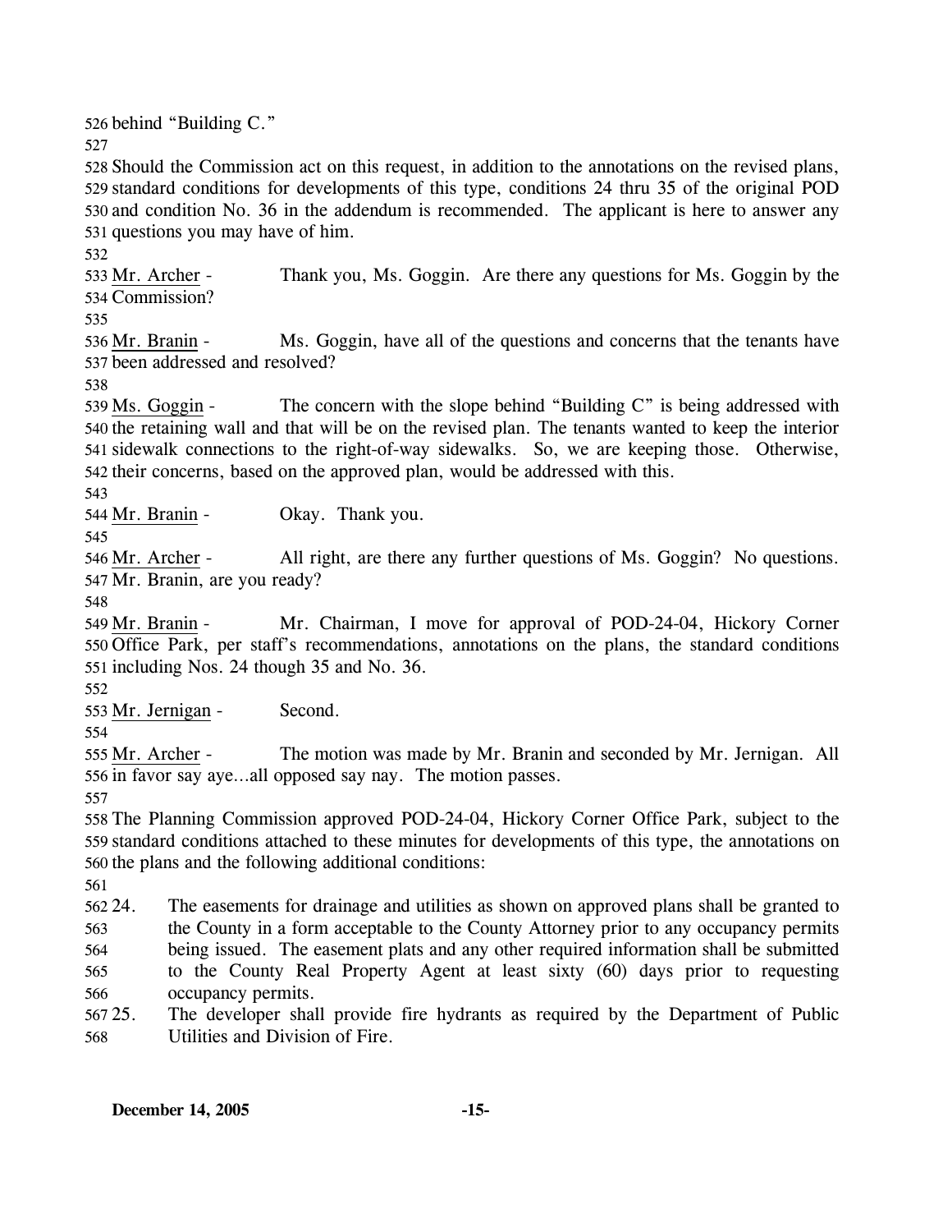behind "Building C."

Should the Commission act on this request, in addition to the annotations on the revised plans, standard conditions for developments of this type, conditions 24 thru 35 of the original POD and condition No. 36 in the addendum is recommended. The applicant is here to answer any questions you may have of him.

Mr. Archer - Thank you, Ms. Goggin. Are there any questions for Ms. Goggin by the Commission?

Mr. Branin - Ms. Goggin, have all of the questions and concerns that the tenants have been addressed and resolved?

Ms. Goggin - The concern with the slope behind "Building C" is being addressed with the retaining wall and that will be on the revised plan. The tenants wanted to keep the interior sidewalk connections to the right-of-way sidewalks. So, we are keeping those. Otherwise, their concerns, based on the approved plan, would be addressed with this.

Mr. Branin - Okay. Thank you.

Mr. Archer - All right, are there any further questions of Ms. Goggin? No questions. Mr. Branin, are you ready?

Mr. Branin - Mr. Chairman, I move for approval of POD-24-04, Hickory Corner Office Park, per staff's recommendations, annotations on the plans, the standard conditions including Nos. 24 though 35 and No. 36.

Mr. Jernigan - Second.

Mr. Archer - The motion was made by Mr. Branin and seconded by Mr. Jernigan. All in favor say aye…all opposed say nay. The motion passes.

The Planning Commission approved POD-24-04, Hickory Corner Office Park, subject to the standard conditions attached to these minutes for developments of this type, the annotations on the plans and the following additional conditions:

24. The easements for drainage and utilities as shown on approved plans shall be granted to the County in a form acceptable to the County Attorney prior to any occupancy permits being issued. The easement plats and any other required information shall be submitted to the County Real Property Agent at least sixty (60) days prior to requesting occupancy permits.
25. The developer shall provide fire hydrants as required by the Department of Public Utilities and Division of Fire.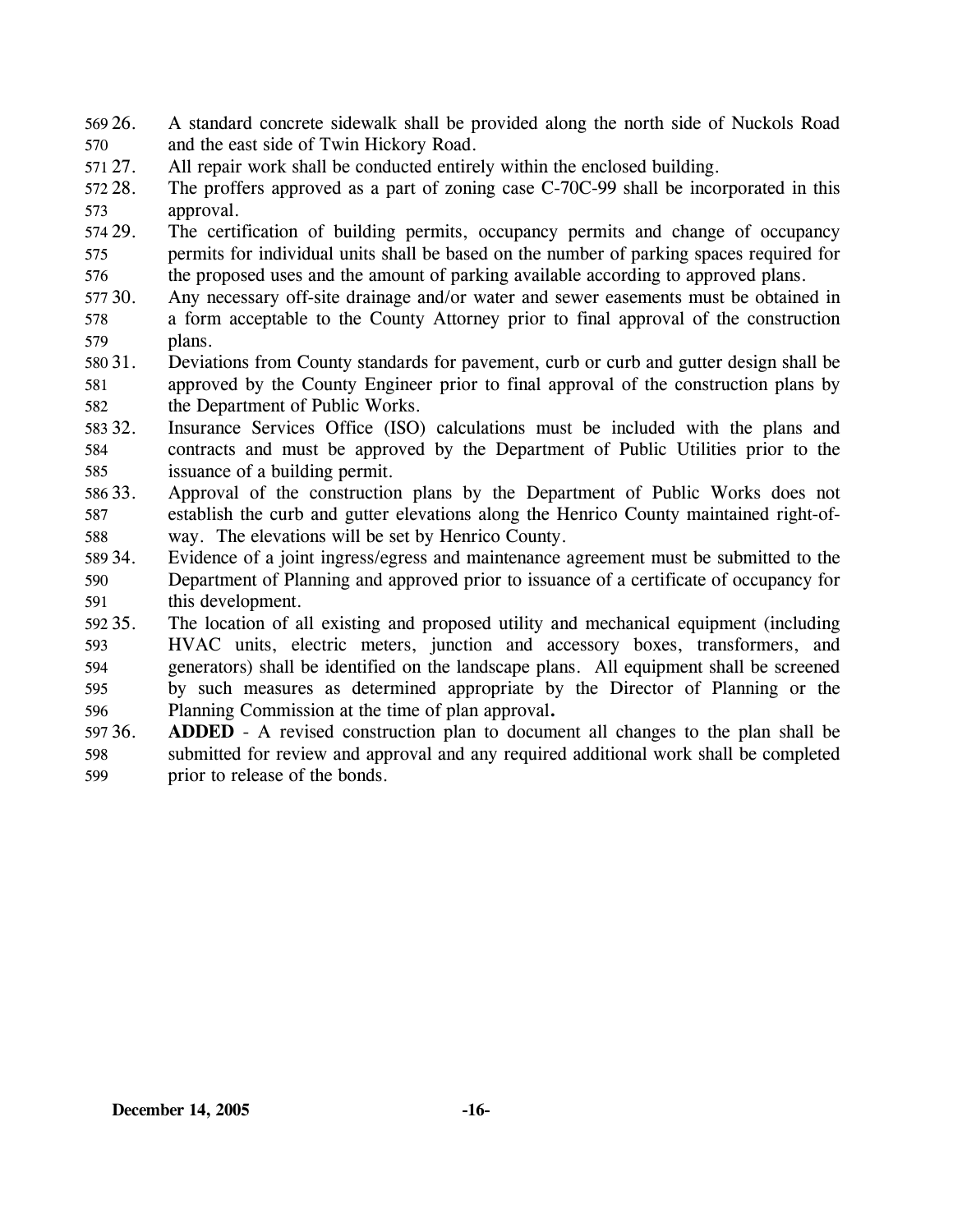26. A standard concrete sidewalk shall be provided along the north side of Nuckols Road and the east side of Twin Hickory Road.
27. All repair work shall be conducted entirely within the enclosed building.
28. The proffers approved as a part of zoning case C-70C-99 shall be incorporated in this approval.
29. The certification of building permits, occupancy permits and change of occupancy permits for individual units shall be based on the number of parking spaces required for the proposed uses and the amount of parking available according to approved plans.
30. Any necessary off-site drainage and/or water and sewer easements must be obtained in a form acceptable to the County Attorney prior to final approval of the construction plans.
31. Deviations from County standards for pavement, curb or curb and gutter design shall be approved by the County Engineer prior to final approval of the construction plans by the Department of Public Works.
32. Insurance Services Office (ISO) calculations must be included with the plans and contracts and must be approved by the Department of Public Utilities prior to the issuance of a building permit.
33. Approval of the construction plans by the Department of Public Works does not establish the curb and gutter elevations along the Henrico County maintained right-of-way. The elevations will be set by Henrico County.
34. Evidence of a joint ingress/egress and maintenance agreement must be submitted to the Department of Planning and approved prior to issuance of a certificate of occupancy for this development.
35. The location of all existing and proposed utility and mechanical equipment (including HVAC units, electric meters, junction and accessory boxes, transformers, and generators) shall be identified on the landscape plans. All equipment shall be screened by such measures as determined appropriate by the Director of Planning or the Planning Commission at the time of plan approval**.**
36. **ADDED** - A revised construction plan to document all changes to the plan shall be submitted for review and approval and any required additional work shall be completed prior to release of the bonds.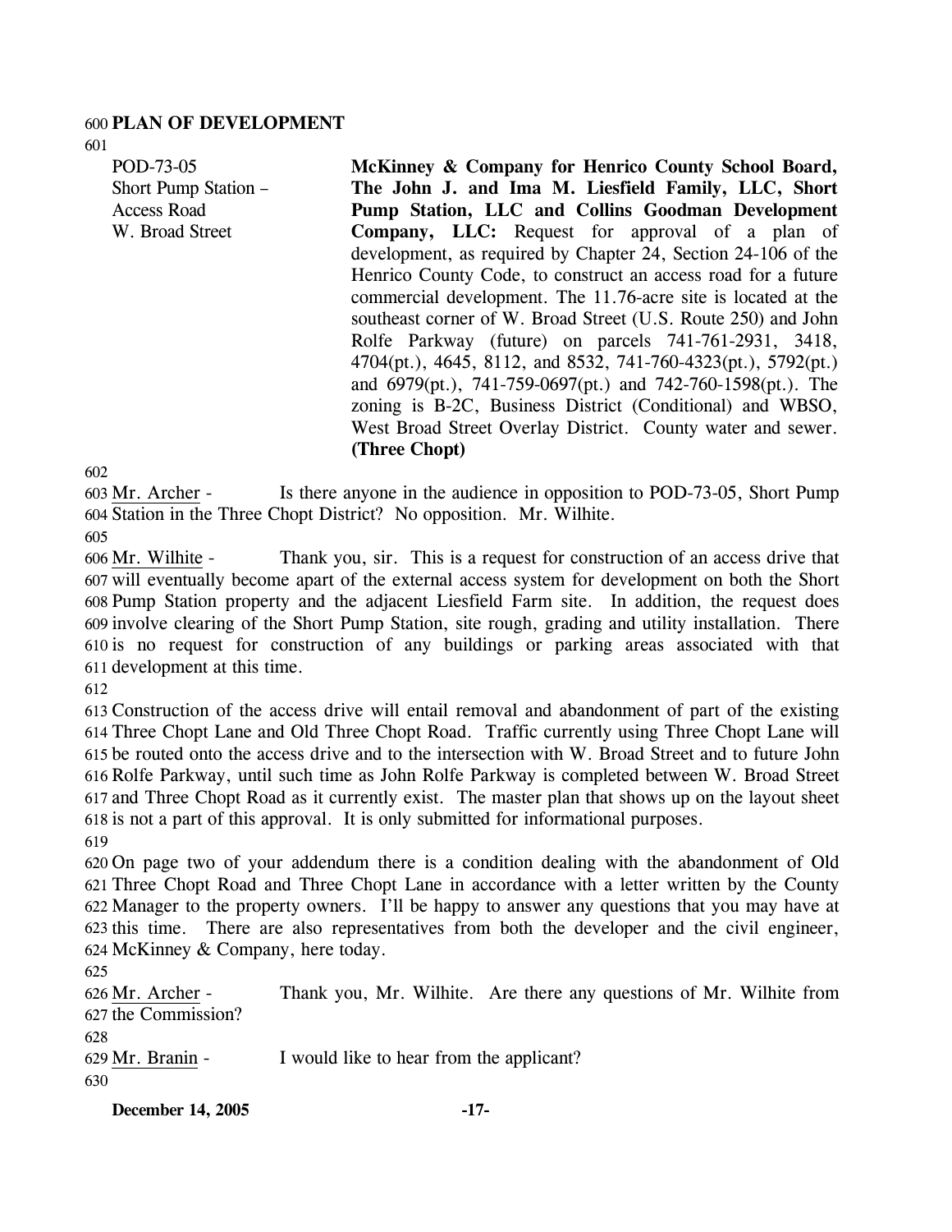# PLAN OF DEVELOPMENT

| | |
|---|---|
| POD-73-05<br>Short Pump Station –<br>Access Road<br>W. Broad Street | **McKinney & Company for Henrico County School Board, The John J. and Ima M. Liesfield Family, LLC, Short Pump Station, LLC and Collins Goodman Development Company, LLC:** Request for approval of a plan of development, as required by Chapter 24, Section 24-106 of the Henrico County Code, to construct an access road for a future commercial development. The 11.76-acre site is located at the southeast corner of W. Broad Street (U.S. Route 250) and John Rolfe Parkway (future) on parcels 741-761-2931, 3418, 4704(pt.), 4645, 8112, and 8532, 741-760-4323(pt.), 5792(pt.) and 6979(pt.), 741-759-0697(pt.) and 742-760-1598(pt.). The zoning is B-2C, Business District (Conditional) and WBSO, West Broad Street Overlay District. County water and sewer. **(Three Chopt)** |

Mr. Archer - Is there anyone in the audience in opposition to POD-73-05, Short Pump Station in the Three Chopt District? No opposition. Mr. Wilhite.

Mr. Wilhite - Thank you, sir. This is a request for construction of an access drive that will eventually become apart of the external access system for development on both the Short Pump Station property and the adjacent Liesfield Farm site. In addition, the request does involve clearing of the Short Pump Station, site rough, grading and utility installation. There is no request for construction of any buildings or parking areas associated with that development at this time.

Construction of the access drive will entail removal and abandonment of part of the existing Three Chopt Lane and Old Three Chopt Road. Traffic currently using Three Chopt Lane will be routed onto the access drive and to the intersection with W. Broad Street and to future John Rolfe Parkway, until such time as John Rolfe Parkway is completed between W. Broad Street and Three Chopt Road as it currently exist. The master plan that shows up on the layout sheet is not a part of this approval. It is only submitted for informational purposes.

On page two of your addendum there is a condition dealing with the abandonment of Old Three Chopt Road and Three Chopt Lane in accordance with a letter written by the County Manager to the property owners. I'll be happy to answer any questions that you may have at this time. There are also representatives from both the developer and the civil engineer, McKinney & Company, here today.

Mr. Archer - Thank you, Mr. Wilhite. Are there any questions of Mr. Wilhite from the Commission?

Mr. Branin - I would like to hear from the applicant?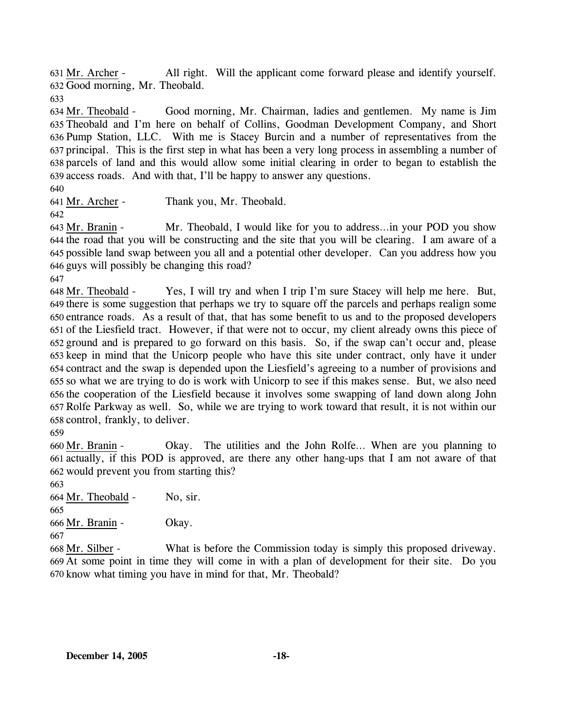631 Mr. Archer - All right. Will the applicant come forward please and identify yourself.
632 Good morning, Mr. Theobald.
633
634 Mr. Theobald - Good morning, Mr. Chairman, ladies and gentlemen. My name is Jim
635 Theobald and I'm here on behalf of Collins, Goodman Development Company, and Short
636 Pump Station, LLC. With me is Stacey Burcin and a number of representatives from the
637 principal. This is the first step in what has been a very long process in assembling a number of
638 parcels of land and this would allow some initial clearing in order to began to establish the
639 access roads. And with that, I'll be happy to answer any questions.
640
641 Mr. Archer - Thank you, Mr. Theobald.
642
643 Mr. Branin - Mr. Theobald, I would like for you to address…in your POD you show
644 the road that you will be constructing and the site that you will be clearing. I am aware of a
645 possible land swap between you all and a potential other developer. Can you address how you
646 guys will possibly be changing this road?
647
648 Mr. Theobald - Yes, I will try and when I trip I'm sure Stacey will help me here. But,
649 there is some suggestion that perhaps we try to square off the parcels and perhaps realign some
650 entrance roads. As a result of that, that has some benefit to us and to the proposed developers
651 of the Liesfield tract. However, if that were not to occur, my client already owns this piece of
652 ground and is prepared to go forward on this basis. So, if the swap can't occur and, please
653 keep in mind that the Unicorp people who have this site under contract, only have it under
654 contract and the swap is depended upon the Liesfield's agreeing to a number of provisions and
655 so what we are trying to do is work with Unicorp to see if this makes sense. But, we also need
656 the cooperation of the Liesfield because it involves some swapping of land down along John
657 Rolfe Parkway as well. So, while we are trying to work toward that result, it is not within our
658 control, frankly, to deliver.
659
660 Mr. Branin - Okay. The utilities and the John Rolfe… When are you planning to
661 actually, if this POD is approved, are there any other hang-ups that I am not aware of that
662 would prevent you from starting this?
663
664 Mr. Theobald - No, sir.
665
666 Mr. Branin - Okay.
667
668 Mr. Silber - What is before the Commission today is simply this proposed driveway.
669 At some point in time they will come in with a plan of development for their site. Do you
670 know what timing you have in mind for that, Mr. Theobald?

**December 14, 2005**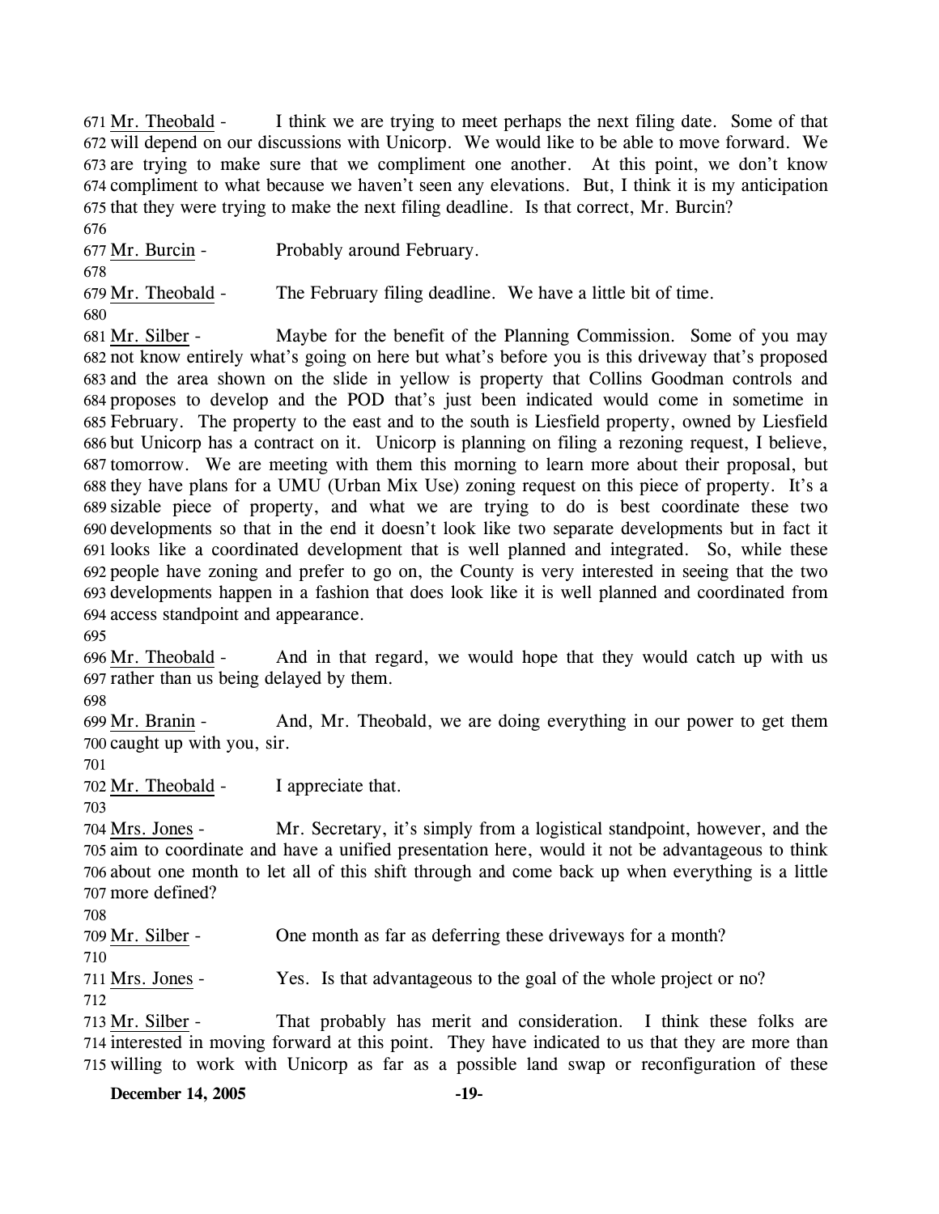671 Mr. Theobald - I think we are trying to meet perhaps the next filing date. Some of that 672 will depend on our discussions with Unicorp. We would like to be able to move forward. We 673 are trying to make sure that we compliment one another. At this point, we don't know 674 compliment to what because we haven't seen any elevations. But, I think it is my anticipation 675 that they were trying to make the next filing deadline. Is that correct, Mr. Burcin?

676

677 Mr. Burcin - Probably around February.

678

679 Mr. Theobald - The February filing deadline. We have a little bit of time.

680

681 Mr. Silber - Maybe for the benefit of the Planning Commission. Some of you may 682 not know entirely what's going on here but what's before you is this driveway that's proposed 683 and the area shown on the slide in yellow is property that Collins Goodman controls and 684 proposes to develop and the POD that's just been indicated would come in sometime in 685 February. The property to the east and to the south is Liesfield property, owned by Liesfield 686 but Unicorp has a contract on it. Unicorp is planning on filing a rezoning request, I believe, 687 tomorrow. We are meeting with them this morning to learn more about their proposal, but 688 they have plans for a UMU (Urban Mix Use) zoning request on this piece of property. It's a 689 sizable piece of property, and what we are trying to do is best coordinate these two 690 developments so that in the end it doesn't look like two separate developments but in fact it 691 looks like a coordinated development that is well planned and integrated. So, while these 692 people have zoning and prefer to go on, the County is very interested in seeing that the two 693 developments happen in a fashion that does look like it is well planned and coordinated from 694 access standpoint and appearance.

695

696 Mr. Theobald - And in that regard, we would hope that they would catch up with us 697 rather than us being delayed by them.

698

699 Mr. Branin - And, Mr. Theobald, we are doing everything in our power to get them 700 caught up with you, sir.

701

702 Mr. Theobald - I appreciate that.

703

704 Mrs. Jones - Mr. Secretary, it's simply from a logistical standpoint, however, and the 705 aim to coordinate and have a unified presentation here, would it not be advantageous to think 706 about one month to let all of this shift through and come back up when everything is a little 707 more defined?

708

709 Mr. Silber - One month as far as deferring these driveways for a month?

710

711 Mrs. Jones - Yes. Is that advantageous to the goal of the whole project or no?

712

713 Mr. Silber - That probably has merit and consideration. I think these folks are 714 interested in moving forward at this point. They have indicated to us that they are more than 715 willing to work with Unicorp as far as a possible land swap or reconfiguration of these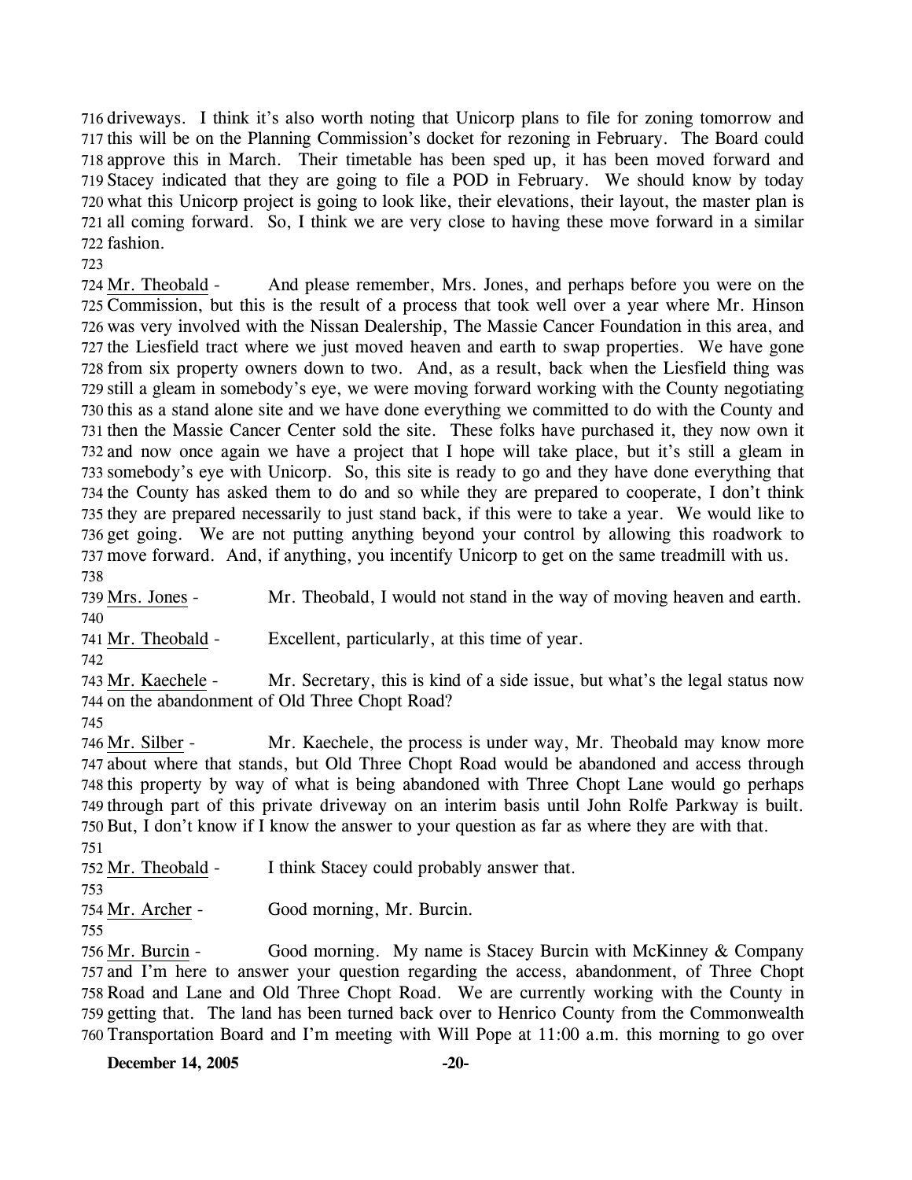716 driveways. I think it's also worth noting that Unicorp plans to file for zoning tomorrow and 717 this will be on the Planning Commission's docket for rezoning in February. The Board could 718 approve this in March. Their timetable has been sped up, it has been moved forward and 719 Stacey indicated that they are going to file a POD in February. We should know by today 720 what this Unicorp project is going to look like, their elevations, their layout, the master plan is 721 all coming forward. So, I think we are very close to having these move forward in a similar 722 fashion.

723

724 Mr. Theobald - And please remember, Mrs. Jones, and perhaps before you were on the 725 Commission, but this is the result of a process that took well over a year where Mr. Hinson 726 was very involved with the Nissan Dealership, The Massie Cancer Foundation in this area, and 727 the Liesfield tract where we just moved heaven and earth to swap properties. We have gone 728 from six property owners down to two. And, as a result, back when the Liesfield thing was 729 still a gleam in somebody's eye, we were moving forward working with the County negotiating 730 this as a stand alone site and we have done everything we committed to do with the County and 731 then the Massie Cancer Center sold the site. These folks have purchased it, they now own it 732 and now once again we have a project that I hope will take place, but it's still a gleam in 733 somebody's eye with Unicorp. So, this site is ready to go and they have done everything that 734 the County has asked them to do and so while they are prepared to cooperate, I don't think 735 they are prepared necessarily to just stand back, if this were to take a year. We would like to 736 get going. We are not putting anything beyond your control by allowing this roadwork to 737 move forward. And, if anything, you incentify Unicorp to get on the same treadmill with us.

738

739 Mrs. Jones - Mr. Theobald, I would not stand in the way of moving heaven and earth.

740

741 Mr. Theobald - Excellent, particularly, at this time of year.

742

743 Mr. Kaechele - Mr. Secretary, this is kind of a side issue, but what's the legal status now 744 on the abandonment of Old Three Chopt Road?

745

746 Mr. Silber - Mr. Kaechele, the process is under way, Mr. Theobald may know more 747 about where that stands, but Old Three Chopt Road would be abandoned and access through 748 this property by way of what is being abandoned with Three Chopt Lane would go perhaps 749 through part of this private driveway on an interim basis until John Rolfe Parkway is built. 750 But, I don't know if I know the answer to your question as far as where they are with that.

751

752 Mr. Theobald - I think Stacey could probably answer that.

753

754 Mr. Archer - Good morning, Mr. Burcin.

755

756 Mr. Burcin - Good morning. My name is Stacey Burcin with McKinney & Company 757 and I'm here to answer your question regarding the access, abandonment, of Three Chopt 758 Road and Lane and Old Three Chopt Road. We are currently working with the County in 759 getting that. The land has been turned back over to Henrico County from the Commonwealth 760 Transportation Board and I'm meeting with Will Pope at 11:00 a.m. this morning to go over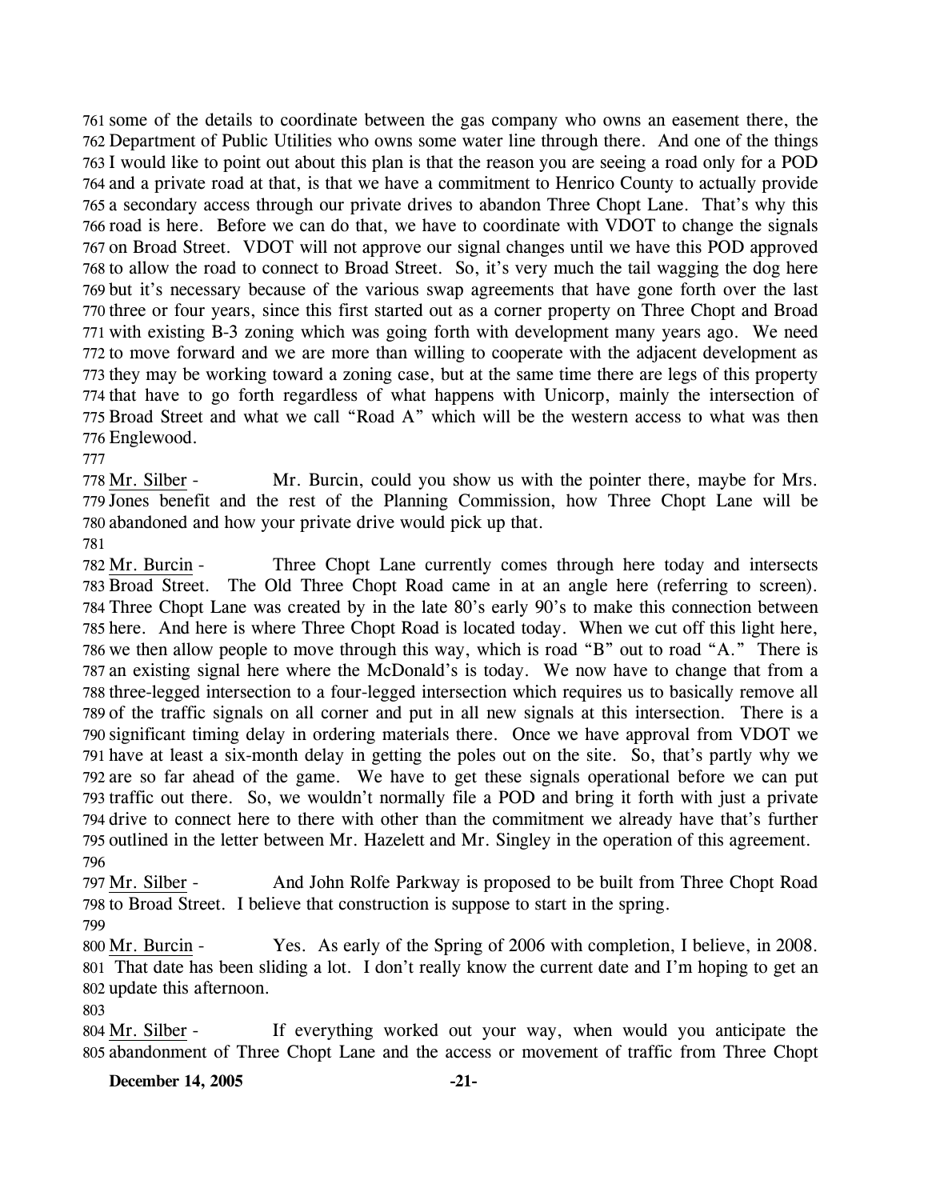761 some of the details to coordinate between the gas company who owns an easement there, the
762 Department of Public Utilities who owns some water line through there. And one of the things
763 I would like to point out about this plan is that the reason you are seeing a road only for a POD
764 and a private road at that, is that we have a commitment to Henrico County to actually provide
765 a secondary access through our private drives to abandon Three Chopt Lane. That's why this
766 road is here. Before we can do that, we have to coordinate with VDOT to change the signals
767 on Broad Street. VDOT will not approve our signal changes until we have this POD approved
768 to allow the road to connect to Broad Street. So, it's very much the tail wagging the dog here
769 but it's necessary because of the various swap agreements that have gone forth over the last
770 three or four years, since this first started out as a corner property on Three Chopt and Broad
771 with existing B-3 zoning which was going forth with development many years ago. We need
772 to move forward and we are more than willing to cooperate with the adjacent development as
773 they may be working toward a zoning case, but at the same time there are legs of this property
774 that have to go forth regardless of what happens with Unicorp, mainly the intersection of
775 Broad Street and what we call "Road A" which will be the western access to what was then
776 Englewood.
777
778 Mr. Silber - Mr. Burcin, could you show us with the pointer there, maybe for Mrs.
779 Jones benefit and the rest of the Planning Commission, how Three Chopt Lane will be
780 abandoned and how your private drive would pick up that.
781
782 Mr. Burcin - Three Chopt Lane currently comes through here today and intersects
783 Broad Street. The Old Three Chopt Road came in at an angle here (referring to screen).
784 Three Chopt Lane was created by in the late 80's early 90's to make this connection between
785 here. And here is where Three Chopt Road is located today. When we cut off this light here,
786 we then allow people to move through this way, which is road "B" out to road "A." There is
787 an existing signal here where the McDonald's is today. We now have to change that from a
788 three-legged intersection to a four-legged intersection which requires us to basically remove all
789 of the traffic signals on all corner and put in all new signals at this intersection. There is a
790 significant timing delay in ordering materials there. Once we have approval from VDOT we
791 have at least a six-month delay in getting the poles out on the site. So, that's partly why we
792 are so far ahead of the game. We have to get these signals operational before we can put
793 traffic out there. So, we wouldn't normally file a POD and bring it forth with just a private
794 drive to connect here to there with other than the commitment we already have that's further
795 outlined in the letter between Mr. Hazelett and Mr. Singley in the operation of this agreement.
796
797 Mr. Silber - And John Rolfe Parkway is proposed to be built from Three Chopt Road
798 to Broad Street. I believe that construction is suppose to start in the spring.
799
800 Mr. Burcin - Yes. As early of the Spring of 2006 with completion, I believe, in 2008.
801 That date has been sliding a lot. I don't really know the current date and I'm hoping to get an
802 update this afternoon.
803
804 Mr. Silber - If everything worked out your way, when would you anticipate the
805 abandonment of Three Chopt Lane and the access or movement of traffic from Three Chopt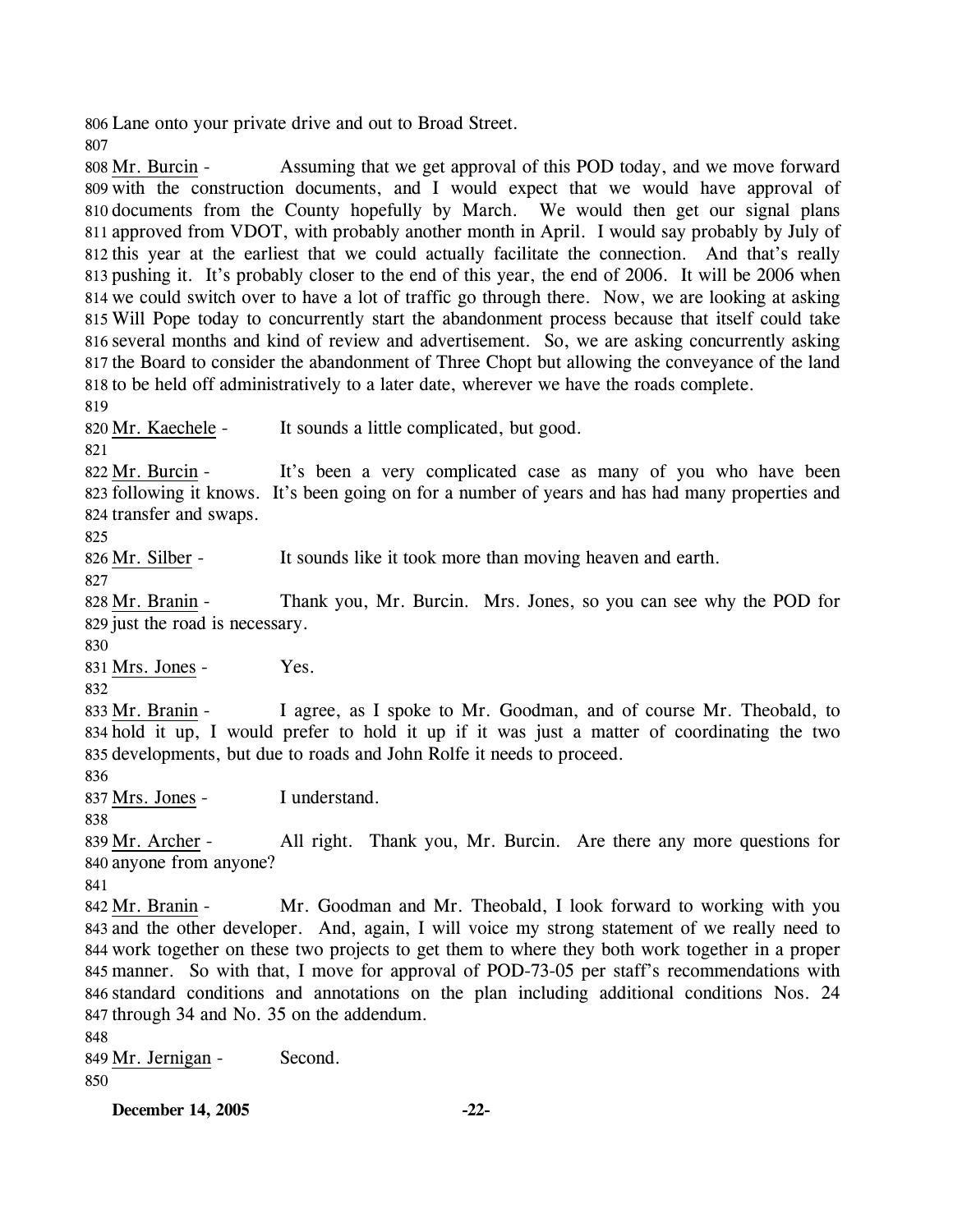Lane onto your private drive and out to Broad Street.

Mr. Burcin - Assuming that we get approval of this POD today, and we move forward with the construction documents, and I would expect that we would have approval of documents from the County hopefully by March. We would then get our signal plans approved from VDOT, with probably another month in April. I would say probably by July of this year at the earliest that we could actually facilitate the connection. And that's really pushing it. It's probably closer to the end of this year, the end of 2006. It will be 2006 when we could switch over to have a lot of traffic go through there. Now, we are looking at asking Will Pope today to concurrently start the abandonment process because that itself could take several months and kind of review and advertisement. So, we are asking concurrently asking the Board to consider the abandonment of Three Chopt but allowing the conveyance of the land to be held off administratively to a later date, wherever we have the roads complete.

Mr. Kaechele - It sounds a little complicated, but good.

Mr. Burcin - It's been a very complicated case as many of you who have been following it knows. It's been going on for a number of years and has had many properties and transfer and swaps.

Mr. Silber - It sounds like it took more than moving heaven and earth.

Mr. Branin - Thank you, Mr. Burcin. Mrs. Jones, so you can see why the POD for just the road is necessary.

Mrs. Jones - Yes.

Mr. Branin - I agree, as I spoke to Mr. Goodman, and of course Mr. Theobald, to hold it up, I would prefer to hold it up if it was just a matter of coordinating the two developments, but due to roads and John Rolfe it needs to proceed.

Mrs. Jones - I understand.

Mr. Archer - All right. Thank you, Mr. Burcin. Are there any more questions for anyone from anyone?

Mr. Branin - Mr. Goodman and Mr. Theobald, I look forward to working with you and the other developer. And, again, I will voice my strong statement of we really need to work together on these two projects to get them to where they both work together in a proper manner. So with that, I move for approval of POD-73-05 per staff's recommendations with standard conditions and annotations on the plan including additional conditions Nos. 24 through 34 and No. 35 on the addendum.

Mr. Jernigan - Second.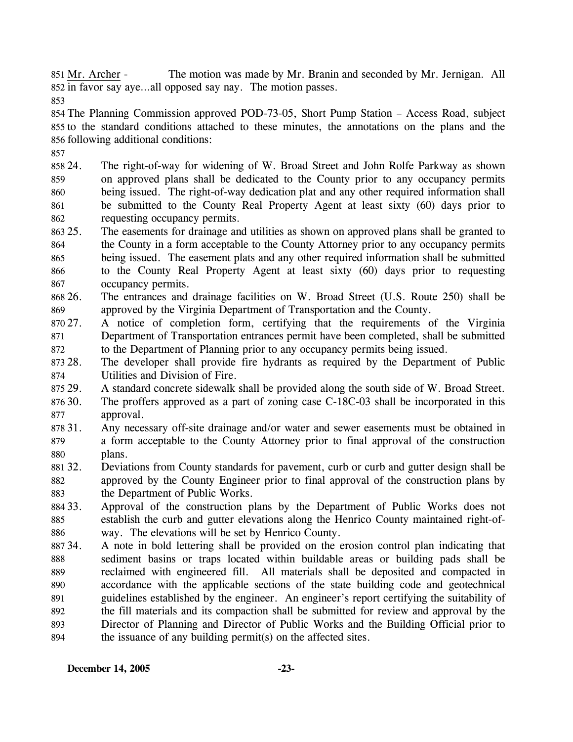Mr. Archer - The motion was made by Mr. Branin and seconded by Mr. Jernigan. All in favor say aye…all opposed say nay. The motion passes.

The Planning Commission approved POD-73-05, Short Pump Station – Access Road, subject to the standard conditions attached to these minutes, the annotations on the plans and the following additional conditions:

24. The right-of-way for widening of W. Broad Street and John Rolfe Parkway as shown on approved plans shall be dedicated to the County prior to any occupancy permits being issued. The right-of-way dedication plat and any other required information shall be submitted to the County Real Property Agent at least sixty (60) days prior to requesting occupancy permits.
25. The easements for drainage and utilities as shown on approved plans shall be granted to the County in a form acceptable to the County Attorney prior to any occupancy permits being issued. The easement plats and any other required information shall be submitted to the County Real Property Agent at least sixty (60) days prior to requesting occupancy permits.
26. The entrances and drainage facilities on W. Broad Street (U.S. Route 250) shall be approved by the Virginia Department of Transportation and the County.
27. A notice of completion form, certifying that the requirements of the Virginia Department of Transportation entrances permit have been completed, shall be submitted to the Department of Planning prior to any occupancy permits being issued.
28. The developer shall provide fire hydrants as required by the Department of Public Utilities and Division of Fire.
29. A standard concrete sidewalk shall be provided along the south side of W. Broad Street.
30. The proffers approved as a part of zoning case C-18C-03 shall be incorporated in this approval.
31. Any necessary off-site drainage and/or water and sewer easements must be obtained in a form acceptable to the County Attorney prior to final approval of the construction plans.
32. Deviations from County standards for pavement, curb or curb and gutter design shall be approved by the County Engineer prior to final approval of the construction plans by the Department of Public Works.
33. Approval of the construction plans by the Department of Public Works does not establish the curb and gutter elevations along the Henrico County maintained right-of-way. The elevations will be set by Henrico County.
34. A note in bold lettering shall be provided on the erosion control plan indicating that sediment basins or traps located within buildable areas or building pads shall be reclaimed with engineered fill. All materials shall be deposited and compacted in accordance with the applicable sections of the state building code and geotechnical guidelines established by the engineer. An engineer's report certifying the suitability of the fill materials and its compaction shall be submitted for review and approval by the Director of Planning and Director of Public Works and the Building Official prior to the issuance of any building permit(s) on the affected sites.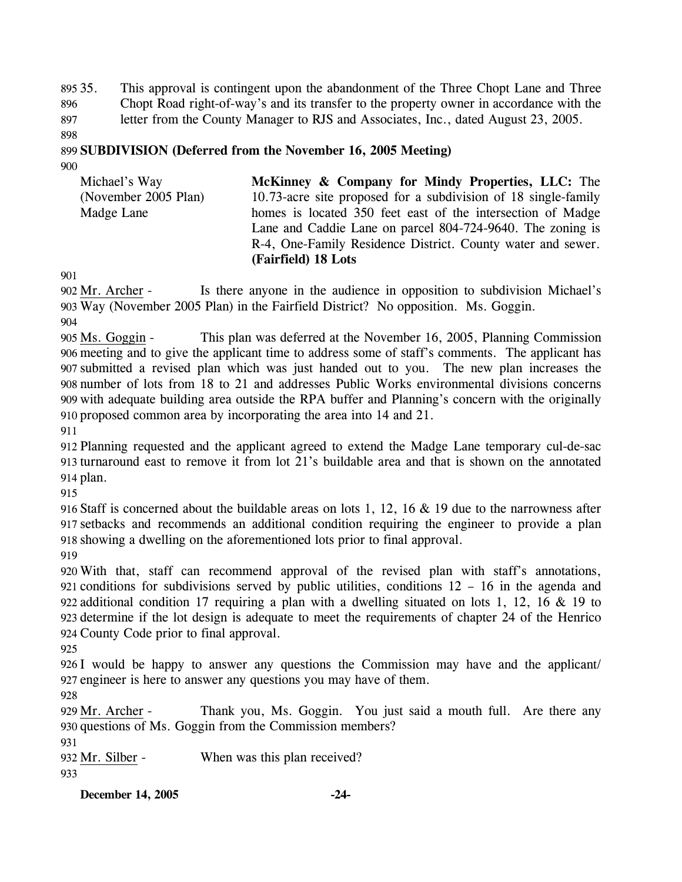35. This approval is contingent upon the abandonment of the Three Chopt Lane and Three Chopt Road right-of-way's and its transfer to the property owner in accordance with the letter from the County Manager to RJS and Associates, Inc., dated August 23, 2005.

**SUBDIVISION (Deferred from the November 16, 2005 Meeting)**

| | |
|---|---|
| Michael's Way (November 2005 Plan) Madge Lane | **McKinney & Company for Mindy Properties, LLC:** The 10.73-acre site proposed for a subdivision of 18 single-family homes is located 350 feet east of the intersection of Madge Lane and Caddie Lane on parcel 804-724-9640. The zoning is R-4, One-Family Residence District. County water and sewer. **(Fairfield) 18 Lots** |

Mr. Archer - Is there anyone in the audience in opposition to subdivision Michael's Way (November 2005 Plan) in the Fairfield District? No opposition. Ms. Goggin.

Ms. Goggin - This plan was deferred at the November 16, 2005, Planning Commission meeting and to give the applicant time to address some of staff's comments. The applicant has submitted a revised plan which was just handed out to you. The new plan increases the number of lots from 18 to 21 and addresses Public Works environmental divisions concerns with adequate building area outside the RPA buffer and Planning's concern with the originally proposed common area by incorporating the area into 14 and 21.

Planning requested and the applicant agreed to extend the Madge Lane temporary cul-de-sac turnaround east to remove it from lot 21's buildable area and that is shown on the annotated plan.

Staff is concerned about the buildable areas on lots 1, 12, 16 & 19 due to the narrowness after setbacks and recommends an additional condition requiring the engineer to provide a plan showing a dwelling on the aforementioned lots prior to final approval.

With that, staff can recommend approval of the revised plan with staff's annotations, conditions for subdivisions served by public utilities, conditions 12 – 16 in the agenda and additional condition 17 requiring a plan with a dwelling situated on lots 1, 12, 16 & 19 to determine if the lot design is adequate to meet the requirements of chapter 24 of the Henrico County Code prior to final approval.

I would be happy to answer any questions the Commission may have and the applicant/ engineer is here to answer any questions you may have of them.

Mr. Archer - Thank you, Ms. Goggin. You just said a mouth full. Are there any questions of Ms. Goggin from the Commission members?

Mr. Silber - When was this plan received?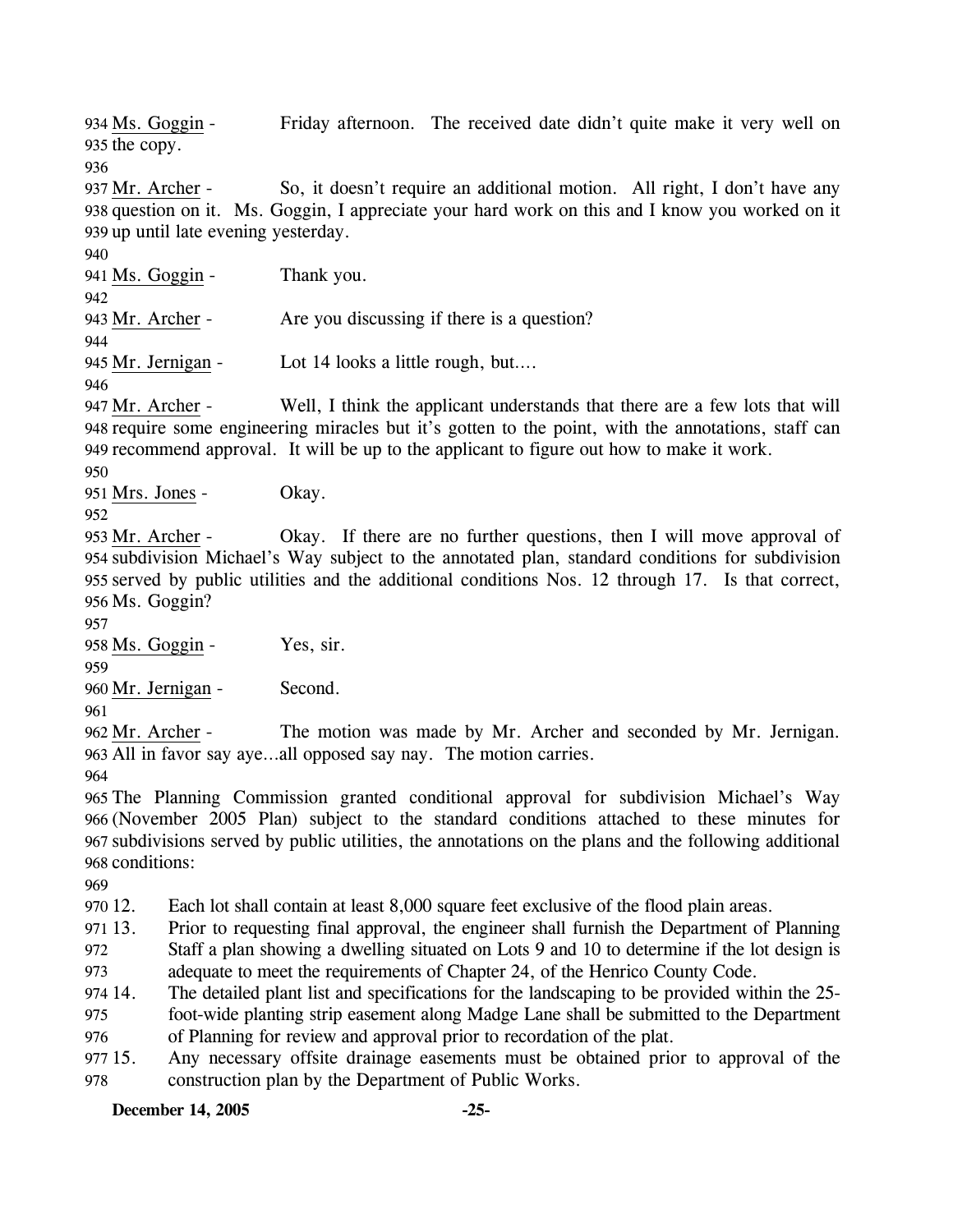Ms. Goggin - Friday afternoon. The received date didn't quite make it very well on the copy.

Mr. Archer - So, it doesn't require an additional motion. All right, I don't have any question on it. Ms. Goggin, I appreciate your hard work on this and I know you worked on it up until late evening yesterday.

Ms. Goggin - Thank you.

Mr. Archer - Are you discussing if there is a question?

Mr. Jernigan - Lot 14 looks a little rough, but....

Mr. Archer - Well, I think the applicant understands that there are a few lots that will require some engineering miracles but it's gotten to the point, with the annotations, staff can recommend approval. It will be up to the applicant to figure out how to make it work.

Mrs. Jones - Okay.

Mr. Archer - Okay. If there are no further questions, then I will move approval of subdivision Michael's Way subject to the annotated plan, standard conditions for subdivision served by public utilities and the additional conditions Nos. 12 through 17. Is that correct, Ms. Goggin?

Ms. Goggin - Yes, sir.

Mr. Jernigan - Second.

Mr. Archer - The motion was made by Mr. Archer and seconded by Mr. Jernigan. All in favor say aye…all opposed say nay. The motion carries.

The Planning Commission granted conditional approval for subdivision Michael's Way (November 2005 Plan) subject to the standard conditions attached to these minutes for subdivisions served by public utilities, the annotations on the plans and the following additional conditions:

12. Each lot shall contain at least 8,000 square feet exclusive of the flood plain areas.
13. Prior to requesting final approval, the engineer shall furnish the Department of Planning Staff a plan showing a dwelling situated on Lots 9 and 10 to determine if the lot design is adequate to meet the requirements of Chapter 24, of the Henrico County Code.
14. The detailed plant list and specifications for the landscaping to be provided within the 25-foot-wide planting strip easement along Madge Lane shall be submitted to the Department of Planning for review and approval prior to recordation of the plat.
15. Any necessary offsite drainage easements must be obtained prior to approval of the construction plan by the Department of Public Works.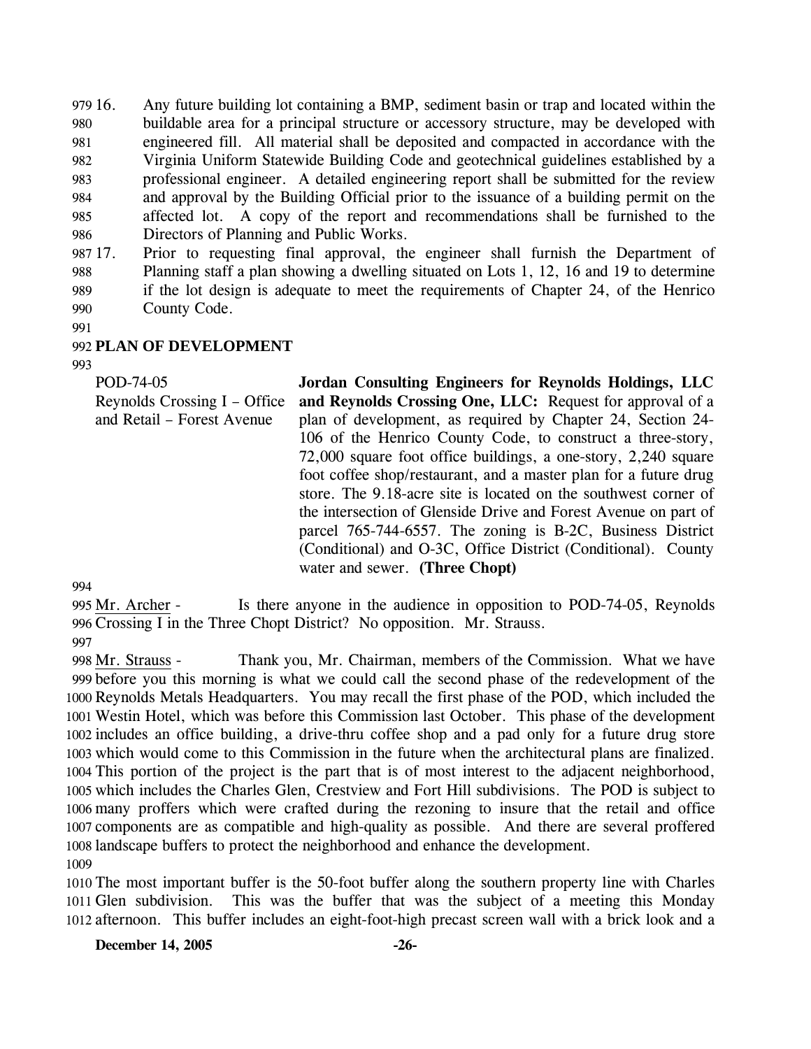16. Any future building lot containing a BMP, sediment basin or trap and located within the buildable area for a principal structure or accessory structure, may be developed with engineered fill. All material shall be deposited and compacted in accordance with the Virginia Uniform Statewide Building Code and geotechnical guidelines established by a professional engineer. A detailed engineering report shall be submitted for the review and approval by the Building Official prior to the issuance of a building permit on the affected lot. A copy of the report and recommendations shall be furnished to the Directors of Planning and Public Works.

17. Prior to requesting final approval, the engineer shall furnish the Department of Planning staff a plan showing a dwelling situated on Lots 1, 12, 16 and 19 to determine if the lot design is adequate to meet the requirements of Chapter 24, of the Henrico County Code.

## PLAN OF DEVELOPMENT

POD-74-05
Reynolds Crossing I – Office and Retail – Forest Avenue

**Jordan Consulting Engineers for Reynolds Holdings, LLC and Reynolds Crossing One, LLC:** Request for approval of a plan of development, as required by Chapter 24, Section 24-106 of the Henrico County Code, to construct a three-story, 72,000 square foot office buildings, a one-story, 2,240 square foot coffee shop/restaurant, and a master plan for a future drug store. The 9.18-acre site is located on the southwest corner of the intersection of Glenside Drive and Forest Avenue on part of parcel 765-744-6557. The zoning is B-2C, Business District (Conditional) and O-3C, Office District (Conditional). County water and sewer. **(Three Chopt)**

Mr. Archer - Is there anyone in the audience in opposition to POD-74-05, Reynolds Crossing I in the Three Chopt District? No opposition. Mr. Strauss.

Mr. Strauss - Thank you, Mr. Chairman, members of the Commission. What we have before you this morning is what we could call the second phase of the redevelopment of the Reynolds Metals Headquarters. You may recall the first phase of the POD, which included the Westin Hotel, which was before this Commission last October. This phase of the development includes an office building, a drive-thru coffee shop and a pad only for a future drug store which would come to this Commission in the future when the architectural plans are finalized. This portion of the project is the part that is of most interest to the adjacent neighborhood, which includes the Charles Glen, Crestview and Fort Hill subdivisions. The POD is subject to many proffers which were crafted during the rezoning to insure that the retail and office components are as compatible and high-quality as possible. And there are several proffered landscape buffers to protect the neighborhood and enhance the development.

The most important buffer is the 50-foot buffer along the southern property line with Charles Glen subdivision. This was the buffer that was the subject of a meeting this Monday afternoon. This buffer includes an eight-foot-high precast screen wall with a brick look and a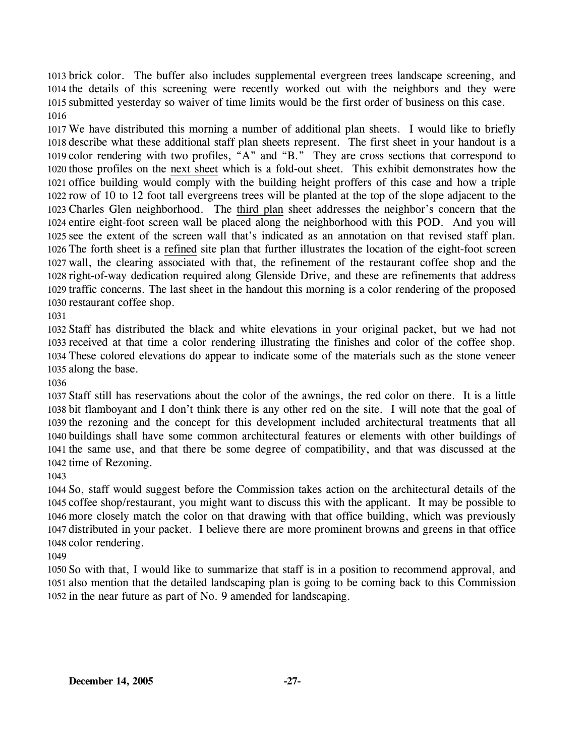brick color. The buffer also includes supplemental evergreen trees landscape screening, and the details of this screening were recently worked out with the neighbors and they were submitted yesterday so waiver of time limits would be the first order of business on this case.

We have distributed this morning a number of additional plan sheets. I would like to briefly describe what these additional staff plan sheets represent. The first sheet in your handout is a color rendering with two profiles, "A" and "B." They are cross sections that correspond to those profiles on the next sheet which is a fold-out sheet. This exhibit demonstrates how the office building would comply with the building height proffers of this case and how a triple row of 10 to 12 foot tall evergreens trees will be planted at the top of the slope adjacent to the Charles Glen neighborhood. The third plan sheet addresses the neighbor's concern that the entire eight-foot screen wall be placed along the neighborhood with this POD. And you will see the extent of the screen wall that's indicated as an annotation on that revised staff plan. The forth sheet is a refined site plan that further illustrates the location of the eight-foot screen wall, the clearing associated with that, the refinement of the restaurant coffee shop and the right-of-way dedication required along Glenside Drive, and these are refinements that address traffic concerns. The last sheet in the handout this morning is a color rendering of the proposed restaurant coffee shop.

Staff has distributed the black and white elevations in your original packet, but we had not received at that time a color rendering illustrating the finishes and color of the coffee shop. These colored elevations do appear to indicate some of the materials such as the stone veneer along the base.

Staff still has reservations about the color of the awnings, the red color on there. It is a little bit flamboyant and I don't think there is any other red on the site. I will note that the goal of the rezoning and the concept for this development included architectural treatments that all buildings shall have some common architectural features or elements with other buildings of the same use, and that there be some degree of compatibility, and that was discussed at the time of Rezoning.

So, staff would suggest before the Commission takes action on the architectural details of the coffee shop/restaurant, you might want to discuss this with the applicant. It may be possible to more closely match the color on that drawing with that office building, which was previously distributed in your packet. I believe there are more prominent browns and greens in that office color rendering.

So with that, I would like to summarize that staff is in a position to recommend approval, and also mention that the detailed landscaping plan is going to be coming back to this Commission in the near future as part of No. 9 amended for landscaping.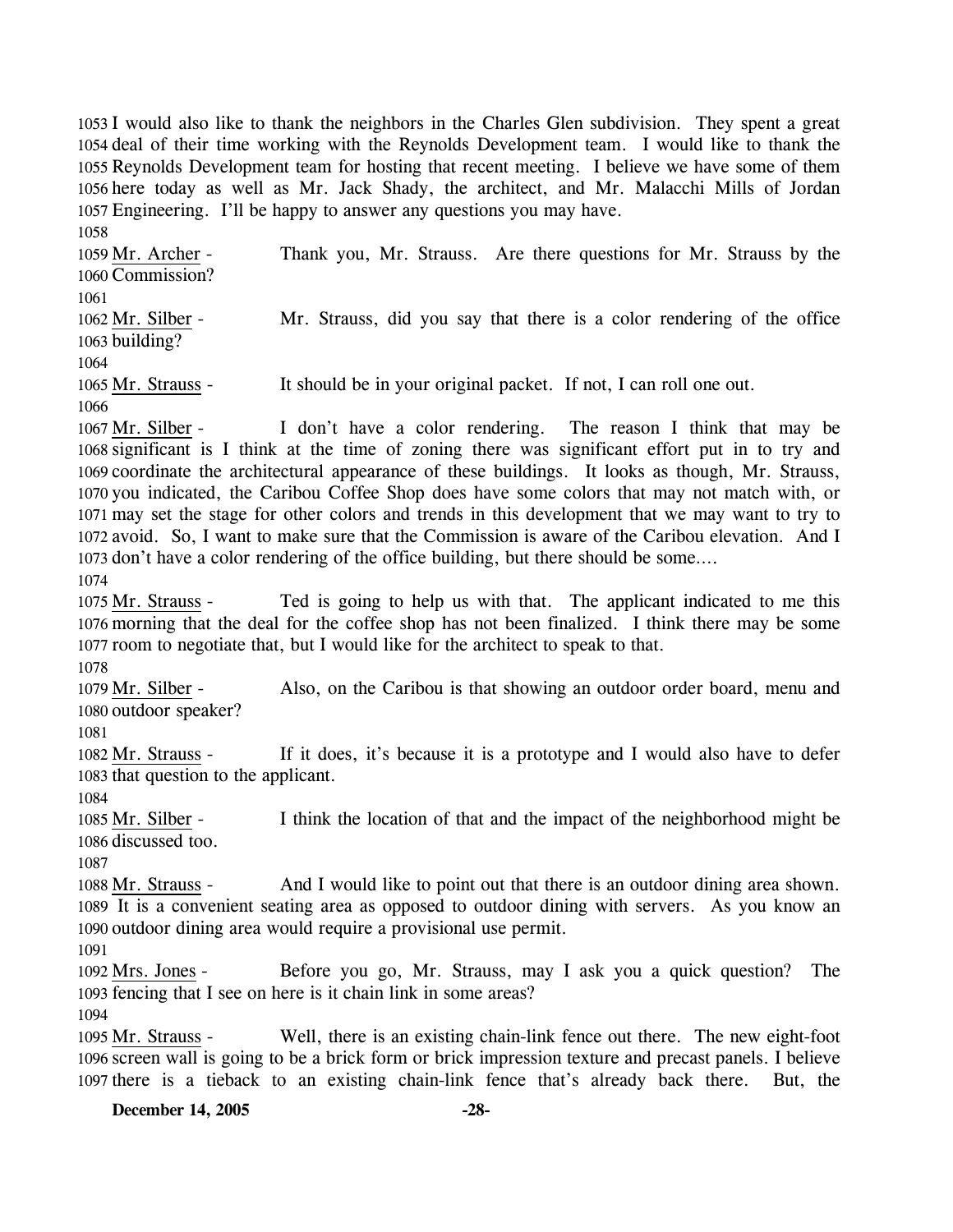1053 I would also like to thank the neighbors in the Charles Glen subdivision. They spent a great
1054 deal of their time working with the Reynolds Development team. I would like to thank the
1055 Reynolds Development team for hosting that recent meeting. I believe we have some of them
1056 here today as well as Mr. Jack Shady, the architect, and Mr. Malacchi Mills of Jordan
1057 Engineering. I'll be happy to answer any questions you may have.

1058

1059 Mr. Archer - Thank you, Mr. Strauss. Are there questions for Mr. Strauss by the
1060 Commission?

1061

1062 Mr. Silber - Mr. Strauss, did you say that there is a color rendering of the office
1063 building?

1064

1065 Mr. Strauss - It should be in your original packet. If not, I can roll one out.

1066

1067 Mr. Silber - I don't have a color rendering. The reason I think that may be
1068 significant is I think at the time of zoning there was significant effort put in to try and
1069 coordinate the architectural appearance of these buildings. It looks as though, Mr. Strauss,
1070 you indicated, the Caribou Coffee Shop does have some colors that may not match with, or
1071 may set the stage for other colors and trends in this development that we may want to try to
1072 avoid. So, I want to make sure that the Commission is aware of the Caribou elevation. And I
1073 don't have a color rendering of the office building, but there should be some....

1074

1075 Mr. Strauss - Ted is going to help us with that. The applicant indicated to me this
1076 morning that the deal for the coffee shop has not been finalized. I think there may be some
1077 room to negotiate that, but I would like for the architect to speak to that.

1078

1079 Mr. Silber - Also, on the Caribou is that showing an outdoor order board, menu and
1080 outdoor speaker?

1081

1082 Mr. Strauss - If it does, it's because it is a prototype and I would also have to defer
1083 that question to the applicant.

1084

1085 Mr. Silber - I think the location of that and the impact of the neighborhood might be
1086 discussed too.

1087

1088 Mr. Strauss - And I would like to point out that there is an outdoor dining area shown.
1089 It is a convenient seating area as opposed to outdoor dining with servers. As you know an
1090 outdoor dining area would require a provisional use permit.

1091

1092 Mrs. Jones - Before you go, Mr. Strauss, may I ask you a quick question? The
1093 fencing that I see on here is it chain link in some areas?

1094

1095 Mr. Strauss - Well, there is an existing chain-link fence out there. The new eight-foot
1096 screen wall is going to be a brick form or brick impression texture and precast panels. I believe
1097 there is a tieback to an existing chain-link fence that's already back there. But, the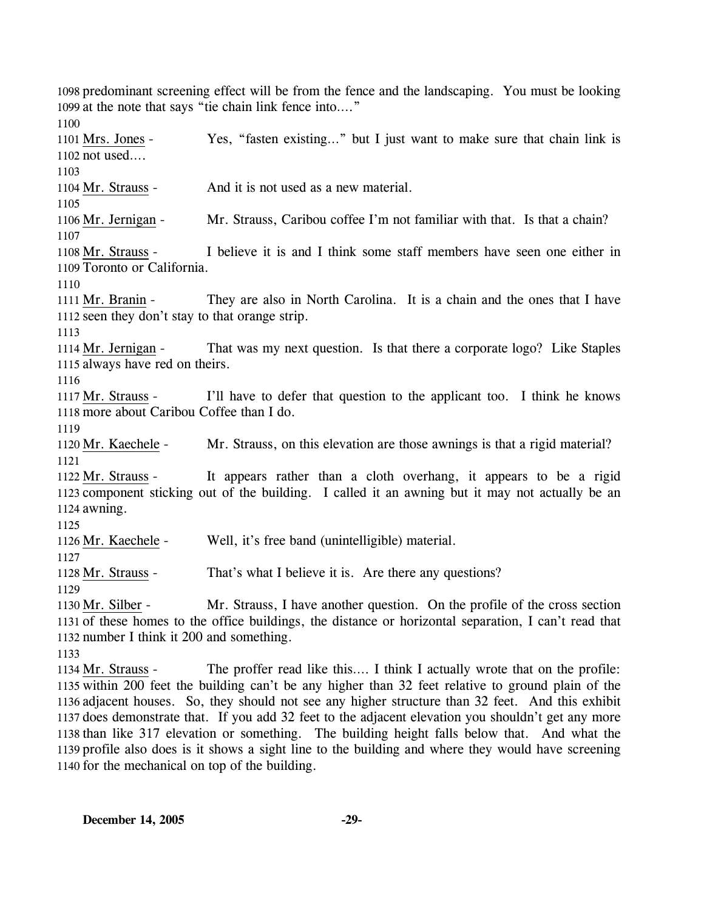1098 predominant screening effect will be from the fence and the landscaping. You must be looking
1099 at the note that says "tie chain link fence into…."

1100

1101 Mrs. Jones - Yes, "fasten existing…" but I just want to make sure that chain link is
1102 not used….

1103

1104 Mr. Strauss - And it is not used as a new material.

1105

1106 Mr. Jernigan - Mr. Strauss, Caribou coffee I'm not familiar with that. Is that a chain?

1107

1108 Mr. Strauss - I believe it is and I think some staff members have seen one either in
1109 Toronto or California.

1110

1111 Mr. Branin - They are also in North Carolina. It is a chain and the ones that I have
1112 seen they don't stay to that orange strip.

1113

1114 Mr. Jernigan - That was my next question. Is that there a corporate logo? Like Staples
1115 always have red on theirs.

1116

1117 Mr. Strauss - I'll have to defer that question to the applicant too. I think he knows
1118 more about Caribou Coffee than I do.

1119

1120 Mr. Kaechele - Mr. Strauss, on this elevation are those awnings is that a rigid material?

1121

1122 Mr. Strauss - It appears rather than a cloth overhang, it appears to be a rigid
1123 component sticking out of the building. I called it an awning but it may not actually be an
1124 awning.

1125

1126 Mr. Kaechele - Well, it's free band (unintelligible) material.

1127

1128 Mr. Strauss - That's what I believe it is. Are there any questions?

1129

1130 Mr. Silber - Mr. Strauss, I have another question. On the profile of the cross section
1131 of these homes to the office buildings, the distance or horizontal separation, I can't read that
1132 number I think it 200 and something.

1133

1134 Mr. Strauss - The proffer read like this…. I think I actually wrote that on the profile:
1135 within 200 feet the building can't be any higher than 32 feet relative to ground plain of the
1136 adjacent houses. So, they should not see any higher structure than 32 feet. And this exhibit
1137 does demonstrate that. If you add 32 feet to the adjacent elevation you shouldn't get any more
1138 than like 317 elevation or something. The building height falls below that. And what the
1139 profile also does is it shows a sight line to the building and where they would have screening
1140 for the mechanical on top of the building.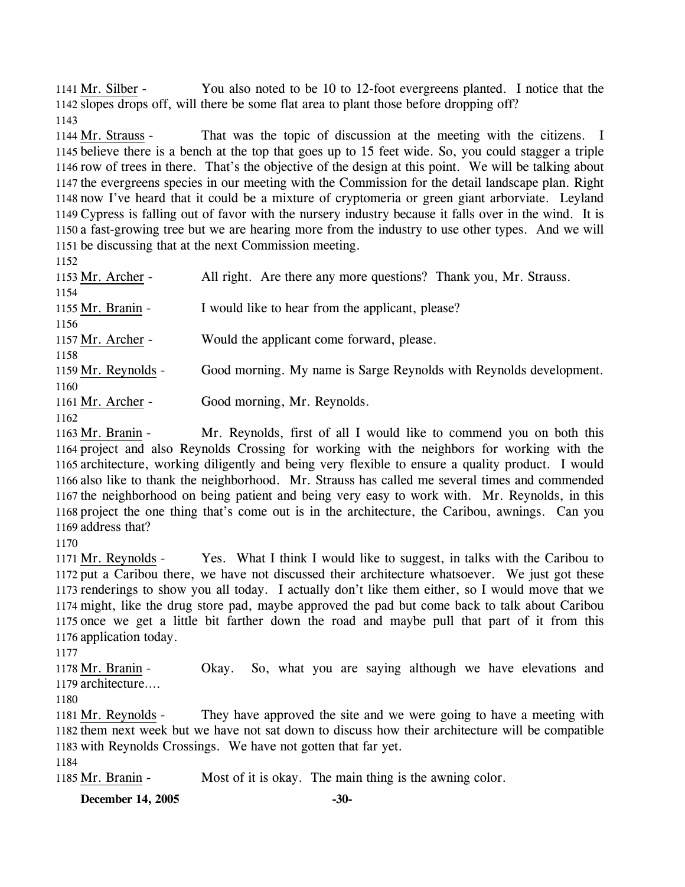1141 Mr. Silber - You also noted to be 10 to 12-foot evergreens planted. I notice that the 1142 slopes drops off, will there be some flat area to plant those before dropping off?

1143

1144 Mr. Strauss - That was the topic of discussion at the meeting with the citizens. I 1145 believe there is a bench at the top that goes up to 15 feet wide. So, you could stagger a triple 1146 row of trees in there. That's the objective of the design at this point. We will be talking about 1147 the evergreens species in our meeting with the Commission for the detail landscape plan. Right 1148 now I've heard that it could be a mixture of cryptomeria or green giant arborviate. Leyland 1149 Cypress is falling out of favor with the nursery industry because it falls over in the wind. It is 1150 a fast-growing tree but we are hearing more from the industry to use other types. And we will 1151 be discussing that at the next Commission meeting.

1152

1153 Mr. Archer - All right. Are there any more questions? Thank you, Mr. Strauss.

1154

1155 Mr. Branin - I would like to hear from the applicant, please?

1156

1157 Mr. Archer - Would the applicant come forward, please.

1158

1159 Mr. Reynolds - Good morning. My name is Sarge Reynolds with Reynolds development.

1160

1161 Mr. Archer - Good morning, Mr. Reynolds.

1162

1163 Mr. Branin - Mr. Reynolds, first of all I would like to commend you on both this 1164 project and also Reynolds Crossing for working with the neighbors for working with the 1165 architecture, working diligently and being very flexible to ensure a quality product. I would 1166 also like to thank the neighborhood. Mr. Strauss has called me several times and commended 1167 the neighborhood on being patient and being very easy to work with. Mr. Reynolds, in this 1168 project the one thing that's come out is in the architecture, the Caribou, awnings. Can you 1169 address that?

1170

1171 Mr. Reynolds - Yes. What I think I would like to suggest, in talks with the Caribou to 1172 put a Caribou there, we have not discussed their architecture whatsoever. We just got these 1173 renderings to show you all today. I actually don't like them either, so I would move that we 1174 might, like the drug store pad, maybe approved the pad but come back to talk about Caribou 1175 once we get a little bit farther down the road and maybe pull that part of it from this 1176 application today.

1177

1178 Mr. Branin - Okay. So, what you are saying although we have elevations and 1179 architecture….

1180

1181 Mr. Reynolds - They have approved the site and we were going to have a meeting with 1182 them next week but we have not sat down to discuss how their architecture will be compatible 1183 with Reynolds Crossings. We have not gotten that far yet.

1184

1185 Mr. Branin - Most of it is okay. The main thing is the awning color.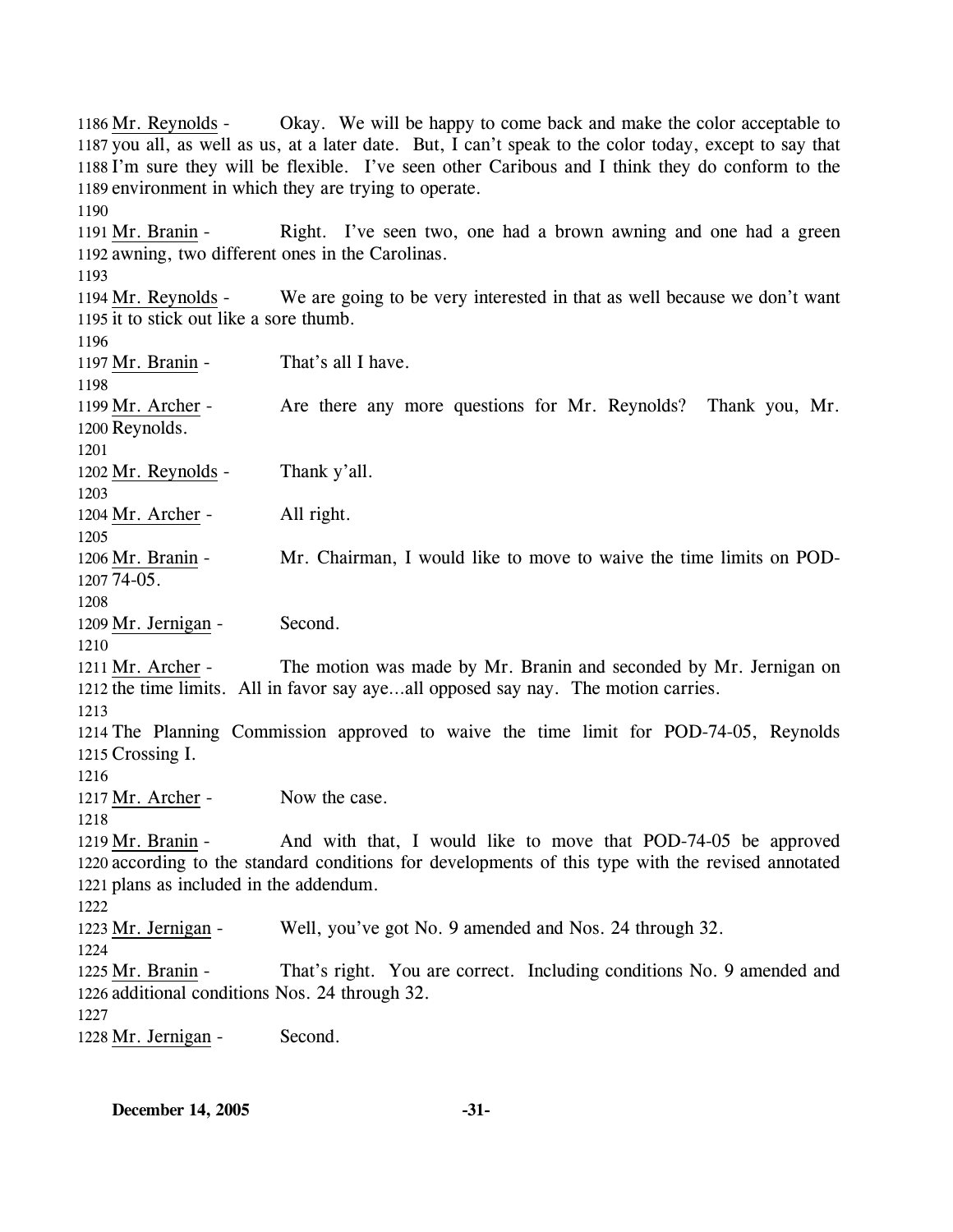1186 Mr. Reynolds - Okay. We will be happy to come back and make the color acceptable to
1187 you all, as well as us, at a later date. But, I can't speak to the color today, except to say that
1188 I'm sure they will be flexible. I've seen other Caribous and I think they do conform to the
1189 environment in which they are trying to operate.

1190

1191 Mr. Branin - Right. I've seen two, one had a brown awning and one had a green
1192 awning, two different ones in the Carolinas.

1193

1194 Mr. Reynolds - We are going to be very interested in that as well because we don't want
1195 it to stick out like a sore thumb.

1196

1197 Mr. Branin - That's all I have.

1198

1199 Mr. Archer - Are there any more questions for Mr. Reynolds? Thank you, Mr.
1200 Reynolds.

1201

1202 Mr. Reynolds - Thank y'all.

1203

1204 Mr. Archer - All right.

1205

1206 Mr. Branin - Mr. Chairman, I would like to move to waive the time limits on POD-
1207 74-05.

1208

1209 Mr. Jernigan - Second.

1210

1211 Mr. Archer - The motion was made by Mr. Branin and seconded by Mr. Jernigan on
1212 the time limits. All in favor say aye…all opposed say nay. The motion carries.

1213

1214 The Planning Commission approved to waive the time limit for POD-74-05, Reynolds
1215 Crossing I.

1216

1217 Mr. Archer - Now the case.

1218

1219 Mr. Branin - And with that, I would like to move that POD-74-05 be approved
1220 according to the standard conditions for developments of this type with the revised annotated
1221 plans as included in the addendum.

1222

1223 Mr. Jernigan - Well, you've got No. 9 amended and Nos. 24 through 32.

1224

1225 Mr. Branin - That's right. You are correct. Including conditions No. 9 amended and
1226 additional conditions Nos. 24 through 32.

1227

1228 Mr. Jernigan - Second.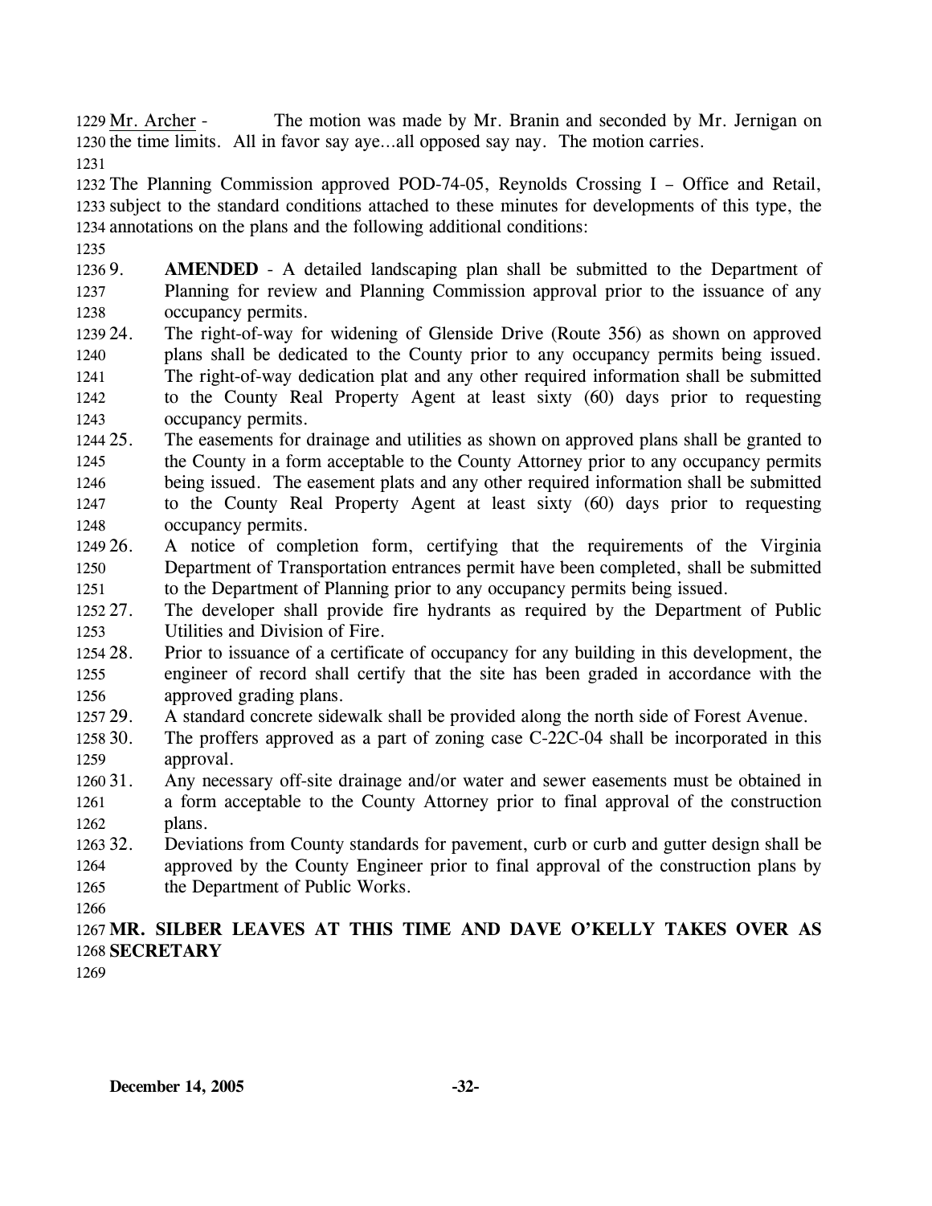Mr. Archer - The motion was made by Mr. Branin and seconded by Mr. Jernigan on the time limits. All in favor say aye…all opposed say nay. The motion carries.

The Planning Commission approved POD-74-05, Reynolds Crossing I – Office and Retail, subject to the standard conditions attached to these minutes for developments of this type, the annotations on the plans and the following additional conditions:

9. **AMENDED** - A detailed landscaping plan shall be submitted to the Department of Planning for review and Planning Commission approval prior to the issuance of any occupancy permits.
24. The right-of-way for widening of Glenside Drive (Route 356) as shown on approved plans shall be dedicated to the County prior to any occupancy permits being issued. The right-of-way dedication plat and any other required information shall be submitted to the County Real Property Agent at least sixty (60) days prior to requesting occupancy permits.
25. The easements for drainage and utilities as shown on approved plans shall be granted to the County in a form acceptable to the County Attorney prior to any occupancy permits being issued. The easement plats and any other required information shall be submitted to the County Real Property Agent at least sixty (60) days prior to requesting occupancy permits.
26. A notice of completion form, certifying that the requirements of the Virginia Department of Transportation entrances permit have been completed, shall be submitted to the Department of Planning prior to any occupancy permits being issued.
27. The developer shall provide fire hydrants as required by the Department of Public Utilities and Division of Fire.
28. Prior to issuance of a certificate of occupancy for any building in this development, the engineer of record shall certify that the site has been graded in accordance with the approved grading plans.
29. A standard concrete sidewalk shall be provided along the north side of Forest Avenue.
30. The proffers approved as a part of zoning case C-22C-04 shall be incorporated in this approval.
31. Any necessary off-site drainage and/or water and sewer easements must be obtained in a form acceptable to the County Attorney prior to final approval of the construction plans.
32. Deviations from County standards for pavement, curb or curb and gutter design shall be approved by the County Engineer prior to final approval of the construction plans by the Department of Public Works.

**MR. SILBER LEAVES AT THIS TIME AND DAVE O'KELLY TAKES OVER AS SECRETARY**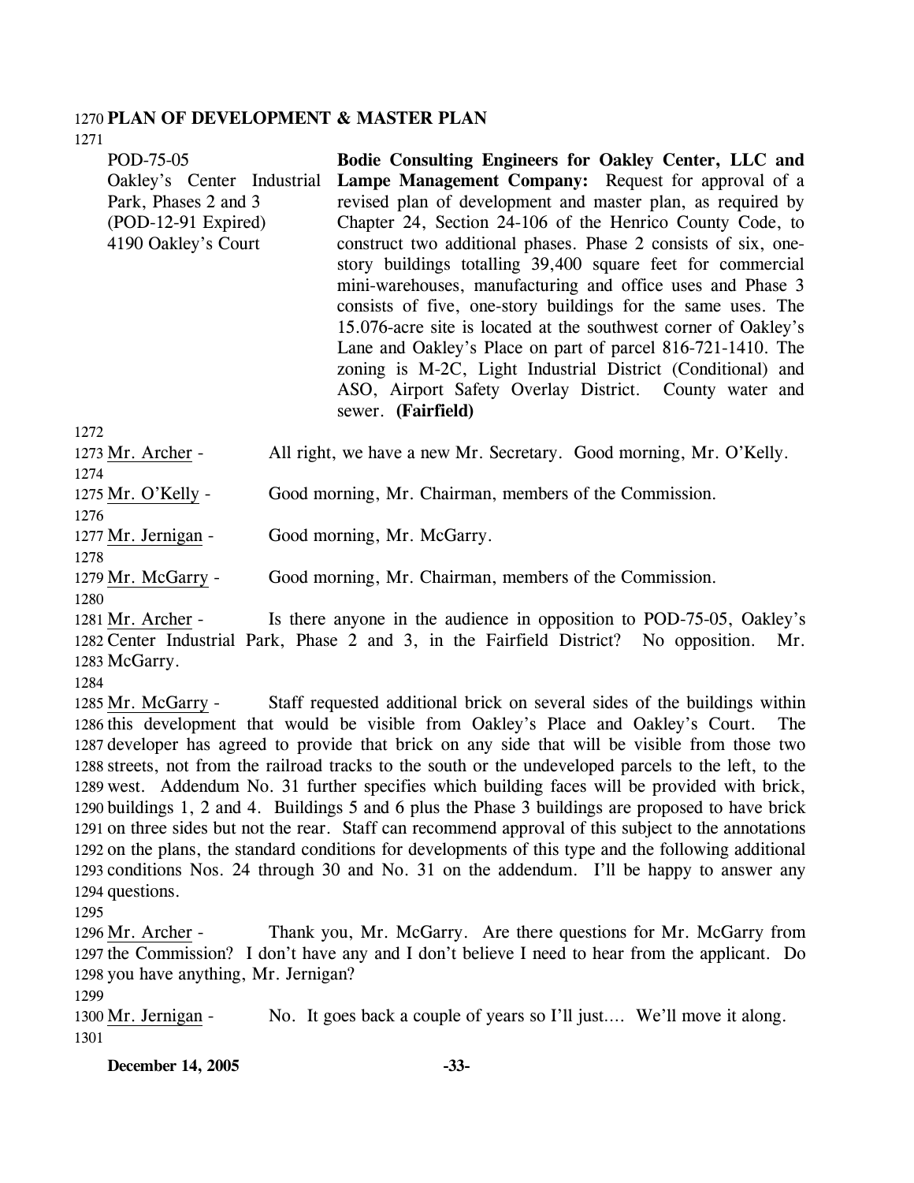## PLAN OF DEVELOPMENT & MASTER PLAN

| | |
|---|---|
| POD-75-05<br>Oakley's Center Industrial Park, Phases 2 and 3<br>(POD-12-91 Expired)<br>4190 Oakley's Court | **Bodie Consulting Engineers for Oakley Center, LLC and Lampe Management Company:** Request for approval of a revised plan of development and master plan, as required by Chapter 24, Section 24-106 of the Henrico County Code, to construct two additional phases. Phase 2 consists of six, one-story buildings totalling 39,400 square feet for commercial mini-warehouses, manufacturing and office uses and Phase 3 consists of five, one-story buildings for the same uses. The 15.076-acre site is located at the southwest corner of Oakley's Lane and Oakley's Place on part of parcel 816-721-1410. The zoning is M-2C, Light Industrial District (Conditional) and ASO, Airport Safety Overlay District. County water and sewer. **(Fairfield)** |

Mr. Archer - All right, we have a new Mr. Secretary. Good morning, Mr. O'Kelly.

Mr. O'Kelly - Good morning, Mr. Chairman, members of the Commission.

Mr. Jernigan - Good morning, Mr. McGarry.

Mr. McGarry - Good morning, Mr. Chairman, members of the Commission.

Mr. Archer - Is there anyone in the audience in opposition to POD-75-05, Oakley's Center Industrial Park, Phase 2 and 3, in the Fairfield District? No opposition. Mr. McGarry.

Mr. McGarry - Staff requested additional brick on several sides of the buildings within this development that would be visible from Oakley's Place and Oakley's Court. The developer has agreed to provide that brick on any side that will be visible from those two streets, not from the railroad tracks to the south or the undeveloped parcels to the left, to the west. Addendum No. 31 further specifies which building faces will be provided with brick, buildings 1, 2 and 4. Buildings 5 and 6 plus the Phase 3 buildings are proposed to have brick on three sides but not the rear. Staff can recommend approval of this subject to the annotations on the plans, the standard conditions for developments of this type and the following additional conditions Nos. 24 through 30 and No. 31 on the addendum. I'll be happy to answer any questions.

Mr. Archer - Thank you, Mr. McGarry. Are there questions for Mr. McGarry from the Commission? I don't have any and I don't believe I need to hear from the applicant. Do you have anything, Mr. Jernigan?

Mr. Jernigan - No. It goes back a couple of years so I'll just…. We'll move it along.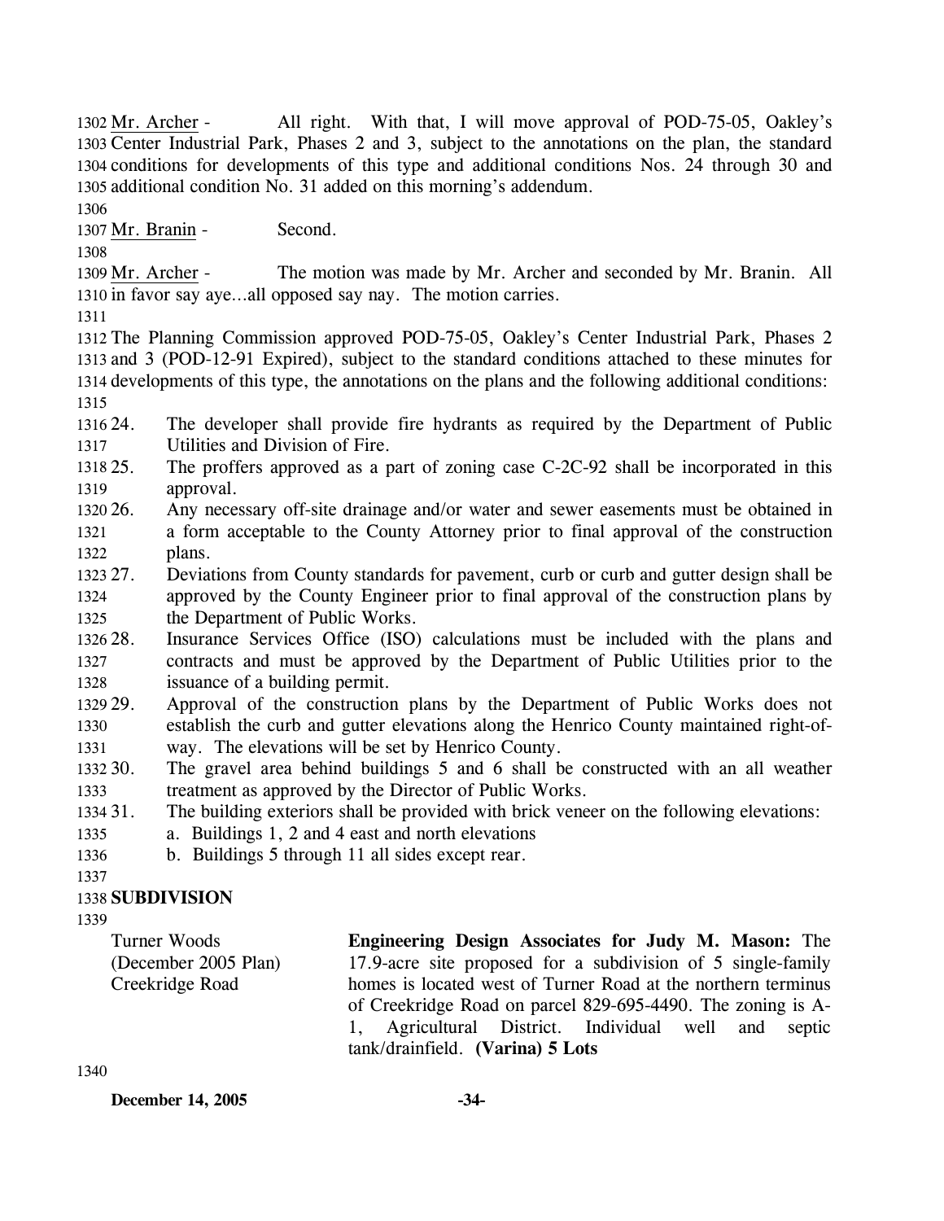Mr. Archer - All right. With that, I will move approval of POD-75-05, Oakley's Center Industrial Park, Phases 2 and 3, subject to the annotations on the plan, the standard conditions for developments of this type and additional conditions Nos. 24 through 30 and additional condition No. 31 added on this morning's addendum.

Mr. Branin - Second.

Mr. Archer - The motion was made by Mr. Archer and seconded by Mr. Branin. All in favor say aye…all opposed say nay. The motion carries.

The Planning Commission approved POD-75-05, Oakley's Center Industrial Park, Phases 2 and 3 (POD-12-91 Expired), subject to the standard conditions attached to these minutes for developments of this type, the annotations on the plans and the following additional conditions:

24. The developer shall provide fire hydrants as required by the Department of Public Utilities and Division of Fire.
25. The proffers approved as a part of zoning case C-2C-92 shall be incorporated in this approval.
26. Any necessary off-site drainage and/or water and sewer easements must be obtained in a form acceptable to the County Attorney prior to final approval of the construction plans.
27. Deviations from County standards for pavement, curb or curb and gutter design shall be approved by the County Engineer prior to final approval of the construction plans by the Department of Public Works.
28. Insurance Services Office (ISO) calculations must be included with the plans and contracts and must be approved by the Department of Public Utilities prior to the issuance of a building permit.
29. Approval of the construction plans by the Department of Public Works does not establish the curb and gutter elevations along the Henrico County maintained right-of-way. The elevations will be set by Henrico County.
30. The gravel area behind buildings 5 and 6 shall be constructed with an all weather treatment as approved by the Director of Public Works.
31. The building exteriors shall be provided with brick veneer on the following elevations:
    a. Buildings 1, 2 and 4 east and north elevations
    b. Buildings 5 through 11 all sides except rear.

**SUBDIVISION**

Turner Woods (December 2005 Plan) Creekridge Road

**Engineering Design Associates for Judy M. Mason:** The 17.9-acre site proposed for a subdivision of 5 single-family homes is located west of Turner Road at the northern terminus of Creekridge Road on parcel 829-695-4490. The zoning is A-1, Agricultural District. Individual well and septic tank/drainfield. **(Varina) 5 Lots**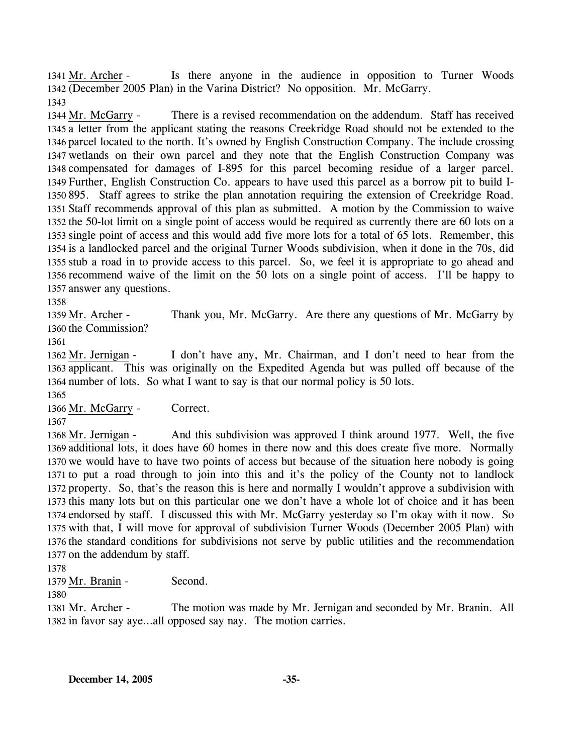1341 Mr. Archer - Is there anyone in the audience in opposition to Turner Woods 1342 (December 2005 Plan) in the Varina District? No opposition. Mr. McGarry.

1343

1344 Mr. McGarry - There is a revised recommendation on the addendum. Staff has received 1345 a letter from the applicant stating the reasons Creekridge Road should not be extended to the 1346 parcel located to the north. It's owned by English Construction Company. The include crossing 1347 wetlands on their own parcel and they note that the English Construction Company was 1348 compensated for damages of I-895 for this parcel becoming residue of a larger parcel. 1349 Further, English Construction Co. appears to have used this parcel as a borrow pit to build I-1350 895. Staff agrees to strike the plan annotation requiring the extension of Creekridge Road. 1351 Staff recommends approval of this plan as submitted. A motion by the Commission to waive 1352 the 50-lot limit on a single point of access would be required as currently there are 60 lots on a 1353 single point of access and this would add five more lots for a total of 65 lots. Remember, this 1354 is a landlocked parcel and the original Turner Woods subdivision, when it done in the 70s, did 1355 stub a road in to provide access to this parcel. So, we feel it is appropriate to go ahead and 1356 recommend waive of the limit on the 50 lots on a single point of access. I'll be happy to 1357 answer any questions.

1358

1359 Mr. Archer - Thank you, Mr. McGarry. Are there any questions of Mr. McGarry by 1360 the Commission?

1361

1362 Mr. Jernigan - I don't have any, Mr. Chairman, and I don't need to hear from the 1363 applicant. This was originally on the Expedited Agenda but was pulled off because of the 1364 number of lots. So what I want to say is that our normal policy is 50 lots.

1365

1366 Mr. McGarry - Correct.

1367

1368 Mr. Jernigan - And this subdivision was approved I think around 1977. Well, the five 1369 additional lots, it does have 60 homes in there now and this does create five more. Normally 1370 we would have to have two points of access but because of the situation here nobody is going 1371 to put a road through to join into this and it's the policy of the County not to landlock 1372 property. So, that's the reason this is here and normally I wouldn't approve a subdivision with 1373 this many lots but on this particular one we don't have a whole lot of choice and it has been 1374 endorsed by staff. I discussed this with Mr. McGarry yesterday so I'm okay with it now. So 1375 with that, I will move for approval of subdivision Turner Woods (December 2005 Plan) with 1376 the standard conditions for subdivisions not serve by public utilities and the recommendation 1377 on the addendum by staff.

1378

1379 Mr. Branin - Second.

1380

1381 Mr. Archer - The motion was made by Mr. Jernigan and seconded by Mr. Branin. All 1382 in favor say aye…all opposed say nay. The motion carries.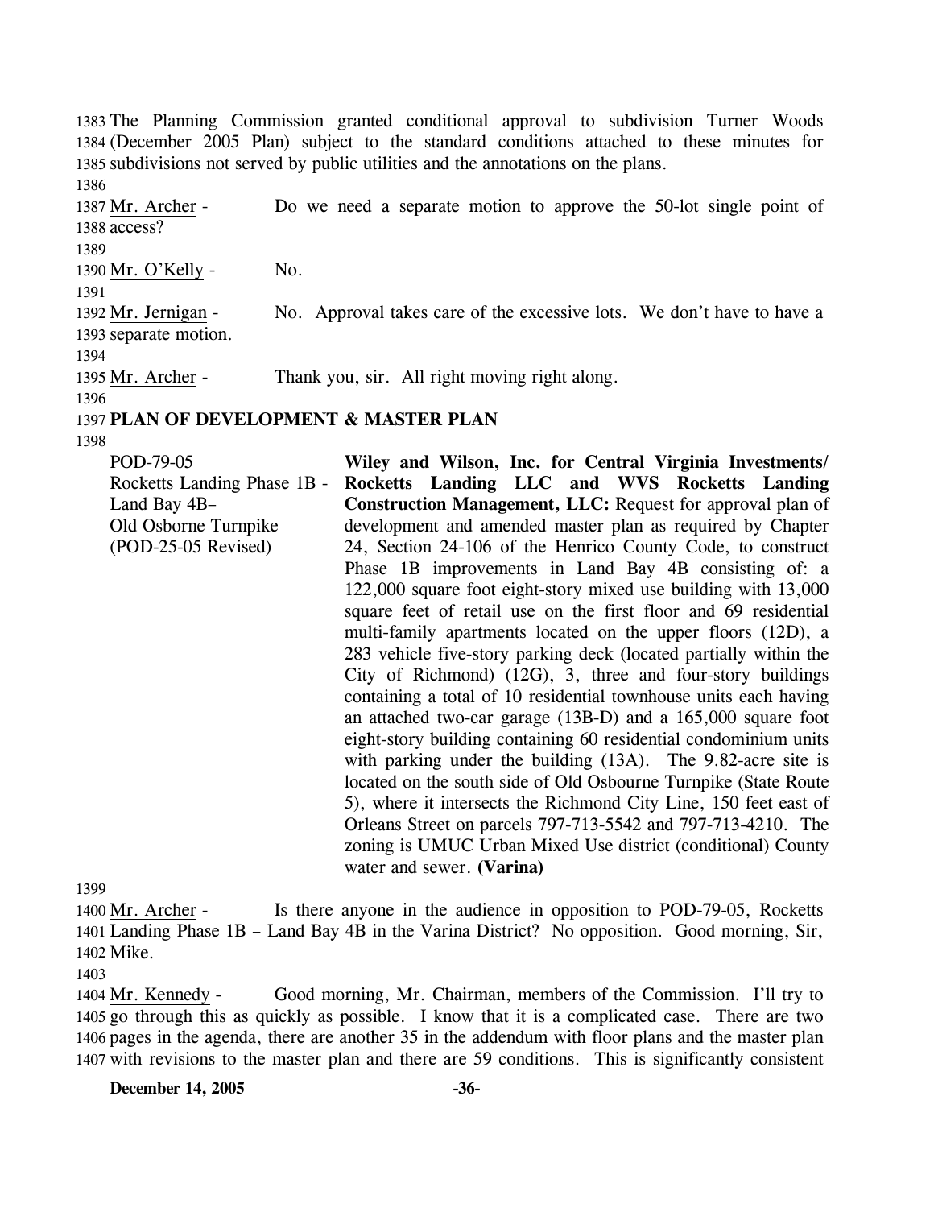The Planning Commission granted conditional approval to subdivision Turner Woods (December 2005 Plan) subject to the standard conditions attached to these minutes for subdivisions not served by public utilities and the annotations on the plans.

Mr. Archer - Do we need a separate motion to approve the 50-lot single point of access?

Mr. O'Kelly - No.

Mr. Jernigan - No. Approval takes care of the excessive lots. We don't have to have a separate motion.

Mr. Archer - Thank you, sir. All right moving right along.

**PLAN OF DEVELOPMENT & MASTER PLAN**

POD-79-05
Rocketts Landing Phase 1B - Land Bay 4B–
Old Osborne Turnpike
(POD-25-05 Revised)

**Wiley and Wilson, Inc. for Central Virginia Investments/ Rocketts Landing LLC and WVS Rocketts Landing Construction Management, LLC:** Request for approval plan of development and amended master plan as required by Chapter 24, Section 24-106 of the Henrico County Code, to construct Phase 1B improvements in Land Bay 4B consisting of: a 122,000 square foot eight-story mixed use building with 13,000 square feet of retail use on the first floor and 69 residential multi-family apartments located on the upper floors (12D), a 283 vehicle five-story parking deck (located partially within the City of Richmond) (12G), 3, three and four-story buildings containing a total of 10 residential townhouse units each having an attached two-car garage (13B-D) and a 165,000 square foot eight-story building containing 60 residential condominium units with parking under the building (13A). The 9.82-acre site is located on the south side of Old Osbourne Turnpike (State Route 5), where it intersects the Richmond City Line, 150 feet east of Orleans Street on parcels 797-713-5542 and 797-713-4210. The zoning is UMUC Urban Mixed Use district (conditional) County water and sewer. **(Varina)**

Mr. Archer - Is there anyone in the audience in opposition to POD-79-05, Rocketts Landing Phase 1B – Land Bay 4B in the Varina District? No opposition. Good morning, Sir, Mike.

Mr. Kennedy - Good morning, Mr. Chairman, members of the Commission. I'll try to go through this as quickly as possible. I know that it is a complicated case. There are two pages in the agenda, there are another 35 in the addendum with floor plans and the master plan with revisions to the master plan and there are 59 conditions. This is significantly consistent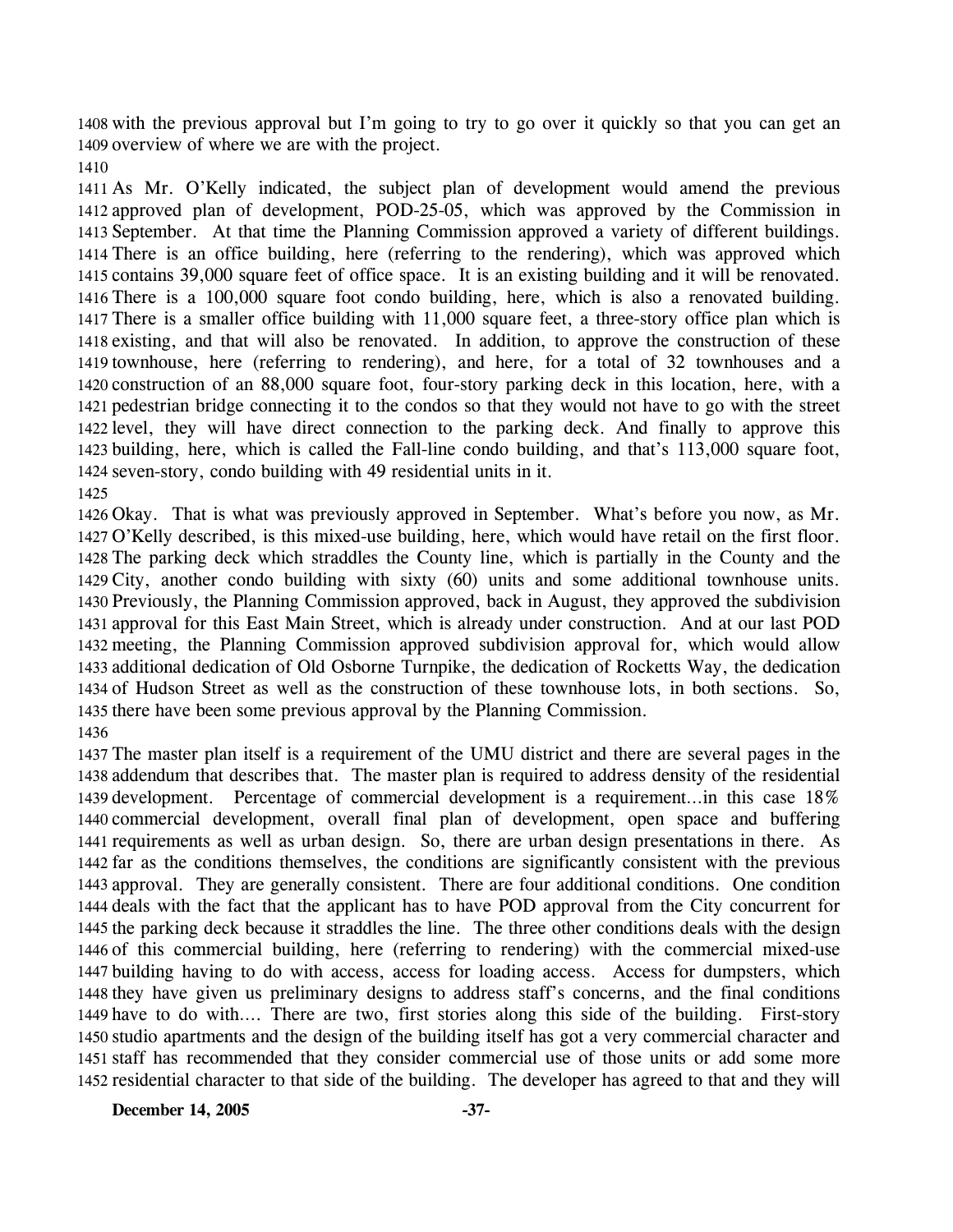with the previous approval but I'm going to try to go over it quickly so that you can get an overview of where we are with the project.

As Mr. O'Kelly indicated, the subject plan of development would amend the previous approved plan of development, POD-25-05, which was approved by the Commission in September. At that time the Planning Commission approved a variety of different buildings. There is an office building, here (referring to the rendering), which was approved which contains 39,000 square feet of office space. It is an existing building and it will be renovated. There is a 100,000 square foot condo building, here, which is also a renovated building. There is a smaller office building with 11,000 square feet, a three-story office plan which is existing, and that will also be renovated. In addition, to approve the construction of these townhouse, here (referring to rendering), and here, for a total of 32 townhouses and a construction of an 88,000 square foot, four-story parking deck in this location, here, with a pedestrian bridge connecting it to the condos so that they would not have to go with the street level, they will have direct connection to the parking deck. And finally to approve this building, here, which is called the Fall-line condo building, and that's 113,000 square foot, seven-story, condo building with 49 residential units in it.

Okay. That is what was previously approved in September. What's before you now, as Mr. O'Kelly described, is this mixed-use building, here, which would have retail on the first floor. The parking deck which straddles the County line, which is partially in the County and the City, another condo building with sixty (60) units and some additional townhouse units. Previously, the Planning Commission approved, back in August, they approved the subdivision approval for this East Main Street, which is already under construction. And at our last POD meeting, the Planning Commission approved subdivision approval for, which would allow additional dedication of Old Osborne Turnpike, the dedication of Rocketts Way, the dedication of Hudson Street as well as the construction of these townhouse lots, in both sections. So, there have been some previous approval by the Planning Commission.

The master plan itself is a requirement of the UMU district and there are several pages in the addendum that describes that. The master plan is required to address density of the residential development. Percentage of commercial development is a requirement…in this case 18% commercial development, overall final plan of development, open space and buffering requirements as well as urban design. So, there are urban design presentations in there. As far as the conditions themselves, the conditions are significantly consistent with the previous approval. They are generally consistent. There are four additional conditions. One condition deals with the fact that the applicant has to have POD approval from the City concurrent for the parking deck because it straddles the line. The three other conditions deals with the design of this commercial building, here (referring to rendering) with the commercial mixed-use building having to do with access, access for loading access. Access for dumpsters, which they have given us preliminary designs to address staff's concerns, and the final conditions have to do with…. There are two, first stories along this side of the building. First-story studio apartments and the design of the building itself has got a very commercial character and staff has recommended that they consider commercial use of those units or add some more residential character to that side of the building. The developer has agreed to that and they will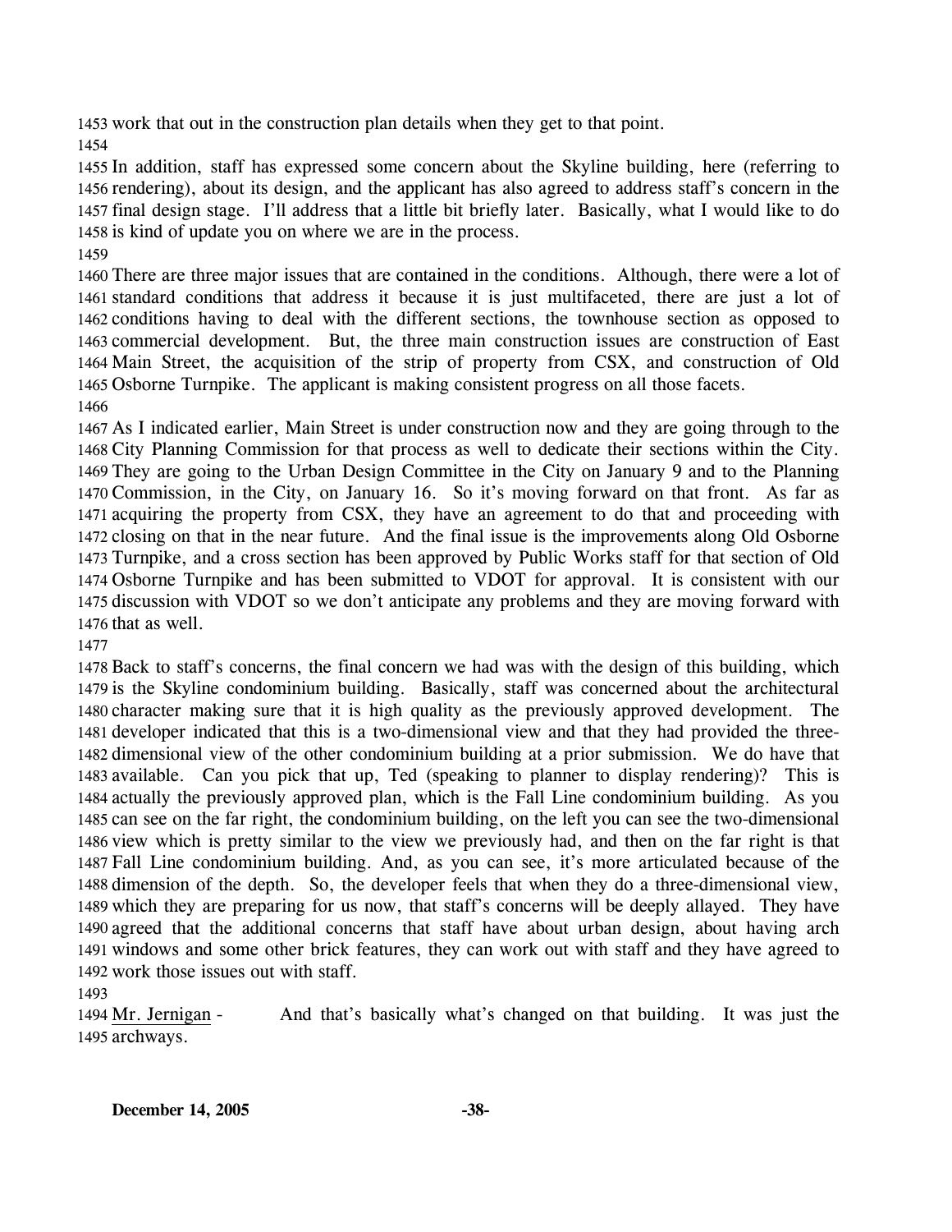1453 work that out in the construction plan details when they get to that point.

1454

1455 In addition, staff has expressed some concern about the Skyline building, here (referring to 1456 rendering), about its design, and the applicant has also agreed to address staff's concern in the 1457 final design stage. I'll address that a little bit briefly later. Basically, what I would like to do 1458 is kind of update you on where we are in the process.

1459

1460 There are three major issues that are contained in the conditions. Although, there were a lot of 1461 standard conditions that address it because it is just multifaceted, there are just a lot of 1462 conditions having to deal with the different sections, the townhouse section as opposed to 1463 commercial development. But, the three main construction issues are construction of East 1464 Main Street, the acquisition of the strip of property from CSX, and construction of Old 1465 Osborne Turnpike. The applicant is making consistent progress on all those facets.

1466

1467 As I indicated earlier, Main Street is under construction now and they are going through to the 1468 City Planning Commission for that process as well to dedicate their sections within the City. 1469 They are going to the Urban Design Committee in the City on January 9 and to the Planning 1470 Commission, in the City, on January 16. So it's moving forward on that front. As far as 1471 acquiring the property from CSX, they have an agreement to do that and proceeding with 1472 closing on that in the near future. And the final issue is the improvements along Old Osborne 1473 Turnpike, and a cross section has been approved by Public Works staff for that section of Old 1474 Osborne Turnpike and has been submitted to VDOT for approval. It is consistent with our 1475 discussion with VDOT so we don't anticipate any problems and they are moving forward with 1476 that as well.

1477

1478 Back to staff's concerns, the final concern we had was with the design of this building, which 1479 is the Skyline condominium building. Basically, staff was concerned about the architectural 1480 character making sure that it is high quality as the previously approved development. The 1481 developer indicated that this is a two-dimensional view and that they had provided the three-1482 dimensional view of the other condominium building at a prior submission. We do have that 1483 available. Can you pick that up, Ted (speaking to planner to display rendering)? This is 1484 actually the previously approved plan, which is the Fall Line condominium building. As you 1485 can see on the far right, the condominium building, on the left you can see the two-dimensional 1486 view which is pretty similar to the view we previously had, and then on the far right is that 1487 Fall Line condominium building. And, as you can see, it's more articulated because of the 1488 dimension of the depth. So, the developer feels that when they do a three-dimensional view, 1489 which they are preparing for us now, that staff's concerns will be deeply allayed. They have 1490 agreed that the additional concerns that staff have about urban design, about having arch 1491 windows and some other brick features, they can work out with staff and they have agreed to 1492 work those issues out with staff.

1493

1494 Mr. Jernigan - And that's basically what's changed on that building. It was just the 1495 archways.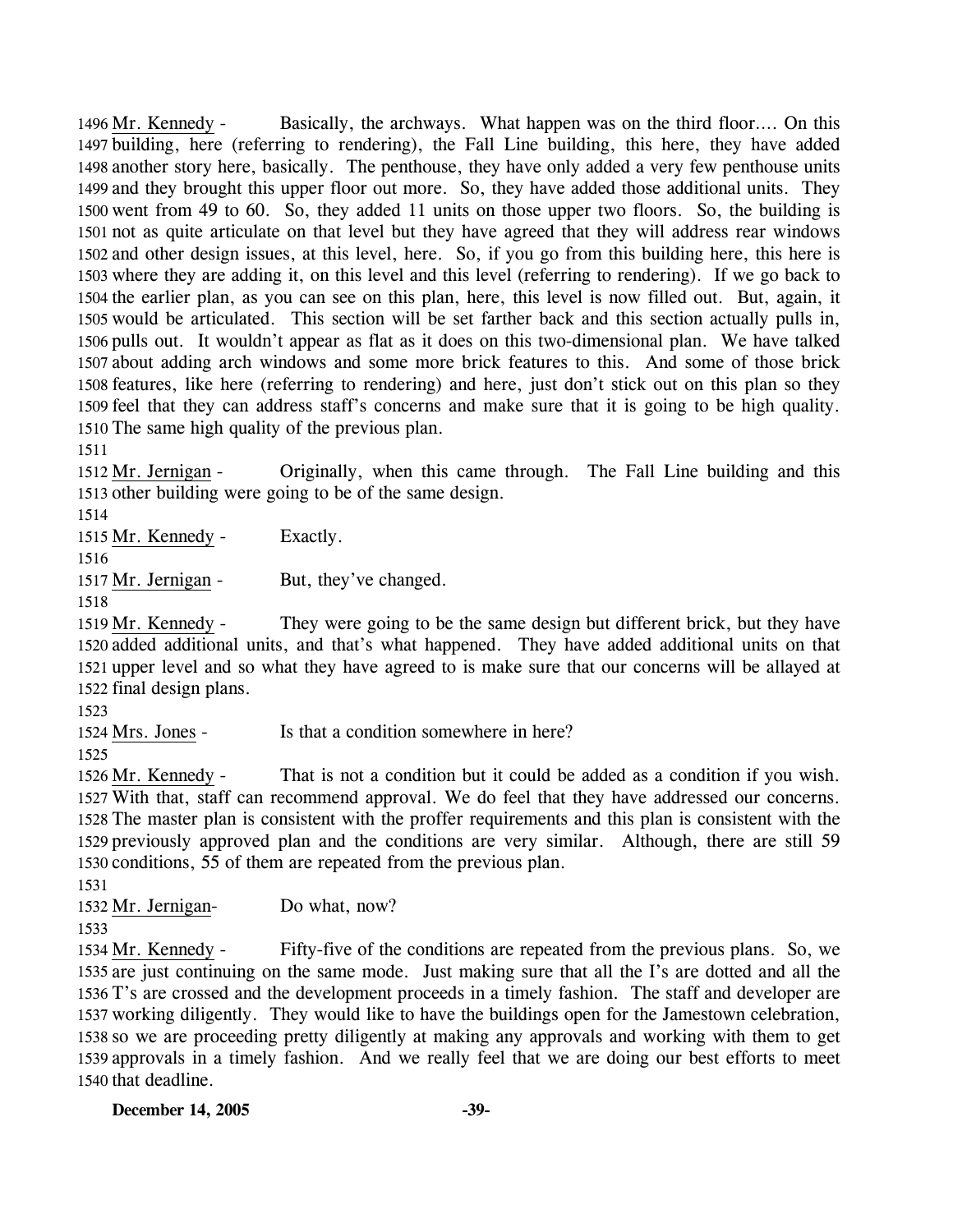1496 Mr. Kennedy - Basically, the archways. What happen was on the third floor…. On this 1497 building, here (referring to rendering), the Fall Line building, this here, they have added 1498 another story here, basically. The penthouse, they have only added a very few penthouse units 1499 and they brought this upper floor out more. So, they have added those additional units. They 1500 went from 49 to 60. So, they added 11 units on those upper two floors. So, the building is 1501 not as quite articulate on that level but they have agreed that they will address rear windows 1502 and other design issues, at this level, here. So, if you go from this building here, this here is 1503 where they are adding it, on this level and this level (referring to rendering). If we go back to 1504 the earlier plan, as you can see on this plan, here, this level is now filled out. But, again, it 1505 would be articulated. This section will be set farther back and this section actually pulls in, 1506 pulls out. It wouldn't appear as flat as it does on this two-dimensional plan. We have talked 1507 about adding arch windows and some more brick features to this. And some of those brick 1508 features, like here (referring to rendering) and here, just don't stick out on this plan so they 1509 feel that they can address staff's concerns and make sure that it is going to be high quality. 1510 The same high quality of the previous plan.

1511

1512 Mr. Jernigan - Originally, when this came through. The Fall Line building and this 1513 other building were going to be of the same design.

1514

1515 Mr. Kennedy - Exactly.

1516

1517 Mr. Jernigan - But, they've changed.

1518

1519 Mr. Kennedy - They were going to be the same design but different brick, but they have 1520 added additional units, and that's what happened. They have added additional units on that 1521 upper level and so what they have agreed to is make sure that our concerns will be allayed at 1522 final design plans.

1523

1524 Mrs. Jones - Is that a condition somewhere in here?

1525

1526 Mr. Kennedy - That is not a condition but it could be added as a condition if you wish. 1527 With that, staff can recommend approval. We do feel that they have addressed our concerns. 1528 The master plan is consistent with the proffer requirements and this plan is consistent with the 1529 previously approved plan and the conditions are very similar. Although, there are still 59 1530 conditions, 55 of them are repeated from the previous plan.

1531

1532 Mr. Jernigan- Do what, now?

1533

1534 Mr. Kennedy - Fifty-five of the conditions are repeated from the previous plans. So, we 1535 are just continuing on the same mode. Just making sure that all the I's are dotted and all the 1536 T's are crossed and the development proceeds in a timely fashion. The staff and developer are 1537 working diligently. They would like to have the buildings open for the Jamestown celebration, 1538 so we are proceeding pretty diligently at making any approvals and working with them to get 1539 approvals in a timely fashion. And we really feel that we are doing our best efforts to meet 1540 that deadline.

**December 14, 2005**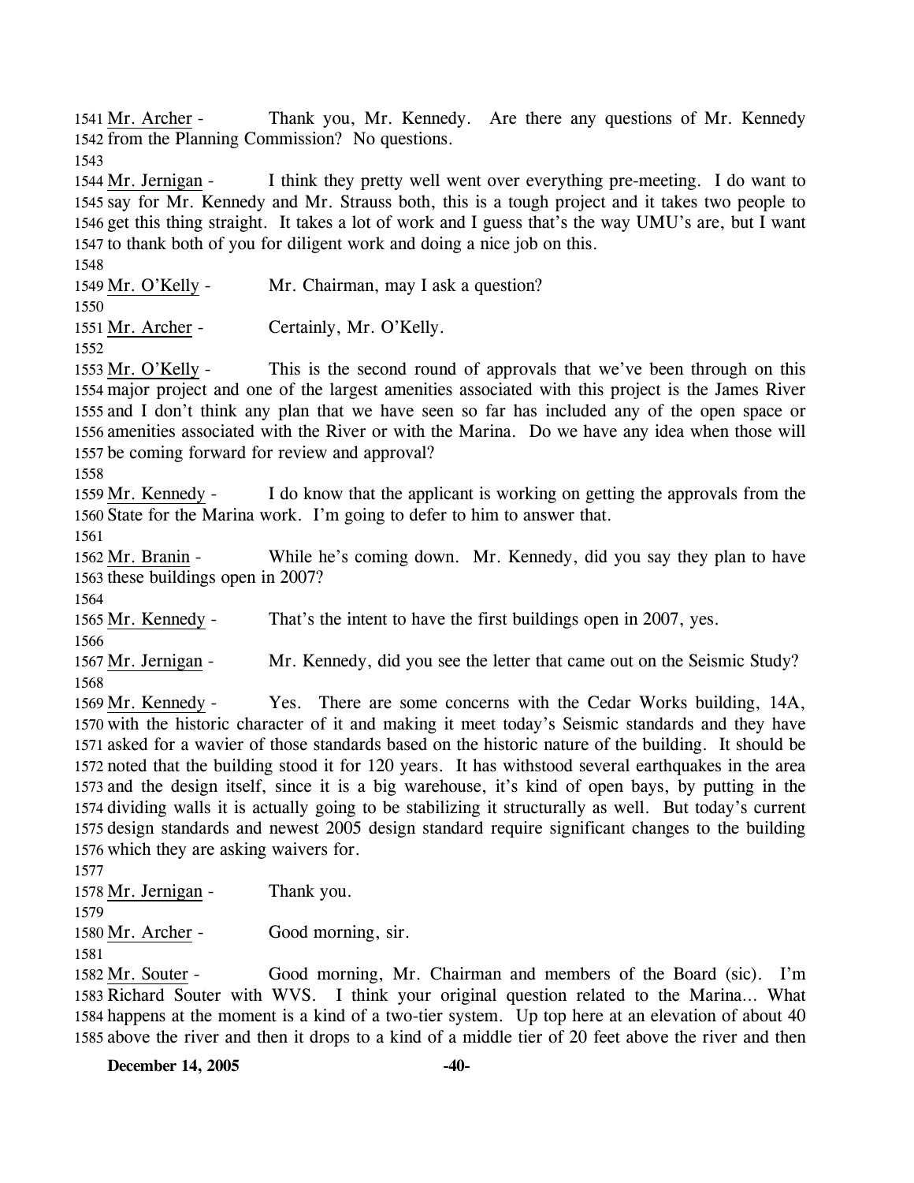1541 Mr. Archer - Thank you, Mr. Kennedy. Are there any questions of Mr. Kennedy
1542 from the Planning Commission? No questions.
1543
1544 Mr. Jernigan - I think they pretty well went over everything pre-meeting. I do want to
1545 say for Mr. Kennedy and Mr. Strauss both, this is a tough project and it takes two people to
1546 get this thing straight. It takes a lot of work and I guess that's the way UMU's are, but I want
1547 to thank both of you for diligent work and doing a nice job on this.
1548
1549 Mr. O'Kelly - Mr. Chairman, may I ask a question?
1550
1551 Mr. Archer - Certainly, Mr. O'Kelly.
1552
1553 Mr. O'Kelly - This is the second round of approvals that we've been through on this
1554 major project and one of the largest amenities associated with this project is the James River
1555 and I don't think any plan that we have seen so far has included any of the open space or
1556 amenities associated with the River or with the Marina. Do we have any idea when those will
1557 be coming forward for review and approval?
1558
1559 Mr. Kennedy - I do know that the applicant is working on getting the approvals from the
1560 State for the Marina work. I'm going to defer to him to answer that.
1561
1562 Mr. Branin - While he's coming down. Mr. Kennedy, did you say they plan to have
1563 these buildings open in 2007?
1564
1565 Mr. Kennedy - That's the intent to have the first buildings open in 2007, yes.
1566
1567 Mr. Jernigan - Mr. Kennedy, did you see the letter that came out on the Seismic Study?
1568
1569 Mr. Kennedy - Yes. There are some concerns with the Cedar Works building, 14A,
1570 with the historic character of it and making it meet today's Seismic standards and they have
1571 asked for a wavier of those standards based on the historic nature of the building. It should be
1572 noted that the building stood it for 120 years. It has withstood several earthquakes in the area
1573 and the design itself, since it is a big warehouse, it's kind of open bays, by putting in the
1574 dividing walls it is actually going to be stabilizing it structurally as well. But today's current
1575 design standards and newest 2005 design standard require significant changes to the building
1576 which they are asking waivers for.
1577
1578 Mr. Jernigan - Thank you.
1579
1580 Mr. Archer - Good morning, sir.
1581
1582 Mr. Souter - Good morning, Mr. Chairman and members of the Board (sic). I'm
1583 Richard Souter with WVS. I think your original question related to the Marina… What
1584 happens at the moment is a kind of a two-tier system. Up top here at an elevation of about 40
1585 above the river and then it drops to a kind of a middle tier of 20 feet above the river and then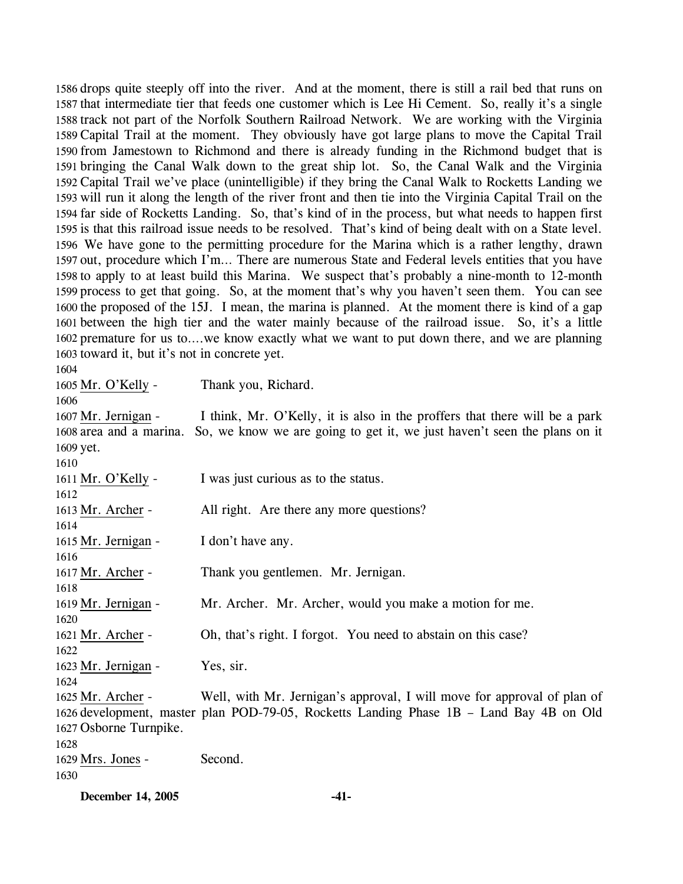drops quite steeply off into the river. And at the moment, there is still a rail bed that runs on that intermediate tier that feeds one customer which is Lee Hi Cement. So, really it's a single track not part of the Norfolk Southern Railroad Network. We are working with the Virginia Capital Trail at the moment. They obviously have got large plans to move the Capital Trail from Jamestown to Richmond and there is already funding in the Richmond budget that is bringing the Canal Walk down to the great ship lot. So, the Canal Walk and the Virginia Capital Trail we've place (unintelligible) if they bring the Canal Walk to Rocketts Landing we will run it along the length of the river front and then tie into the Virginia Capital Trail on the far side of Rocketts Landing. So, that's kind of in the process, but what needs to happen first is that this railroad issue needs to be resolved. That's kind of being dealt with on a State level. We have gone to the permitting procedure for the Marina which is a rather lengthy, drawn out, procedure which I'm... There are numerous State and Federal levels entities that you have to apply to at least build this Marina. We suspect that's probably a nine-month to 12-month process to get that going. So, at the moment that's why you haven't seen them. You can see the proposed of the 15J. I mean, the marina is planned. At the moment there is kind of a gap between the high tier and the water mainly because of the railroad issue. So, it's a little premature for us to....we know exactly what we want to put down there, and we are planning toward it, but it's not in concrete yet.

Mr. O'Kelly - Thank you, Richard.

Mr. Jernigan - I think, Mr. O'Kelly, it is also in the proffers that there will be a park area and a marina. So, we know we are going to get it, we just haven't seen the plans on it yet.

Mr. O'Kelly - I was just curious as to the status.

Mr. Archer - All right. Are there any more questions?

Mr. Jernigan - I don't have any.

Mr. Archer - Thank you gentlemen. Mr. Jernigan.

Mr. Jernigan - Mr. Archer. Mr. Archer, would you make a motion for me.

Mr. Archer - Oh, that's right. I forgot. You need to abstain on this case?

Mr. Jernigan - Yes, sir.

Mr. Archer - Well, with Mr. Jernigan's approval, I will move for approval of plan of development, master plan POD-79-05, Rocketts Landing Phase 1B – Land Bay 4B on Old Osborne Turnpike.

Mrs. Jones - Second.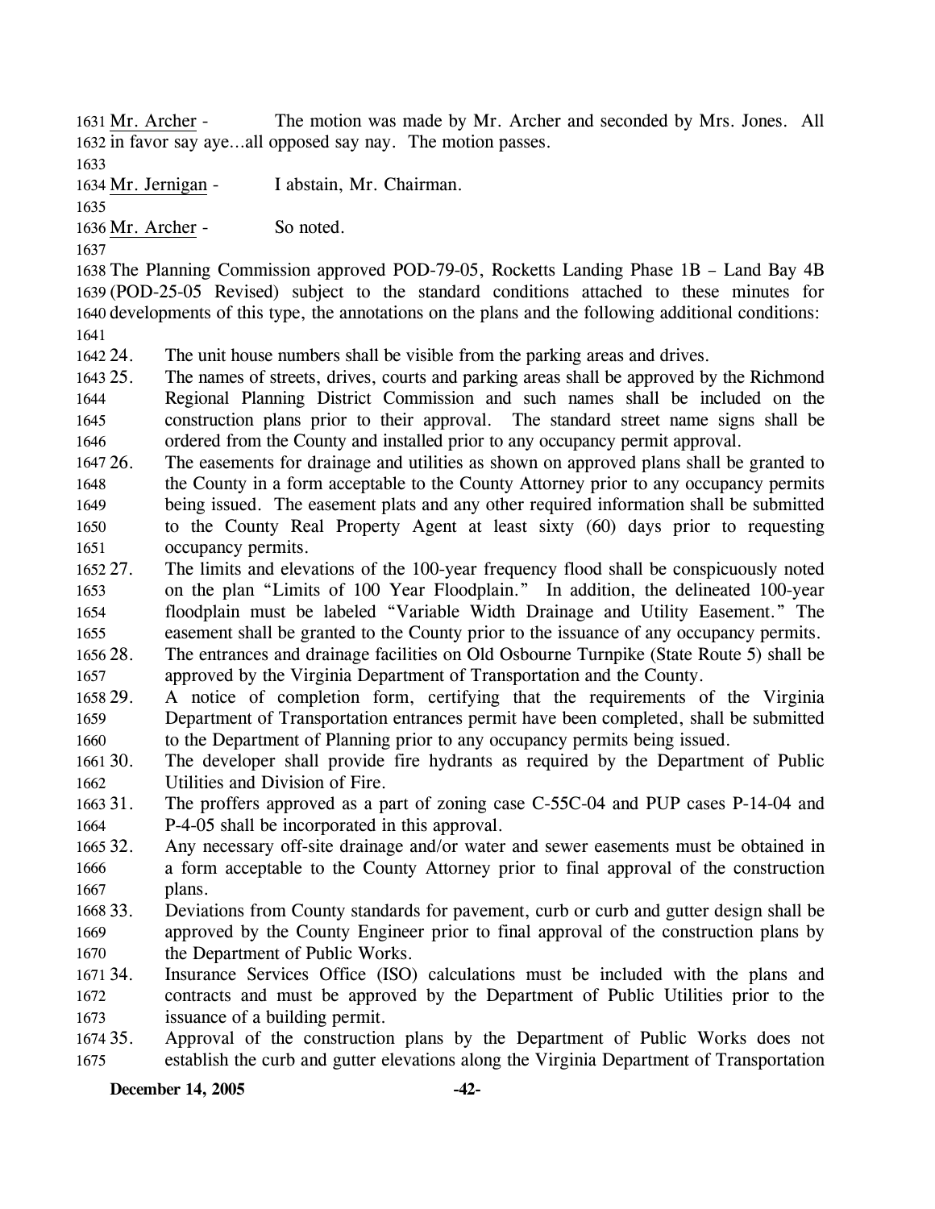Mr. Archer - The motion was made by Mr. Archer and seconded by Mrs. Jones. All in favor say aye…all opposed say nay. The motion passes.

Mr. Jernigan - I abstain, Mr. Chairman.

Mr. Archer - So noted.

The Planning Commission approved POD-79-05, Rocketts Landing Phase 1B – Land Bay 4B (POD-25-05 Revised) subject to the standard conditions attached to these minutes for developments of this type, the annotations on the plans and the following additional conditions:

24. The unit house numbers shall be visible from the parking areas and drives.
25. The names of streets, drives, courts and parking areas shall be approved by the Richmond Regional Planning District Commission and such names shall be included on the construction plans prior to their approval. The standard street name signs shall be ordered from the County and installed prior to any occupancy permit approval.
26. The easements for drainage and utilities as shown on approved plans shall be granted to the County in a form acceptable to the County Attorney prior to any occupancy permits being issued. The easement plats and any other required information shall be submitted to the County Real Property Agent at least sixty (60) days prior to requesting occupancy permits.
27. The limits and elevations of the 100-year frequency flood shall be conspicuously noted on the plan "Limits of 100 Year Floodplain." In addition, the delineated 100-year floodplain must be labeled "Variable Width Drainage and Utility Easement." The easement shall be granted to the County prior to the issuance of any occupancy permits.
28. The entrances and drainage facilities on Old Osbourne Turnpike (State Route 5) shall be approved by the Virginia Department of Transportation and the County.
29. A notice of completion form, certifying that the requirements of the Virginia Department of Transportation entrances permit have been completed, shall be submitted to the Department of Planning prior to any occupancy permits being issued.
30. The developer shall provide fire hydrants as required by the Department of Public Utilities and Division of Fire.
31. The proffers approved as a part of zoning case C-55C-04 and PUP cases P-14-04 and P-4-05 shall be incorporated in this approval.
32. Any necessary off-site drainage and/or water and sewer easements must be obtained in a form acceptable to the County Attorney prior to final approval of the construction plans.
33. Deviations from County standards for pavement, curb or curb and gutter design shall be approved by the County Engineer prior to final approval of the construction plans by the Department of Public Works.
34. Insurance Services Office (ISO) calculations must be included with the plans and contracts and must be approved by the Department of Public Utilities prior to the issuance of a building permit.
35. Approval of the construction plans by the Department of Public Works does not establish the curb and gutter elevations along the Virginia Department of Transportation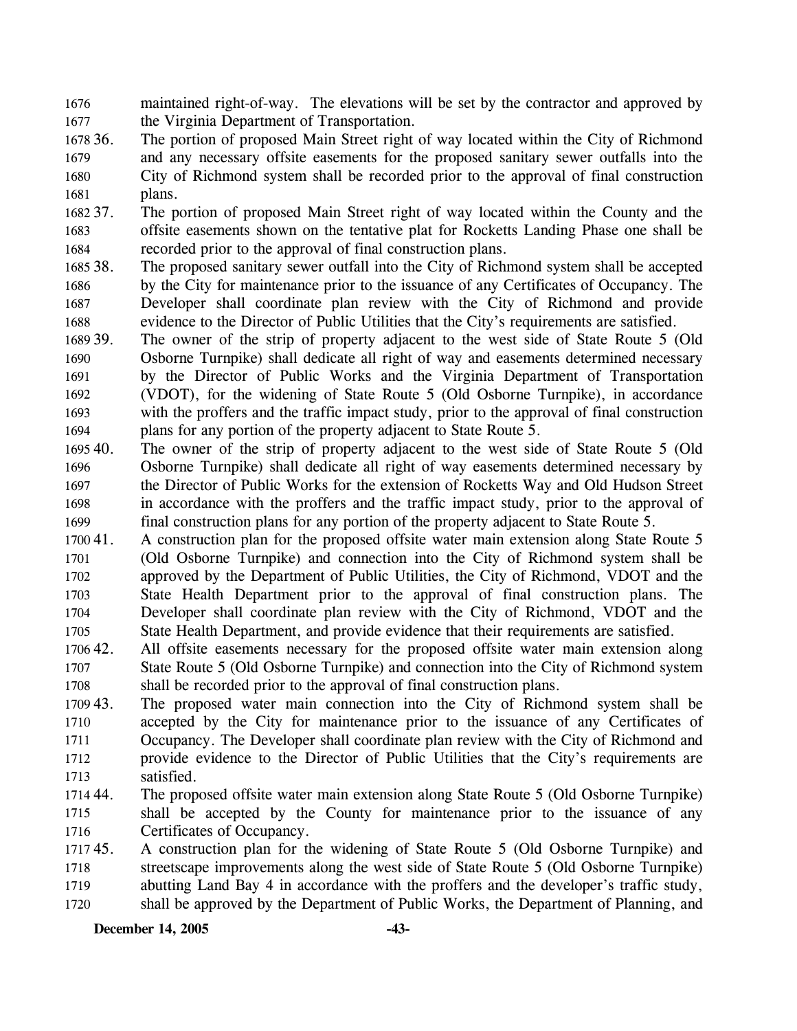maintained right-of-way. The elevations will be set by the contractor and approved by the Virginia Department of Transportation.

36. The portion of proposed Main Street right of way located within the City of Richmond and any necessary offsite easements for the proposed sanitary sewer outfalls into the City of Richmond system shall be recorded prior to the approval of final construction plans.

37. The portion of proposed Main Street right of way located within the County and the offsite easements shown on the tentative plat for Rocketts Landing Phase one shall be recorded prior to the approval of final construction plans.

38. The proposed sanitary sewer outfall into the City of Richmond system shall be accepted by the City for maintenance prior to the issuance of any Certificates of Occupancy. The Developer shall coordinate plan review with the City of Richmond and provide evidence to the Director of Public Utilities that the City's requirements are satisfied.

39. The owner of the strip of property adjacent to the west side of State Route 5 (Old Osborne Turnpike) shall dedicate all right of way and easements determined necessary by the Director of Public Works and the Virginia Department of Transportation (VDOT), for the widening of State Route 5 (Old Osborne Turnpike), in accordance with the proffers and the traffic impact study, prior to the approval of final construction plans for any portion of the property adjacent to State Route 5.

40. The owner of the strip of property adjacent to the west side of State Route 5 (Old Osborne Turnpike) shall dedicate all right of way easements determined necessary by the Director of Public Works for the extension of Rocketts Way and Old Hudson Street in accordance with the proffers and the traffic impact study, prior to the approval of final construction plans for any portion of the property adjacent to State Route 5.

41. A construction plan for the proposed offsite water main extension along State Route 5 (Old Osborne Turnpike) and connection into the City of Richmond system shall be approved by the Department of Public Utilities, the City of Richmond, VDOT and the State Health Department prior to the approval of final construction plans. The Developer shall coordinate plan review with the City of Richmond, VDOT and the State Health Department, and provide evidence that their requirements are satisfied.

42. All offsite easements necessary for the proposed offsite water main extension along State Route 5 (Old Osborne Turnpike) and connection into the City of Richmond system shall be recorded prior to the approval of final construction plans.

43. The proposed water main connection into the City of Richmond system shall be accepted by the City for maintenance prior to the issuance of any Certificates of Occupancy. The Developer shall coordinate plan review with the City of Richmond and provide evidence to the Director of Public Utilities that the City's requirements are satisfied.

44. The proposed offsite water main extension along State Route 5 (Old Osborne Turnpike) shall be accepted by the County for maintenance prior to the issuance of any Certificates of Occupancy.

45. A construction plan for the widening of State Route 5 (Old Osborne Turnpike) and streetscape improvements along the west side of State Route 5 (Old Osborne Turnpike) abutting Land Bay 4 in accordance with the proffers and the developer's traffic study, shall be approved by the Department of Public Works, the Department of Planning, and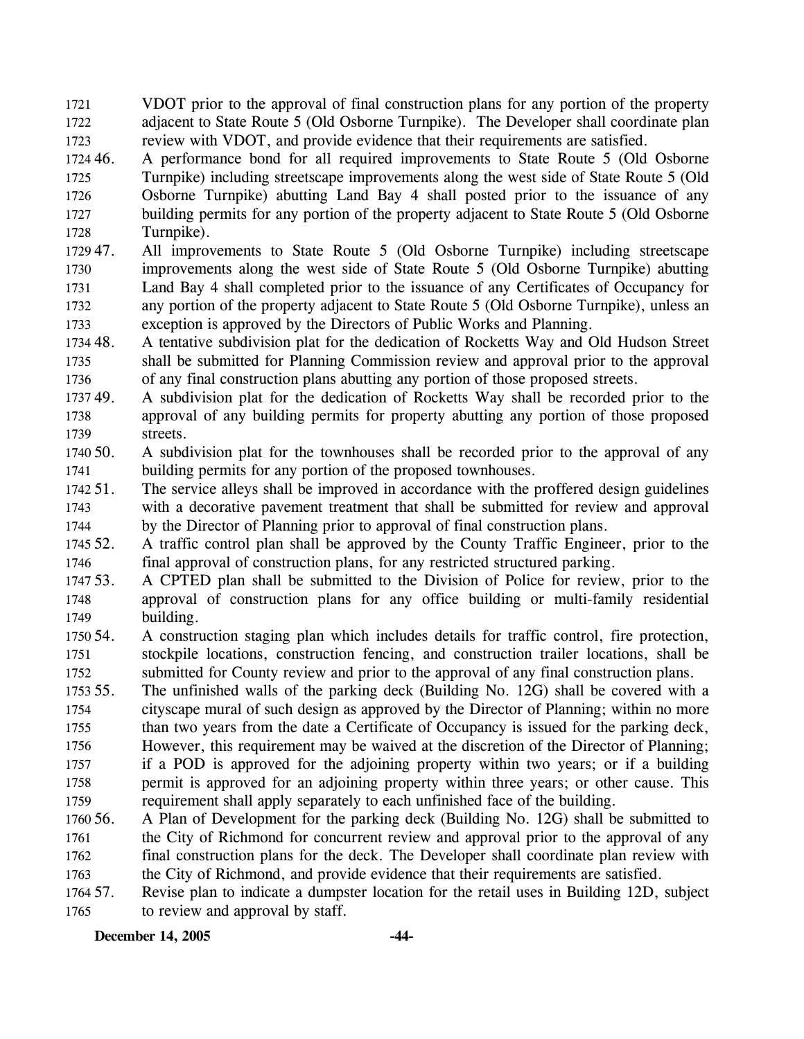VDOT prior to the approval of final construction plans for any portion of the property adjacent to State Route 5 (Old Osborne Turnpike). The Developer shall coordinate plan review with VDOT, and provide evidence that their requirements are satisfied.

46. A performance bond for all required improvements to State Route 5 (Old Osborne Turnpike) including streetscape improvements along the west side of State Route 5 (Old Osborne Turnpike) abutting Land Bay 4 shall posted prior to the issuance of any building permits for any portion of the property adjacent to State Route 5 (Old Osborne Turnpike).

47. All improvements to State Route 5 (Old Osborne Turnpike) including streetscape improvements along the west side of State Route 5 (Old Osborne Turnpike) abutting Land Bay 4 shall completed prior to the issuance of any Certificates of Occupancy for any portion of the property adjacent to State Route 5 (Old Osborne Turnpike), unless an exception is approved by the Directors of Public Works and Planning.

48. A tentative subdivision plat for the dedication of Rocketts Way and Old Hudson Street shall be submitted for Planning Commission review and approval prior to the approval of any final construction plans abutting any portion of those proposed streets.

49. A subdivision plat for the dedication of Rocketts Way shall be recorded prior to the approval of any building permits for property abutting any portion of those proposed streets.

50. A subdivision plat for the townhouses shall be recorded prior to the approval of any building permits for any portion of the proposed townhouses.

51. The service alleys shall be improved in accordance with the proffered design guidelines with a decorative pavement treatment that shall be submitted for review and approval by the Director of Planning prior to approval of final construction plans.

52. A traffic control plan shall be approved by the County Traffic Engineer, prior to the final approval of construction plans, for any restricted structured parking.

53. A CPTED plan shall be submitted to the Division of Police for review, prior to the approval of construction plans for any office building or multi-family residential building.

54. A construction staging plan which includes details for traffic control, fire protection, stockpile locations, construction fencing, and construction trailer locations, shall be submitted for County review and prior to the approval of any final construction plans.

55. The unfinished walls of the parking deck (Building No. 12G) shall be covered with a cityscape mural of such design as approved by the Director of Planning; within no more than two years from the date a Certificate of Occupancy is issued for the parking deck, However, this requirement may be waived at the discretion of the Director of Planning; if a POD is approved for the adjoining property within two years; or if a building permit is approved for an adjoining property within three years; or other cause. This requirement shall apply separately to each unfinished face of the building.

56. A Plan of Development for the parking deck (Building No. 12G) shall be submitted to the City of Richmond for concurrent review and approval prior to the approval of any final construction plans for the deck. The Developer shall coordinate plan review with the City of Richmond, and provide evidence that their requirements are satisfied.

57. Revise plan to indicate a dumpster location for the retail uses in Building 12D, subject to review and approval by staff.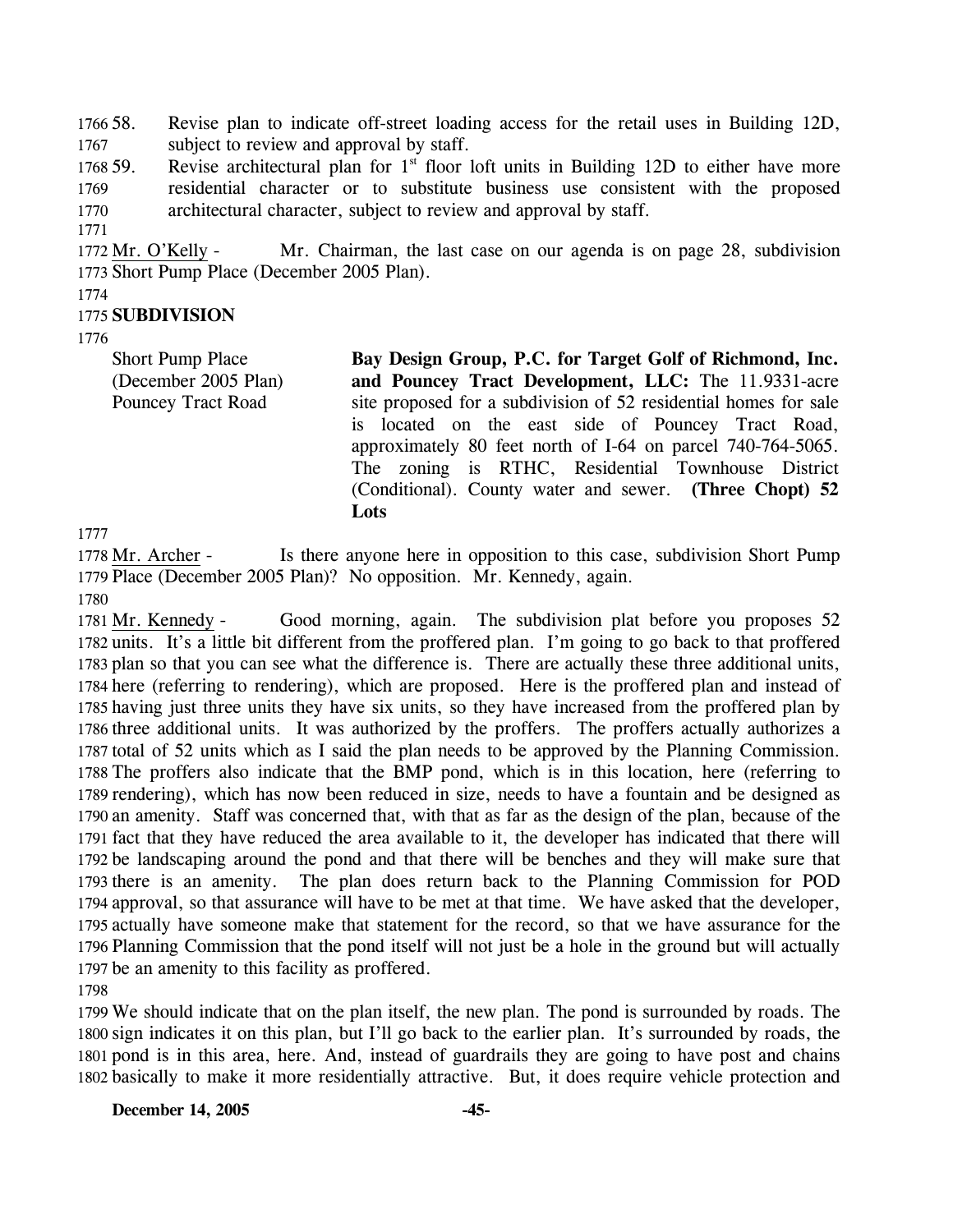58. Revise plan to indicate off-street loading access for the retail uses in Building 12D, subject to review and approval by staff.

59. Revise architectural plan for 1st floor loft units in Building 12D to either have more residential character or to substitute business use consistent with the proposed architectural character, subject to review and approval by staff.

Mr. O'Kelly - Mr. Chairman, the last case on our agenda is on page 28, subdivision Short Pump Place (December 2005 Plan).

**SUBDIVISION**

| | |
|---|---|
| Short Pump Place (December 2005 Plan) Pouncey Tract Road | **Bay Design Group, P.C. for Target Golf of Richmond, Inc. and Pouncey Tract Development, LLC:** The 11.9331-acre site proposed for a subdivision of 52 residential homes for sale is located on the east side of Pouncey Tract Road, approximately 80 feet north of I-64 on parcel 740-764-5065. The zoning is RTHC, Residential Townhouse District (Conditional). County water and sewer. **(Three Chopt) 52 Lots** |

Mr. Archer - Is there anyone here in opposition to this case, subdivision Short Pump Place (December 2005 Plan)? No opposition. Mr. Kennedy, again.

Mr. Kennedy - Good morning, again. The subdivision plat before you proposes 52 units. It's a little bit different from the proffered plan. I'm going to go back to that proffered plan so that you can see what the difference is. There are actually these three additional units, here (referring to rendering), which are proposed. Here is the proffered plan and instead of having just three units they have six units, so they have increased from the proffered plan by three additional units. It was authorized by the proffers. The proffers actually authorizes a total of 52 units which as I said the plan needs to be approved by the Planning Commission. The proffers also indicate that the BMP pond, which is in this location, here (referring to rendering), which has now been reduced in size, needs to have a fountain and be designed as an amenity. Staff was concerned that, with that as far as the design of the plan, because of the fact that they have reduced the area available to it, the developer has indicated that there will be landscaping around the pond and that there will be benches and they will make sure that there is an amenity. The plan does return back to the Planning Commission for POD approval, so that assurance will have to be met at that time. We have asked that the developer, actually have someone make that statement for the record, so that we have assurance for the Planning Commission that the pond itself will not just be a hole in the ground but will actually be an amenity to this facility as proffered.

We should indicate that on the plan itself, the new plan. The pond is surrounded by roads. The sign indicates it on this plan, but I'll go back to the earlier plan. It's surrounded by roads, the pond is in this area, here. And, instead of guardrails they are going to have post and chains basically to make it more residentially attractive. But, it does require vehicle protection and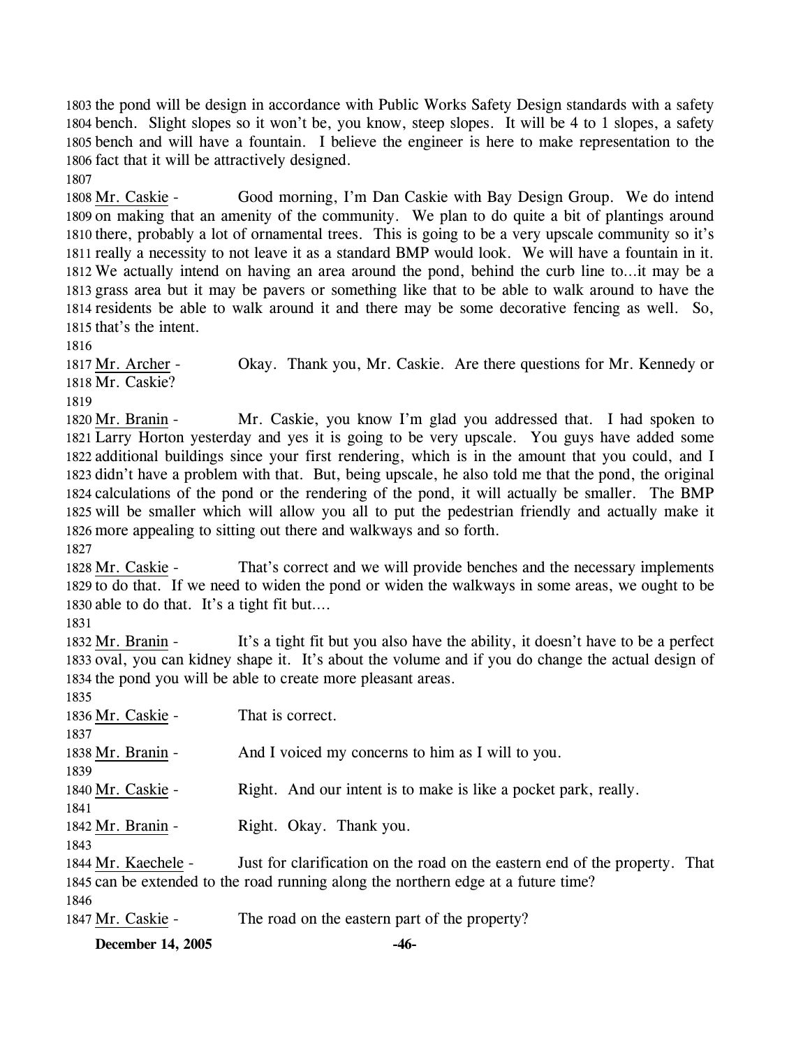1803 the pond will be design in accordance with Public Works Safety Design standards with a safety
1804 bench. Slight slopes so it won't be, you know, steep slopes. It will be 4 to 1 slopes, a safety
1805 bench and will have a fountain. I believe the engineer is here to make representation to the
1806 fact that it will be attractively designed.
1807
1808 Mr. Caskie - Good morning, I'm Dan Caskie with Bay Design Group. We do intend
1809 on making that an amenity of the community. We plan to do quite a bit of plantings around
1810 there, probably a lot of ornamental trees. This is going to be a very upscale community so it's
1811 really a necessity to not leave it as a standard BMP would look. We will have a fountain in it.
1812 We actually intend on having an area around the pond, behind the curb line to…it may be a
1813 grass area but it may be pavers or something like that to be able to walk around to have the
1814 residents be able to walk around it and there may be some decorative fencing as well. So,
1815 that's the intent.
1816
1817 Mr. Archer - Okay. Thank you, Mr. Caskie. Are there questions for Mr. Kennedy or
1818 Mr. Caskie?
1819
1820 Mr. Branin - Mr. Caskie, you know I'm glad you addressed that. I had spoken to
1821 Larry Horton yesterday and yes it is going to be very upscale. You guys have added some
1822 additional buildings since your first rendering, which is in the amount that you could, and I
1823 didn't have a problem with that. But, being upscale, he also told me that the pond, the original
1824 calculations of the pond or the rendering of the pond, it will actually be smaller. The BMP
1825 will be smaller which will allow you all to put the pedestrian friendly and actually make it
1826 more appealing to sitting out there and walkways and so forth.
1827
1828 Mr. Caskie - That's correct and we will provide benches and the necessary implements
1829 to do that. If we need to widen the pond or widen the walkways in some areas, we ought to be
1830 able to do that. It's a tight fit but….
1831
1832 Mr. Branin - It's a tight fit but you also have the ability, it doesn't have to be a perfect
1833 oval, you can kidney shape it. It's about the volume and if you do change the actual design of
1834 the pond you will be able to create more pleasant areas.
1835
1836 Mr. Caskie - That is correct.
1837
1838 Mr. Branin - And I voiced my concerns to him as I will to you.
1839
1840 Mr. Caskie - Right. And our intent is to make is like a pocket park, really.
1841
1842 Mr. Branin - Right. Okay. Thank you.
1843
1844 Mr. Kaechele - Just for clarification on the road on the eastern end of the property. That
1845 can be extended to the road running along the northern edge at a future time?
1846
1847 Mr. Caskie - The road on the eastern part of the property?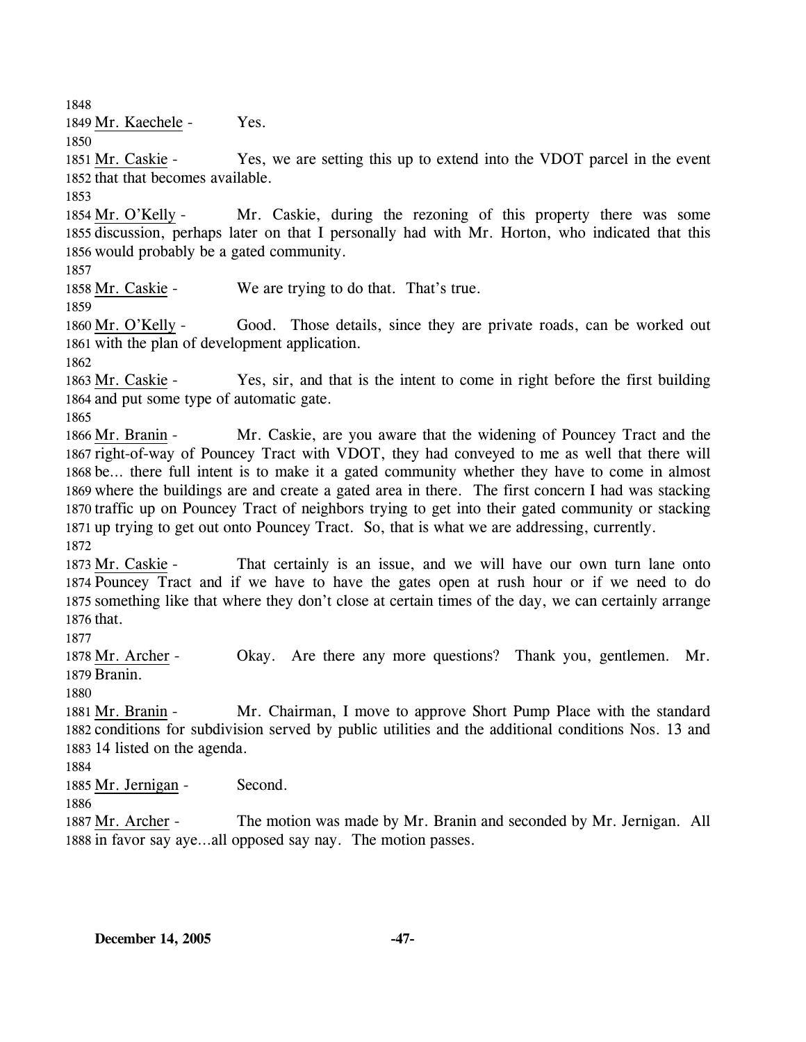1848
1849 Mr. Kaechele - Yes.
1850
1851 Mr. Caskie - Yes, we are setting this up to extend into the VDOT parcel in the event
1852 that that becomes available.
1853
1854 Mr. O'Kelly - Mr. Caskie, during the rezoning of this property there was some
1855 discussion, perhaps later on that I personally had with Mr. Horton, who indicated that this
1856 would probably be a gated community.
1857
1858 Mr. Caskie - We are trying to do that. That's true.
1859
1860 Mr. O'Kelly - Good. Those details, since they are private roads, can be worked out
1861 with the plan of development application.
1862
1863 Mr. Caskie - Yes, sir, and that is the intent to come in right before the first building
1864 and put some type of automatic gate.
1865
1866 Mr. Branin - Mr. Caskie, are you aware that the widening of Pouncey Tract and the
1867 right-of-way of Pouncey Tract with VDOT, they had conveyed to me as well that there will
1868 be... there full intent is to make it a gated community whether they have to come in almost
1869 where the buildings are and create a gated area in there. The first concern I had was stacking
1870 traffic up on Pouncey Tract of neighbors trying to get into their gated community or stacking
1871 up trying to get out onto Pouncey Tract. So, that is what we are addressing, currently.
1872
1873 Mr. Caskie - That certainly is an issue, and we will have our own turn lane onto
1874 Pouncey Tract and if we have to have the gates open at rush hour or if we need to do
1875 something like that where they don't close at certain times of the day, we can certainly arrange
1876 that.
1877
1878 Mr. Archer - Okay. Are there any more questions? Thank you, gentlemen. Mr.
1879 Branin.
1880
1881 Mr. Branin - Mr. Chairman, I move to approve Short Pump Place with the standard
1882 conditions for subdivision served by public utilities and the additional conditions Nos. 13 and
1883 14 listed on the agenda.
1884
1885 Mr. Jernigan - Second.
1886
1887 Mr. Archer - The motion was made by Mr. Branin and seconded by Mr. Jernigan. All
1888 in favor say aye...all opposed say nay. The motion passes.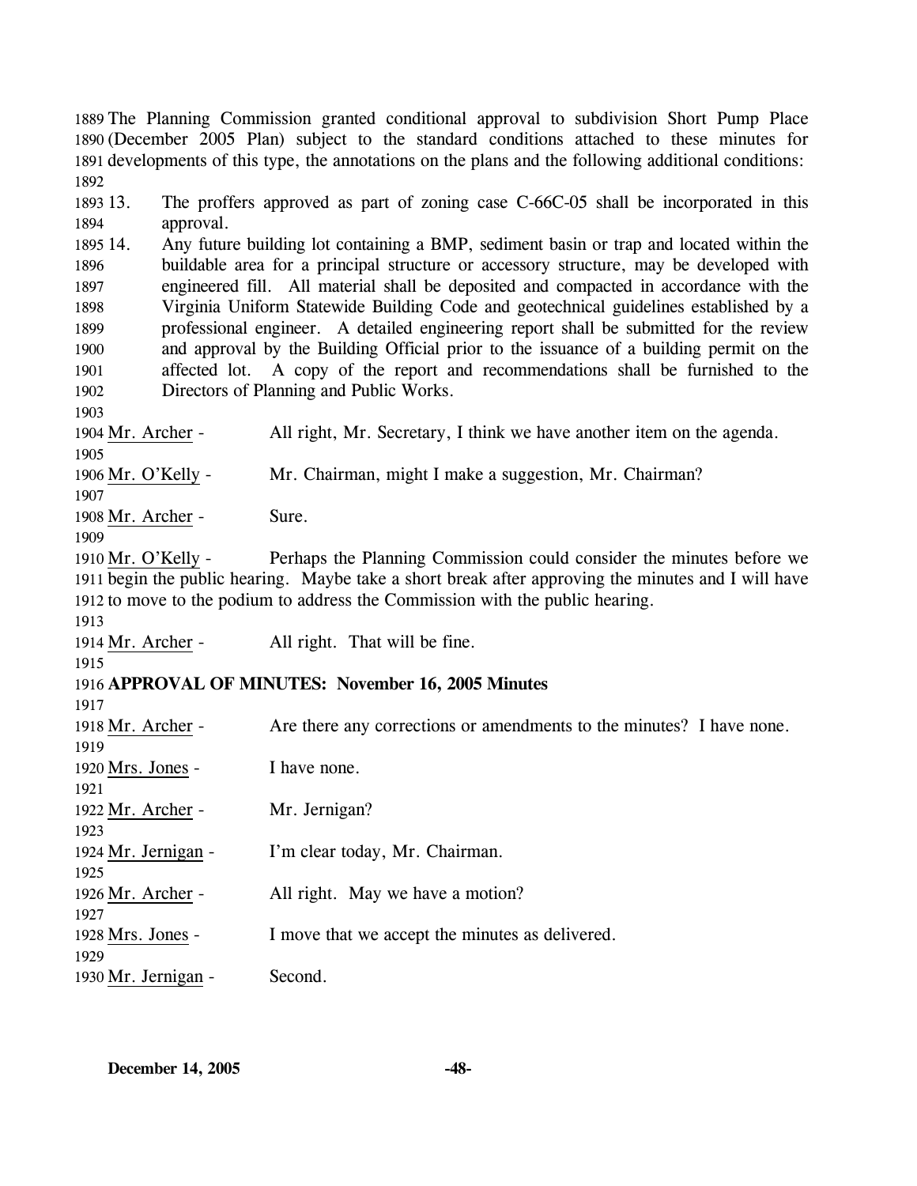The Planning Commission granted conditional approval to subdivision Short Pump Place (December 2005 Plan) subject to the standard conditions attached to these minutes for developments of this type, the annotations on the plans and the following additional conditions:

13. The proffers approved as part of zoning case C-66C-05 shall be incorporated in this approval.
14. Any future building lot containing a BMP, sediment basin or trap and located within the buildable area for a principal structure or accessory structure, may be developed with engineered fill. All material shall be deposited and compacted in accordance with the Virginia Uniform Statewide Building Code and geotechnical guidelines established by a professional engineer. A detailed engineering report shall be submitted for the review and approval by the Building Official prior to the issuance of a building permit on the affected lot. A copy of the report and recommendations shall be furnished to the Directors of Planning and Public Works.

Mr. Archer - All right, Mr. Secretary, I think we have another item on the agenda.

Mr. O'Kelly - Mr. Chairman, might I make a suggestion, Mr. Chairman?

Mr. Archer - Sure.

Mr. O'Kelly - Perhaps the Planning Commission could consider the minutes before we begin the public hearing. Maybe take a short break after approving the minutes and I will have to move to the podium to address the Commission with the public hearing.

Mr. Archer - All right. That will be fine.

**APPROVAL OF MINUTES: November 16, 2005 Minutes**

Mr. Archer - Are there any corrections or amendments to the minutes? I have none.

Mrs. Jones - I have none.

Mr. Archer - Mr. Jernigan?

Mr. Jernigan - I'm clear today, Mr. Chairman.

Mr. Archer - All right. May we have a motion?

Mrs. Jones - I move that we accept the minutes as delivered.

Mr. Jernigan - Second.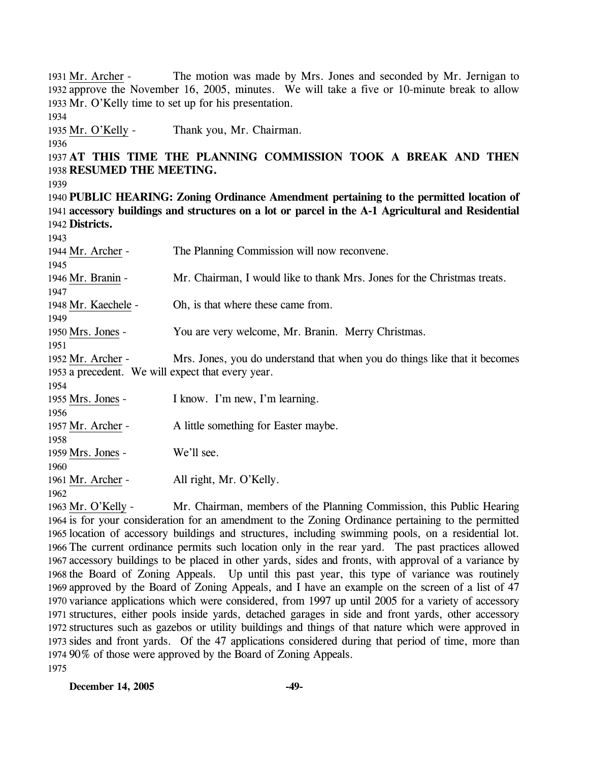Mr. Archer - The motion was made by Mrs. Jones and seconded by Mr. Jernigan to approve the November 16, 2005, minutes. We will take a five or 10-minute break to allow Mr. O'Kelly time to set up for his presentation.

Mr. O'Kelly - Thank you, Mr. Chairman.

**AT THIS TIME THE PLANNING COMMISSION TOOK A BREAK AND THEN RESUMED THE MEETING.**

**PUBLIC HEARING: Zoning Ordinance Amendment pertaining to the permitted location of accessory buildings and structures on a lot or parcel in the A-1 Agricultural and Residential Districts.**

Mr. Archer - The Planning Commission will now reconvene.

Mr. Branin - Mr. Chairman, I would like to thank Mrs. Jones for the Christmas treats.

Mr. Kaechele - Oh, is that where these came from.

Mrs. Jones - You are very welcome, Mr. Branin. Merry Christmas.

Mr. Archer - Mrs. Jones, you do understand that when you do things like that it becomes a precedent. We will expect that every year.

Mrs. Jones - I know. I'm new, I'm learning.

Mr. Archer - A little something for Easter maybe.

Mrs. Jones - We'll see.

Mr. Archer - All right, Mr. O'Kelly.

Mr. O'Kelly - Mr. Chairman, members of the Planning Commission, this Public Hearing is for your consideration for an amendment to the Zoning Ordinance pertaining to the permitted location of accessory buildings and structures, including swimming pools, on a residential lot. The current ordinance permits such location only in the rear yard. The past practices allowed accessory buildings to be placed in other yards, sides and fronts, with approval of a variance by the Board of Zoning Appeals. Up until this past year, this type of variance was routinely approved by the Board of Zoning Appeals, and I have an example on the screen of a list of 47 variance applications which were considered, from 1997 up until 2005 for a variety of accessory structures, either pools inside yards, detached garages in side and front yards, other accessory structures such as gazebos or utility buildings and things of that nature which were approved in sides and front yards. Of the 47 applications considered during that period of time, more than 90% of those were approved by the Board of Zoning Appeals.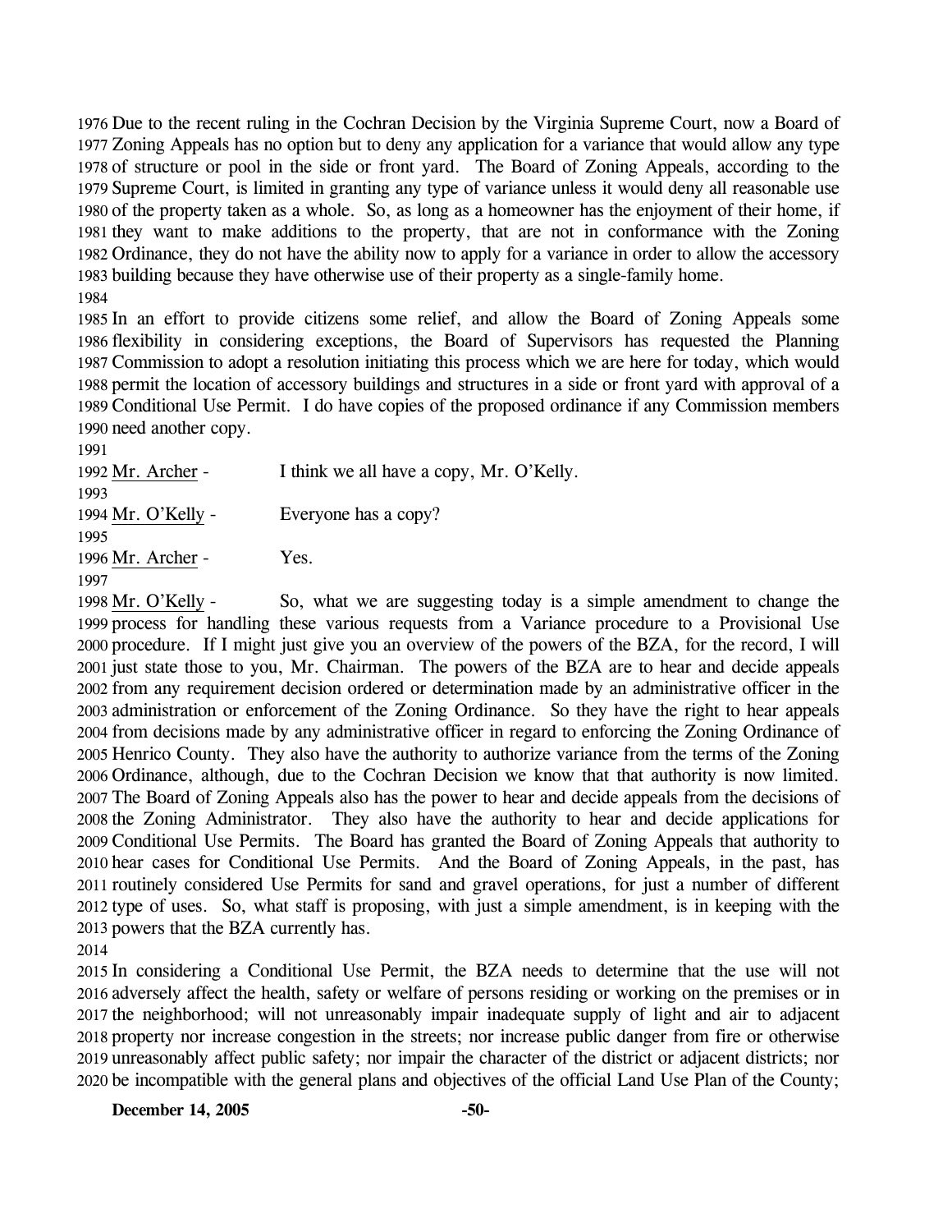Due to the recent ruling in the Cochran Decision by the Virginia Supreme Court, now a Board of Zoning Appeals has no option but to deny any application for a variance that would allow any type of structure or pool in the side or front yard. The Board of Zoning Appeals, according to the Supreme Court, is limited in granting any type of variance unless it would deny all reasonable use of the property taken as a whole. So, as long as a homeowner has the enjoyment of their home, if they want to make additions to the property, that are not in conformance with the Zoning Ordinance, they do not have the ability now to apply for a variance in order to allow the accessory building because they have otherwise use of their property as a single-family home.

In an effort to provide citizens some relief, and allow the Board of Zoning Appeals some flexibility in considering exceptions, the Board of Supervisors has requested the Planning Commission to adopt a resolution initiating this process which we are here for today, which would permit the location of accessory buildings and structures in a side or front yard with approval of a Conditional Use Permit. I do have copies of the proposed ordinance if any Commission members need another copy.

Mr. Archer - I think we all have a copy, Mr. O'Kelly.

Mr. O'Kelly - Everyone has a copy?

Mr. Archer - Yes.

Mr. O'Kelly - So, what we are suggesting today is a simple amendment to change the process for handling these various requests from a Variance procedure to a Provisional Use procedure. If I might just give you an overview of the powers of the BZA, for the record, I will just state those to you, Mr. Chairman. The powers of the BZA are to hear and decide appeals from any requirement decision ordered or determination made by an administrative officer in the administration or enforcement of the Zoning Ordinance. So they have the right to hear appeals from decisions made by any administrative officer in regard to enforcing the Zoning Ordinance of Henrico County. They also have the authority to authorize variance from the terms of the Zoning Ordinance, although, due to the Cochran Decision we know that that authority is now limited. The Board of Zoning Appeals also has the power to hear and decide appeals from the decisions of the Zoning Administrator. They also have the authority to hear and decide applications for Conditional Use Permits. The Board has granted the Board of Zoning Appeals that authority to hear cases for Conditional Use Permits. And the Board of Zoning Appeals, in the past, has routinely considered Use Permits for sand and gravel operations, for just a number of different type of uses. So, what staff is proposing, with just a simple amendment, is in keeping with the powers that the BZA currently has.

In considering a Conditional Use Permit, the BZA needs to determine that the use will not adversely affect the health, safety or welfare of persons residing or working on the premises or in the neighborhood; will not unreasonably impair inadequate supply of light and air to adjacent property nor increase congestion in the streets; nor increase public danger from fire or otherwise unreasonably affect public safety; nor impair the character of the district or adjacent districts; nor be incompatible with the general plans and objectives of the official Land Use Plan of the County;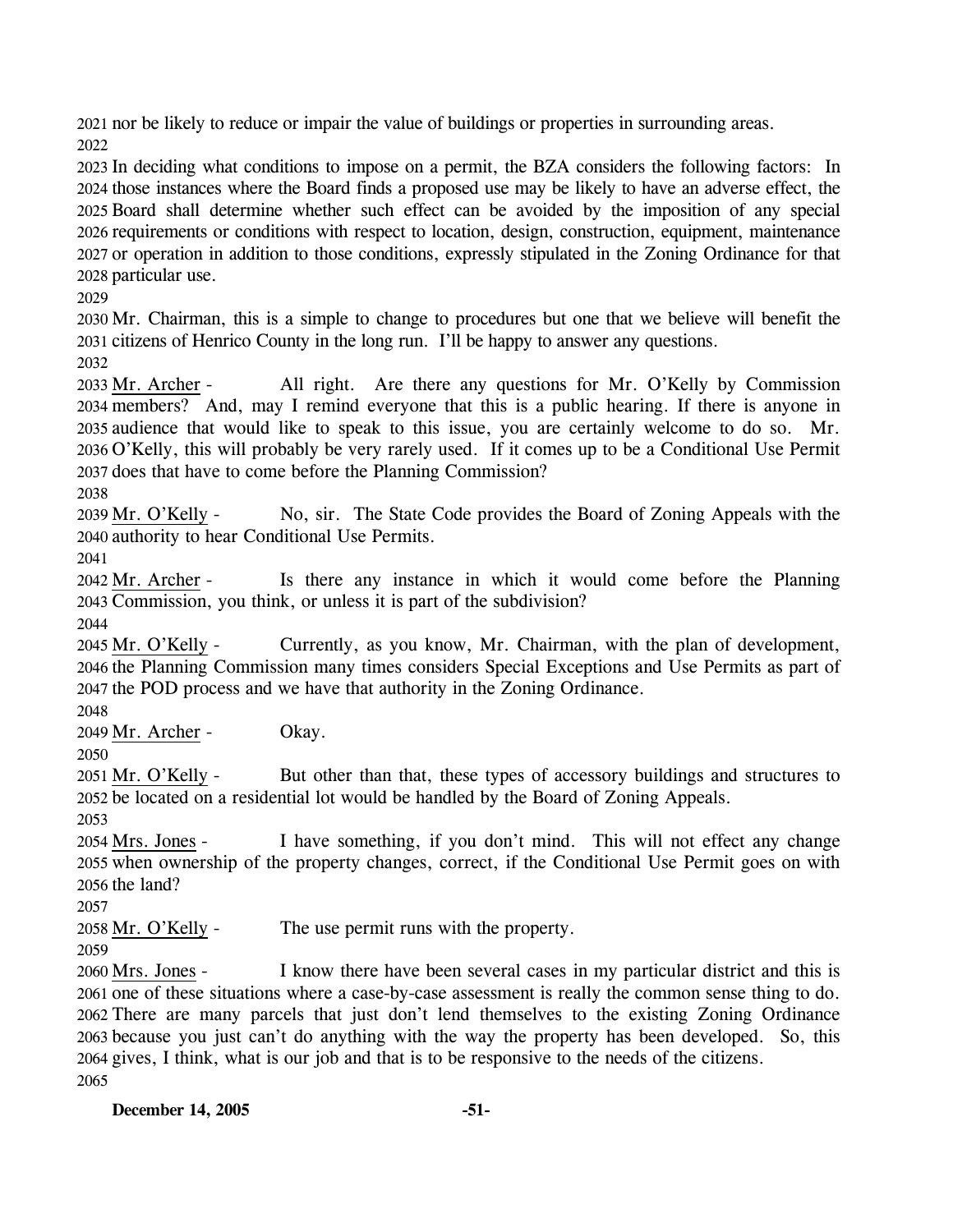nor be likely to reduce or impair the value of buildings or properties in surrounding areas.

In deciding what conditions to impose on a permit, the BZA considers the following factors: In those instances where the Board finds a proposed use may be likely to have an adverse effect, the Board shall determine whether such effect can be avoided by the imposition of any special requirements or conditions with respect to location, design, construction, equipment, maintenance or operation in addition to those conditions, expressly stipulated in the Zoning Ordinance for that particular use.

Mr. Chairman, this is a simple to change to procedures but one that we believe will benefit the citizens of Henrico County in the long run. I'll be happy to answer any questions.

Mr. Archer - All right. Are there any questions for Mr. O'Kelly by Commission members? And, may I remind everyone that this is a public hearing. If there is anyone in audience that would like to speak to this issue, you are certainly welcome to do so. Mr. O'Kelly, this will probably be very rarely used. If it comes up to be a Conditional Use Permit does that have to come before the Planning Commission?

Mr. O'Kelly - No, sir. The State Code provides the Board of Zoning Appeals with the authority to hear Conditional Use Permits.

Mr. Archer - Is there any instance in which it would come before the Planning Commission, you think, or unless it is part of the subdivision?

Mr. O'Kelly - Currently, as you know, Mr. Chairman, with the plan of development, the Planning Commission many times considers Special Exceptions and Use Permits as part of the POD process and we have that authority in the Zoning Ordinance.

Mr. Archer - Okay.

Mr. O'Kelly - But other than that, these types of accessory buildings and structures to be located on a residential lot would be handled by the Board of Zoning Appeals.

Mrs. Jones - I have something, if you don't mind. This will not effect any change when ownership of the property changes, correct, if the Conditional Use Permit goes on with the land?

Mr. O'Kelly - The use permit runs with the property.

Mrs. Jones - I know there have been several cases in my particular district and this is one of these situations where a case-by-case assessment is really the common sense thing to do. There are many parcels that just don't lend themselves to the existing Zoning Ordinance because you just can't do anything with the way the property has been developed. So, this gives, I think, what is our job and that is to be responsive to the needs of the citizens.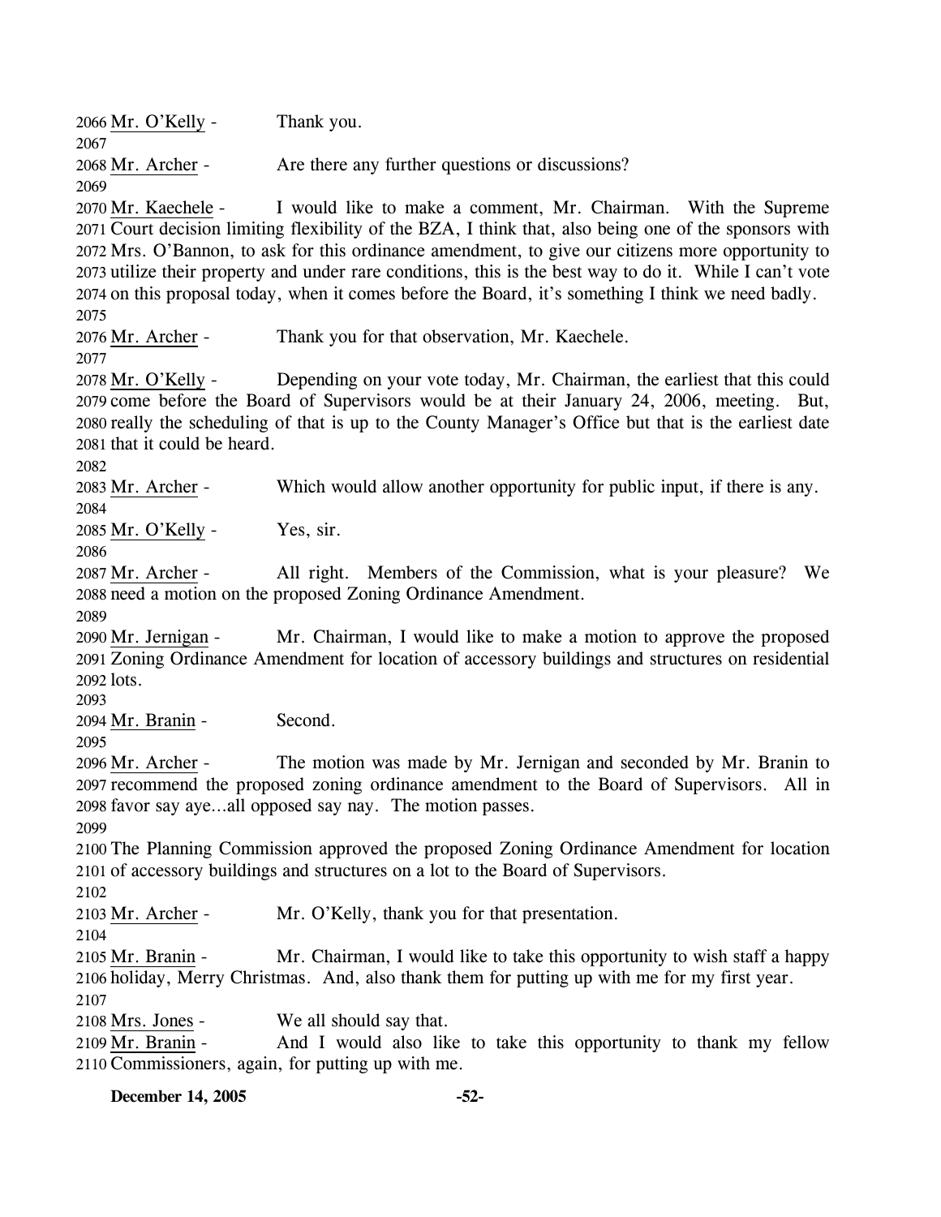2066 Mr. O'Kelly - Thank you.

2067

2068 Mr. Archer - Are there any further questions or discussions?

2069

2070 Mr. Kaechele - I would like to make a comment, Mr. Chairman. With the Supreme
2071 Court decision limiting flexibility of the BZA, I think that, also being one of the sponsors with
2072 Mrs. O'Bannon, to ask for this ordinance amendment, to give our citizens more opportunity to
2073 utilize their property and under rare conditions, this is the best way to do it. While I can't vote
2074 on this proposal today, when it comes before the Board, it's something I think we need badly.

2075

2076 Mr. Archer - Thank you for that observation, Mr. Kaechele.

2077

2078 Mr. O'Kelly - Depending on your vote today, Mr. Chairman, the earliest that this could
2079 come before the Board of Supervisors would be at their January 24, 2006, meeting. But,
2080 really the scheduling of that is up to the County Manager's Office but that is the earliest date
2081 that it could be heard.

2082

2083 Mr. Archer - Which would allow another opportunity for public input, if there is any.

2084

2085 Mr. O'Kelly - Yes, sir.

2086

2087 Mr. Archer - All right. Members of the Commission, what is your pleasure? We
2088 need a motion on the proposed Zoning Ordinance Amendment.

2089

2090 Mr. Jernigan - Mr. Chairman, I would like to make a motion to approve the proposed
2091 Zoning Ordinance Amendment for location of accessory buildings and structures on residential
2092 lots.

2093

2094 Mr. Branin - Second.

2095

2096 Mr. Archer - The motion was made by Mr. Jernigan and seconded by Mr. Branin to
2097 recommend the proposed zoning ordinance amendment to the Board of Supervisors. All in
2098 favor say aye…all opposed say nay. The motion passes.

2099

2100 The Planning Commission approved the proposed Zoning Ordinance Amendment for location
2101 of accessory buildings and structures on a lot to the Board of Supervisors.

2102

2103 Mr. Archer - Mr. O'Kelly, thank you for that presentation.

2104

2105 Mr. Branin - Mr. Chairman, I would like to take this opportunity to wish staff a happy
2106 holiday, Merry Christmas. And, also thank them for putting up with me for my first year.

2107

2108 Mrs. Jones - We all should say that.

2109 Mr. Branin - And I would also like to take this opportunity to thank my fellow
2110 Commissioners, again, for putting up with me.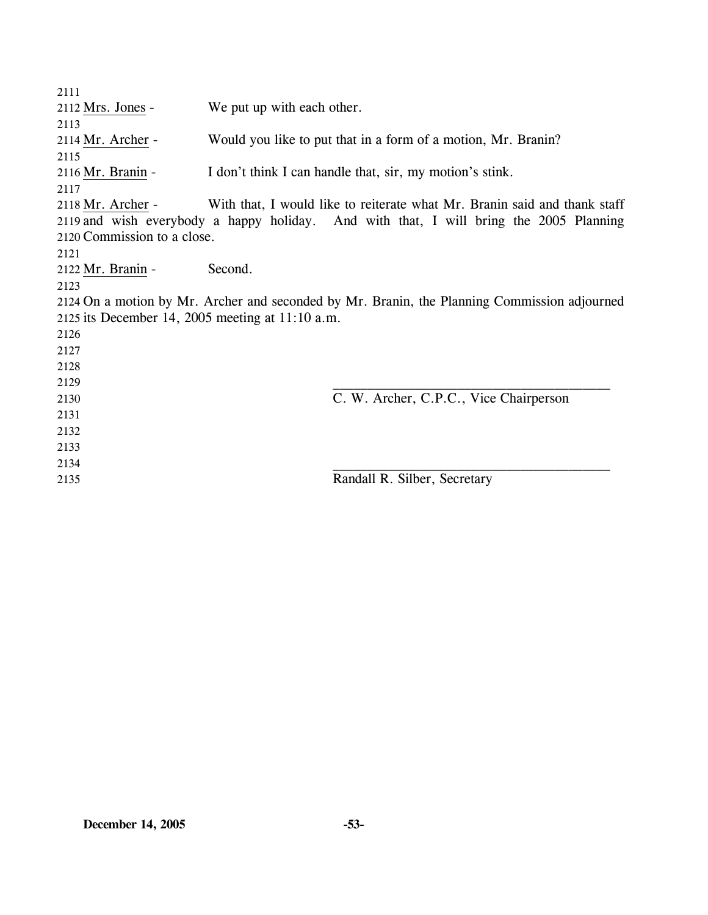<u>Mrs. Jones</u> - We put up with each other.

<u>Mr. Archer</u> - Would you like to put that in a form of a motion, Mr. Branin?

<u>Mr. Branin</u> - I don't think I can handle that, sir, my motion's stink.

<u>Mr. Archer</u> - With that, I would like to reiterate what Mr. Branin said and thank staff and wish everybody a happy holiday. And with that, I will bring the 2005 Planning Commission to a close.

<u>Mr. Branin</u> - Second.

On a motion by Mr. Archer and seconded by Mr. Branin, the Planning Commission adjourned its December 14, 2005 meeting at 11:10 a.m.

\_\_\_\_\_\_\_\_\_\_\_\_\_\_\_\_\_\_\_\_\_\_\_\_\_\_\_\_\_\_\_\_\_\_\_\_\_\_\_\_

C. W. Archer, C.P.C., Vice Chairperson

\_\_\_\_\_\_\_\_\_\_\_\_\_\_\_\_\_\_\_\_\_\_\_\_\_\_\_\_\_\_\_\_\_\_\_\_\_\_\_\_

Randall R. Silber, Secretary